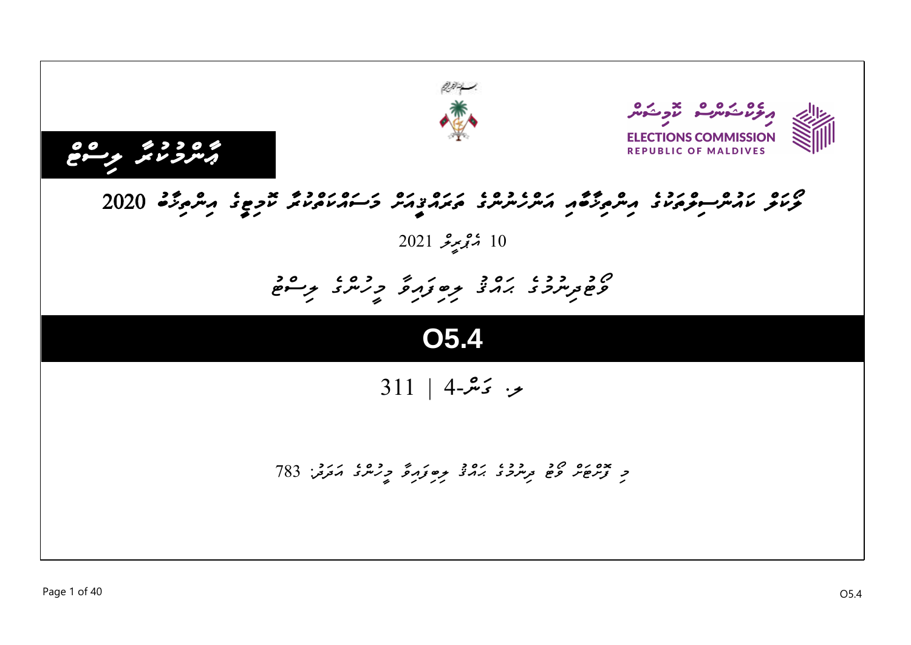ބިސްމިﷲ

އިލެކްޝަންސް ކޮމިޝަން
ELECTIONS COMMISSION
REPUBLIC OF MALDIVES

އަންގުމުގެ ލިސްޓު

# ލޯކަލް ކައުންސިލްތަކުގެ އިންތިޚާބާއި އަންހެނުންގެ ތަރައްޤީއަށް މަސައްކަތްކުރާ ކޮމިޓީގެ އިންތިޚާބު 2020

10 އޭޕްރިލް 2021

## ވޯޓުދިނުމުގެ ޙައްޤު ލިބިފައިވާ މީހުންގެ ލިސްޓު

# O5.4

ނ. ވެލި-4 | 311

މި ފޮށްޓަށް ވޯޓު ދިނުމުގެ ޙައްޤު ލިބިފައިވާ މީހުންގެ އަދަދު: 783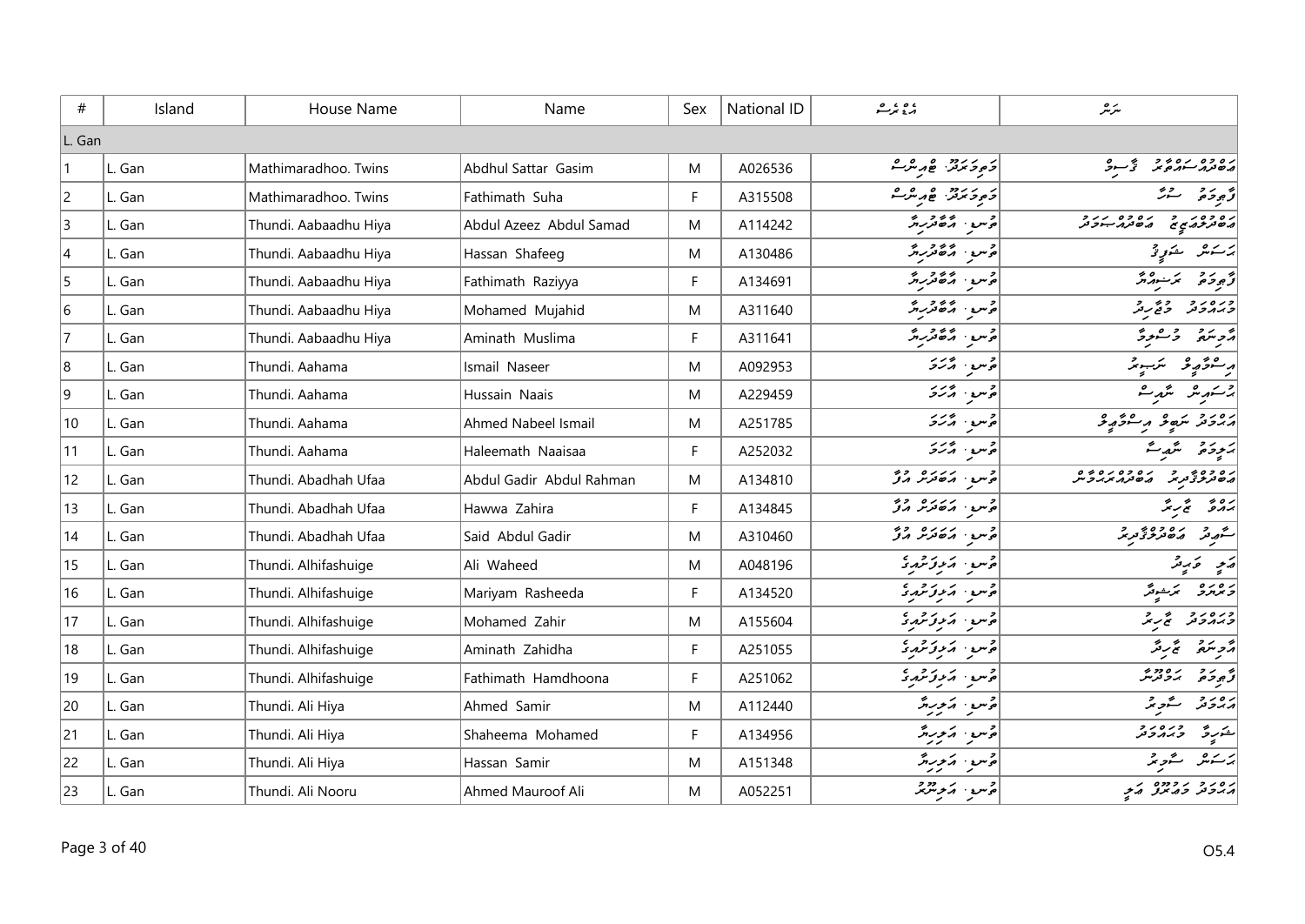| # | Island | House Name | Name | Sex | National ID | ދެ ރަށް | ނަަން |
|---|---|---|---|---|---|---|---|
| L. Gan | | | | | | | |
| 1 | L. Gan | Mathimaradhoo. Twins | Abdhul Sattar Gasim | M | A026536 | މަތިމަރަދޫ. ޓްވިންސް | އަބްދުއްސައްތާރު ޤާސިމް |
| 2 | L. Gan | Mathimaradhoo. Twins | Fathimath Suha | F | A315508 | މަތިމަރަދޫ. ޓްވިންސް | ފާތިމަތު ސުހާ |
| 3 | L. Gan | Thundi. Aabaadhu Hiya | Abdul Azeez Abdul Samad | M | A114242 | ތުނޑި. އާބާދުހިޔާ | އަބްދުލްޢަޒީޒު އަބްދުއްސަމަދު |
| 4 | L. Gan | Thundi. Aabaadhu Hiya | Hassan Shafeeg | M | A130486 | ތުނޑި. އާބާދުހިޔާ | ޙަސަން ޝަފީޤު |
| 5 | L. Gan | Thundi. Aabaadhu Hiya | Fathimath Raziyya | F | A134691 | ތުނޑި. އާބާދުހިޔާ | ފާތިމަތު ރަޟިއްޔާ |
| 6 | L. Gan | Thundi. Aabaadhu Hiya | Mohamed Mujahid | M | A311640 | ތުނޑި. އާބާދުހިޔާ | މުޙައްމަދު މުޖާހިދު |
| 7 | L. Gan | Thundi. Aabaadhu Hiya | Aminath Muslima | F | A311641 | ތުނޑި. އާބާދުހިޔާ | އާމިނަތު މުސްލިމާ |
| 8 | L. Gan | Thundi. Aahama | Ismail Naseer | M | A092953 | ތުނޑި. އާހަމަ | އިސްމާޢީލް ނަސީރު |
| 9 | L. Gan | Thundi. Aahama | Hussain Naais | M | A229459 | ތުނޑި. އާހަމަ | ޙުސައިން ނާއިސް |
| 10 | L. Gan | Thundi. Aahama | Ahmed Nabeel Ismail | M | A251785 | ތުނޑި. އާހަމަ | އަޙްމަދު ނަބީލް އިސްމާޢީލް |
| 11 | L. Gan | Thundi. Aahama | Haleemath Naaisaa | F | A252032 | ތުނޑި. އާހަމަ | ހަލީމަތު ނާއިސާ |
| 12 | L. Gan | Thundi. Abadhah Ufaa | Abdul Gadir Abdul Rahman | M | A134810 | ތުނޑި. އަބަދަށް އުފާ | އަބްދުލްޤާދިރު އަބްދުއްރަޙްމާން |
| 13 | L. Gan | Thundi. Abadhah Ufaa | Hawwa Zahira | F | A134845 | ތުނޑި. އަބަދަށް އުފާ | ޙައްވާ ޒާހިރާ |
| 14 | L. Gan | Thundi. Abadhah Ufaa | Said Abdul Gadir | M | A310460 | ތުނޑި. އަބަދަށް އުފާ | ސަޢީދު އަބްދުލްޤާދިރު |
| 15 | L. Gan | Thundi. Alhifashuige | Ali Waheed | M | A048196 | ތުނޑި. އަލިފަށުއިގެ | ޢަލީ ވަޙީދު |
| 16 | L. Gan | Thundi. Alhifashuige | Mariyam Rasheeda | F | A134520 | ތުނޑި. އަލިފަށުއިގެ | މަރިޔަމް ރަޝީދާ |
| 17 | L. Gan | Thundi. Alhifashuige | Mohamed Zahir | M | A155604 | ތުނޑި. އަލިފަށުއިގެ | މުޙައްމަދު ޒާހިރު |
| 18 | L. Gan | Thundi. Alhifashuige | Aminath Zahidha | F | A251055 | ތުނޑި. އަލިފަށުއިގެ | އާމިނަތު ޒާހިދާ |
| 19 | L. Gan | Thundi. Alhifashuige | Fathimath Hamdhoona | F | A251062 | ތުނޑި. އަލިފަށުއިގެ | ފާތިމަތު ޙަމްދޫނާ |
| 20 | L. Gan | Thundi. Ali Hiya | Ahmed Samir | M | A112440 | ތުނޑި. އަލިހިޔާ | އަޙްމަދު ސަމީރު |
| 21 | L. Gan | Thundi. Ali Hiya | Shaheema Mohamed | F | A134956 | ތުނޑި. އަލިހިޔާ | ޝަހީމާ މުޙައްމަދު |
| 22 | L. Gan | Thundi. Ali Hiya | Hassan Samir | M | A151348 | ތުނޑި. އަލިހިޔާ | ޙަސަން ސަމީރު |
| 23 | L. Gan | Thundi. Ali Nooru | Ahmed Mauroof Ali | M | A052251 | ތުނޑި. އަލިނޫރު | އަޙްމަދު މަޢްރޫފް ޢަލީ |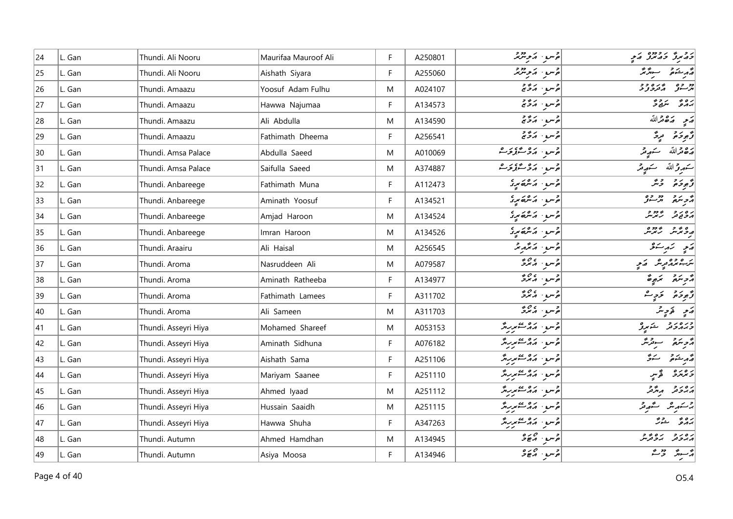| 24 | L. Gan | Thundi. Ali Nooru | Maurifaa Mauroof Ali | F | A250801 | ތުނޑި. އަލިނޫރު | މައުރިފާ މައުރޫފް އަލި |
|---|---|---|---|---|---|---|---|
| 25 | L. Gan | Thundi. Ali Nooru | Aishath Siyara | F | A255060 | ތުނޑި. އަލިނޫރު | އައިޝަތު ސިޔާރާ |
| 26 | L. Gan | Thundi. Amaazu | Yoosuf Adam Fulhu | M | A024107 | ތުނޑި. އަމާޒު | ޔޫސުފް އާދަމްފުޅު |
| 27 | L. Gan | Thundi. Amaazu | Hawwa Najumaa | F | A134573 | ތުނޑި. އަމާޒު | ހައްވާ ނަޖުމާ |
| 28 | L. Gan | Thundi. Amaazu | Ali Abdulla | M | A134590 | ތުނޑި. އަމާޒު | އަލި އަބްދުالله |
| 29 | L. Gan | Thundi. Amaazu | Fathimath Dheema | F | A256541 | ތުނޑި. އަމާޒު | ފާތިމަތު ދީމާ |
| 30 | L. Gan | Thundi. Amsa Palace | Abdulla Saeed | M | A010069 | ތުނޑި. އަމްސާޕެލެސް | އަބްދުالله ސަޢީދު |
| 31 | L. Gan | Thundi. Amsa Palace | Saifulla Saeed | M | A374887 | ތުނޑި. އަމްސާޕެލެސް | ސައިފުالله ސަޢީދު |
| 32 | L. Gan | Thundi. Anbareege | Fathimath Muna | F | A112473 | ތުނޑި. އަންބަރީގެ | ފާތިމަތު މުނާ |
| 33 | L. Gan | Thundi. Anbareege | Aminath Yoosuf | F | A134521 | ތުނޑި. އަންބަރީގެ | އާމިނަތު ޔޫސުފް |
| 34 | L. Gan | Thundi. Anbareege | Amjad Haroon | M | A134524 | ތުނޑި. އަންބަރީގެ | އަމްޖަދު ހާރޫން |
| 35 | L. Gan | Thundi. Anbareege | Imran Haroon | M | A134526 | ތުނޑި. އަންބަރީގެ | އިމްރާން ހާރޫން |
| 36 | L. Gan | Thundi. Araairu | Ali Haisal | M | A256545 | ތުނޑި. އަރާއިރު | އަލި ހައިސަލް |
| 37 | L. Gan | Thundi. Aroma | Nasruddeen Ali | M | A079587 | ތުނޑި. އަރޯމާ | ނަސްރުއްދީން އަލި |
| 38 | L. Gan | Thundi. Aroma | Aminath Ratheeba | F | A134977 | ތުނޑި. އަރޯމާ | އާމިނަތު ރަތީބާ |
| 39 | L. Gan | Thundi. Aroma | Fathimath Lamees | F | A311702 | ތުނޑި. އަރޯމާ | ފާތިމަތު ލަމީސް |
| 40 | L. Gan | Thundi. Aroma | Ali Sameen | M | A311703 | ތުނޑި. އަރޯމާ | އަލި ސަމީން |
| 41 | L. Gan | Thundi. Asseyri Hiya | Mohamed Shareef | M | A053153 | ތުނޑި. އައްސޭރިހިޔާ | މުޙައްމަދު ޝަރީފް |
| 42 | L. Gan | Thundi. Asseyri Hiya | Aminath Sidhuna | F | A076182 | ތުނޑި. އައްސޭރިހިޔާ | އާމިނަތު ސިދުނާ |
| 43 | L. Gan | Thundi. Asseyri Hiya | Aishath Sama | F | A251106 | ތުނޑި. އައްސޭރިހިޔާ | އައިޝަތު ސަމާ |
| 44 | L. Gan | Thundi. Asseyri Hiya | Mariyam Saanee | F | A251110 | ތުނޑި. އައްސޭރިހިޔާ | މަރިޔަމް ޘާނީ |
| 45 | L. Gan | Thundi. Asseyri Hiya | Ahmed Iyaad | M | A251112 | ތުނޑި. އައްސޭރިހިޔާ | އަޙްމަދު އިޔާދު |
| 46 | L. Gan | Thundi. Asseyri Hiya | Hussain Saaidh | M | A251115 | ތުނޑި. އައްސޭރިހިޔާ | ޙުސައިން ސާއިދު |
| 47 | L. Gan | Thundi. Asseyri Hiya | Hawwa Shuha | F | A347263 | ތުނޑި. އައްސޭރިހިޔާ | ހައްވާ ޝުހާ |
| 48 | L. Gan | Thundi. Autumn | Ahmed Hamdhan | M | A134945 | ތުނޑި. އޯޓަމް | އަޙްމަދު ހަމްދާން |
| 49 | L. Gan | Thundi. Autumn | Asiya Moosa | F | A134946 | ތުނޑި. އޯޓަމް | އާސިޔާ މޫސާ |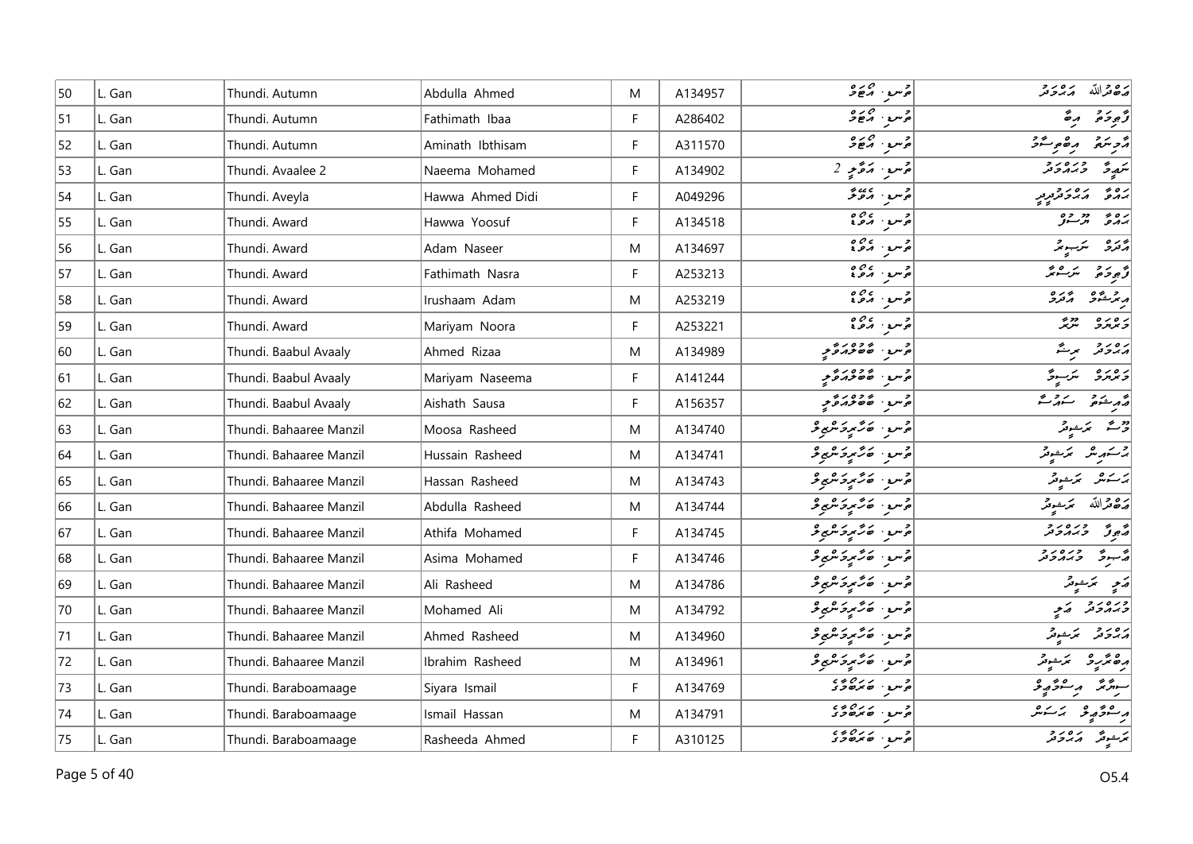| 50 | L. Gan | Thundi. Autumn | Abdulla Ahmed | M | A134957 | ތުނޑި، އޯޓަމް | އަބްދުﷲ އަޙްމަދު |
|---|---|---|---|---|---|---|---|
| 51 | L. Gan | Thundi. Autumn | Fathimath Ibaa | F | A286402 | ތުނޑި، އޯޓަމް | ފާތިމަތު އިބާ |
| 52 | L. Gan | Thundi. Autumn | Aminath Ibthisam | F | A311570 | ތުނޑި، އޯޓަމް | އާމިނަތު އިބްތިސާމް |
| 53 | L. Gan | Thundi. Avaalee 2 | Naeema Mohamed | F | A134902 | ތުނޑި، އަވާލީ 2 | ނައީމާ މުޙައްމަދު |
| 54 | L. Gan | Thundi. Aveyla | Hawwa Ahmed Didi | F | A049296 | ތުނޑި، އަވޭލާ | ހައްވާ އަޙްމަދުދީދީ |
| 55 | L. Gan | Thundi. Award | Hawwa Yoosuf | F | A134518 | ތުނޑި، އެވޯޑް | ހައްވާ ޔޫސުފް |
| 56 | L. Gan | Thundi. Award | Adam Naseer | M | A134697 | ތުނޑި، އެވޯޑް | އާދަމް ނަސީރު |
| 57 | L. Gan | Thundi. Award | Fathimath Nasra | F | A253213 | ތުނޑި، އެވޯޑް | ފާތިމަތު ނަސްރާ |
| 58 | L. Gan | Thundi. Award | Irushaam Adam | M | A253219 | ތުނޑި، އެވޯޑް | އިރުޝާމް އާދަމް |
| 59 | L. Gan | Thundi. Award | Mariyam Noora | F | A253221 | ތުނޑި، އެވޯޑް | މަރިޔަމް ނޫރާ |
| 60 | L. Gan | Thundi. Baabul Avaaly | Ahmed Rizaa | M | A134989 | ތުނޑި، ބާބުލްއަވާލީ | އަޙްމަދު ރިޟާ |
| 61 | L. Gan | Thundi. Baabul Avaaly | Mariyam Naseema | F | A141244 | ތުނޑި، ބާބުލްއަވާލީ | މަރިޔަމް ނަސީމާ |
| 62 | L. Gan | Thundi. Baabul Avaaly | Aishath Sausa | F | A156357 | ތުނޑި، ބާބުލްއަވާލީ | އާއިޝަތު ސައުސާ |
| 63 | L. Gan | Thundi. Bahaaree Manzil | Moosa Rasheed | M | A134740 | ތުނޑި، ބަހާރީމަންޒިލް | މޫސާ ރަޝީދު |
| 64 | L. Gan | Thundi. Bahaaree Manzil | Hussain Rasheed | M | A134741 | ތުނޑި، ބަހާރީމަންޒިލް | ހުސައިން ރަޝީދު |
| 65 | L. Gan | Thundi. Bahaaree Manzil | Hassan Rasheed | M | A134743 | ތުނޑި، ބަހާރީމަންޒިލް | ހަސަން ރަޝީދު |
| 66 | L. Gan | Thundi. Bahaaree Manzil | Abdulla Rasheed | M | A134744 | ތުނޑި، ބަހާރީމަންޒިލް | އަބްދުﷲ ރަޝީދު |
| 67 | L. Gan | Thundi. Bahaaree Manzil | Athifa Mohamed | F | A134745 | ތުނޑި، ބަހާރީމަންޒިލް | އާތިފާ މުޙައްމަދު |
| 68 | L. Gan | Thundi. Bahaaree Manzil | Asima Mohamed | F | A134746 | ތުނޑި، ބަހާރީމަންޒިލް | އާސިމާ މުޙައްމަދު |
| 69 | L. Gan | Thundi. Bahaaree Manzil | Ali Rasheed | M | A134786 | ތުނޑި، ބަހާރީމަންޒިލް | އަލި ރަޝީދު |
| 70 | L. Gan | Thundi. Bahaaree Manzil | Mohamed Ali | M | A134792 | ތުނޑި، ބަހާރީމަންޒިލް | މުޙައްމަދު އަލި |
| 71 | L. Gan | Thundi. Bahaaree Manzil | Ahmed Rasheed | M | A134960 | ތުނޑި، ބަހާރީމަންޒިލް | އަޙްމަދު ރަޝީދު |
| 72 | L. Gan | Thundi. Bahaaree Manzil | Ibrahim Rasheed | M | A134961 | ތުނޑި، ބަހާރީމަންޒިލް | އިބްރާހީމް ރަޝީދު |
| 73 | L. Gan | Thundi. Baraboamaage | Siyara Ismail | F | A134769 | ތުނޑި، ބަރަބޯމާގެ | ސިޔާރާ އިސްމާއީލް |
| 74 | L. Gan | Thundi. Baraboamaage | Ismail Hassan | M | A134791 | ތުނޑި، ބަރަބޯމާގެ | އިސްމާއީލް ހަސަން |
| 75 | L. Gan | Thundi. Baraboamaage | Rasheeda Ahmed | F | A310125 | ތުނޑި، ބަރަބޯމާގެ | ރަޝީދާ އަޙްމަދު |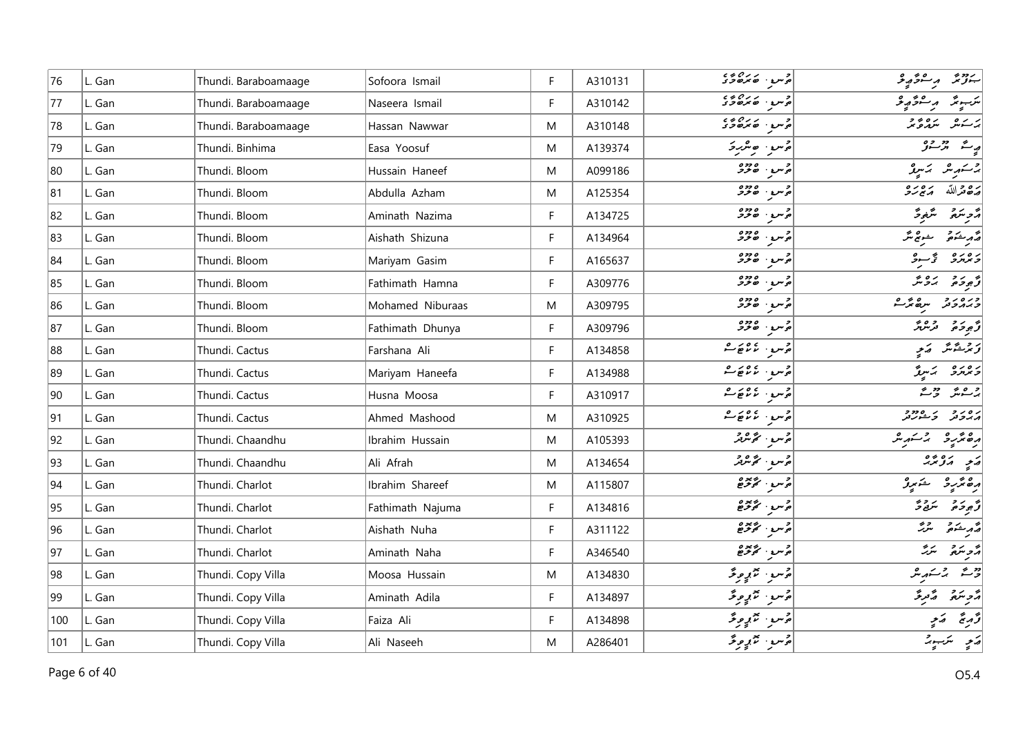| 76 | L. Gan | Thundi. Baraboamaage | Sofoora Ismail | F | A310131 | ތުނޑި، ބަރަބޯމާގެ | ސަފޫރާ އިސްމާޢީލް |
|---|---|---|---|---|---|---|---|
| 77 | L. Gan | Thundi. Baraboamaage | Naseera Ismail | F | A310142 | ތުނޑި، ބަރަބޯމާގެ | ނަސީރާ އިސްމާޢީލް |
| 78 | L. Gan | Thundi. Baraboamaage | Hassan Nawwar | M | A310148 | ތުނޑި، ބަރަބޯމާގެ | ހަސަން ނައްވާރު |
| 79 | L. Gan | Thundi. Binhima | Easa Yoosuf | M | A139374 | ތުނޑި، ބިންހިމަ | އީސާ ޔޫސުފު |
| 80 | L. Gan | Thundi. Bloom | Hussain Haneef | M | A099186 | ތުނޑި، ބްލޫމް | ހުސައިން ހަނީފު |
| 81 | L. Gan | Thundi. Bloom | Abdulla Azham | M | A125354 | ތުނޑި، ބްލޫމް | އަބްދުﷲ އަޒްހަމް |
| 82 | L. Gan | Thundi. Bloom | Aminath Nazima | F | A134725 | ތުނޑި، ބްލޫމް | އާމިނަތު ނާޒިމާ |
| 83 | L. Gan | Thundi. Bloom | Aishath Shizuna | F | A134964 | ތުނޑި، ބްލޫމް | އާއިޝަތު ޝިޒުނާ |
| 84 | L. Gan | Thundi. Bloom | Mariyam Gasim | F | A165637 | ތުނޑި، ބްލޫމް | މަރިޔަމް ގާސިމް |
| 85 | L. Gan | Thundi. Bloom | Fathimath Hamna | F | A309776 | ތުނޑި، ބްލޫމް | ފާތިމަތު ހަމްނާ |
| 86 | L. Gan | Thundi. Bloom | Mohamed Niburaas | M | A309795 | ތުނޑި، ބްލޫމް | މުހައްމަދު ނިބުރާސް |
| 87 | L. Gan | Thundi. Bloom | Fathimath Dhunya | F | A309796 | ތުނޑި، ބްލޫމް | ފާތިމަތު ދުންޔާ |
| 88 | L. Gan | Thundi. Cactus | Farshana Ali | F | A134858 | ތުނޑި، ކެކްޓަސް | ފަރުޝާނާ އަލި |
| 89 | L. Gan | Thundi. Cactus | Mariyam Haneefa | F | A134988 | ތުނޑި، ކެކްޓަސް | މަރިޔަމް ހަނީފާ |
| 90 | L. Gan | Thundi. Cactus | Husna Moosa | F | A310917 | ތުނޑި، ކެކްޓަސް | ހުސްނާ މޫސާ |
| 91 | L. Gan | Thundi. Cactus | Ahmed Mashood | M | A310925 | ތުނޑި، ކެކްޓަސް | އަހުމަދު މަޝްހޫދު |
| 92 | L. Gan | Thundi. Chaandhu | Ibrahim Hussain | M | A105393 | ތުނޑި، ޗާނދު | އިބްރާހީމް ހުސައިން |
| 93 | L. Gan | Thundi. Chaandhu | Ali Afrah | M | A134654 | ތުނޑި، ޗާނދު | އަލި އަފްރާހު |
| 94 | L. Gan | Thundi. Charlot | Ibrahim Shareef | M | A115807 | ތުނޑި، ޗާލޮޓް | އިބްރާހީމް ޝަރީފު |
| 95 | L. Gan | Thundi. Charlot | Fathimath Najuma | F | A134816 | ތުނޑި، ޗާލޮޓް | ފާތިމަތު ނަޖުމާ |
| 96 | L. Gan | Thundi. Charlot | Aishath Nuha | F | A311122 | ތުނޑި، ޗާލޮޓް | އާއިޝަތު ނުހާ |
| 97 | L. Gan | Thundi. Charlot | Aminath Naha | F | A346540 | ތުނޑި، ޗާލޮޓް | އާމިނަތު ނަހާ |
| 98 | L. Gan | Thundi. Copy Villa | Moosa Hussain | M | A134830 | ތުނޑި، ކޮޕީވިލާ | މޫސާ ހުސައިން |
| 99 | L. Gan | Thundi. Copy Villa | Aminath Adila | F | A134897 | ތުނޑި، ކޮޕީވިލާ | އާމިނަތު އާދިލާ |
| 100 | L. Gan | Thundi. Copy Villa | Faiza Ali | F | A134898 | ތުނޑި، ކޮޕީވިލާ | ފާއިޒާ އަލި |
| 101 | L. Gan | Thundi. Copy Villa | Ali Naseeh | M | A286401 | ތުނޑި، ކޮޕީވިލާ | އަލި ނަސީހު |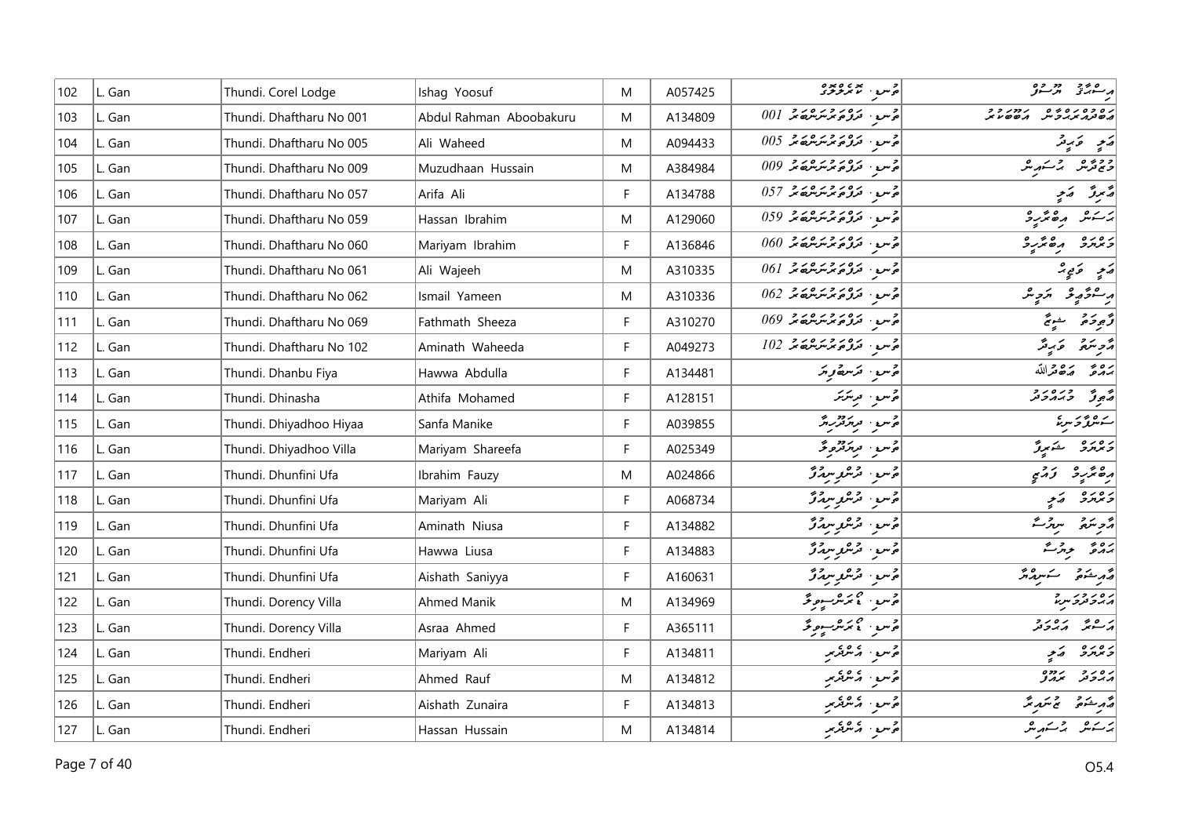| 102 | L. Gan | Thundi. Corel Lodge | Ishag Yoosuf | M | A057425 | ތުނޑި،ކޮރަލްލޮޖް | އިސްޙާޤު ޔޫސުފް |
|---|---|---|---|---|---|---|---|
| 103 | L. Gan | Thundi. Dhaftharu No 001 | Abdul Rahman Aboobakuru | M | A134809 | ތުނޑި، ދަފްތަރުނަންބަރު 001 | އަބްދުއްރަޙްމާން އަބޫބަކުރު |
| 104 | L. Gan | Thundi. Dhaftharu No 005 | Ali Waheed | M | A094433 | ތުނޑި، ދަފްތަރުނަންބަރު 005 | އަލި ވަޙީދު |
| 105 | L. Gan | Thundi. Dhaftharu No 009 | Muzudhaan Hussain | M | A384984 | ތުނޑި، ދަފްތަރުނަންބަރު 009 | މުޒުދާން ހުސައިން |
| 106 | L. Gan | Thundi. Dhaftharu No 057 | Arifa Ali | F | A134788 | ތުނޑި، ދަފްތަރުނަންބަރު 057 | އާރިފާ އަލި |
| 107 | L. Gan | Thundi. Dhaftharu No 059 | Hassan Ibrahim | M | A129060 | ތުނޑި، ދަފްތަރުނަންބަރު 059 | ހަސަން އިބްރާހީމް |
| 108 | L. Gan | Thundi. Dhaftharu No 060 | Mariyam Ibrahim | F | A136846 | ތުނޑި، ދަފްތަރުނަންބަރު 060 | މަރިޔަމް އިބްރާހީމް |
| 109 | L. Gan | Thundi. Dhaftharu No 061 | Ali Wajeeh | M | A310335 | ތުނޑި، ދަފްތަރުނަންބަރު 061 | އަލި ވަޖީހު |
| 110 | L. Gan | Thundi. Dhaftharu No 062 | Ismail Yameen | M | A310336 | ތުނޑި، ދަފްތަރުނަންބަރު 062 | އިސްމާއިލް ޔާމީން |
| 111 | L. Gan | Thundi. Dhaftharu No 069 | Fathmath Sheeza | F | A310270 | ތުނޑި، ދަފްތަރުނަންބަރު 069 | ފާތިމަތު ޝީޒާ |
| 112 | L. Gan | Thundi. Dhaftharu No 102 | Aminath Waheeda | F | A049273 | ތުނޑި، ދަފްތަރުނަންބަރު 102 | އާމިނަތު ވަހީދާ |
| 113 | L. Gan | Thundi. Dhanbu Fiya | Hawwa Abdulla | F | A134481 | ތުނޑި، ދަނބުފިޔަ | ހައްވާ އަބްދުﷲ |
| 114 | L. Gan | Thundi. Dhinasha | Athifa Mohamed | F | A128151 | ތުނޑި، ދިނަޝާ | އާތިފާ މުޙައްމަދު |
| 115 | L. Gan | Thundi. Dhiyadhoo Hiyaa | Sanfa Manike | F | A039855 | ތުނޑި، ދިޔަދޫހިޔާ | ސަންފާމަނިކެ |
| 116 | L. Gan | Thundi. Dhiyadhoo Villa | Mariyam Shareefa | F | A025349 | ތުނޑި، ދިޔަދޫވިލާ | މަރިޔަމް ޝަރީފާ |
| 117 | L. Gan | Thundi. Dhunfini Ufa | Ibrahim Fauzy | M | A024866 | ތުނޑި، ދުންފިނިއުފާ | އިބްރާހީމް ފައުޒީ |
| 118 | L. Gan | Thundi. Dhunfini Ufa | Mariyam Ali | F | A068734 | ތުނޑި، ދުންފިނިއުފާ | މަރިޔަމް އަލި |
| 119 | L. Gan | Thundi. Dhunfini Ufa | Aminath Niusa | F | A134882 | ތުނޑި، ދުންފިނިއުފާ | އާމިނަތު ނިއުސާ |
| 120 | L. Gan | Thundi. Dhunfini Ufa | Hawwa Liusa | F | A134883 | ތުނޑި، ދުންފިނިއުފާ | ހައްވާ ލިއުސާ |
| 121 | L. Gan | Thundi. Dhunfini Ufa | Aishath Saniyya | F | A160631 | ތުނޑި، ދުންފިނިއުފާ | އާއިޝަތު ސަނިއްޔާ |
| 122 | L. Gan | Thundi. Dorency Villa | Ahmed Manik | M | A134969 | ތުނޑި، ޑޮރެންސީވިލާ | އަޙްމަދުމަނިކު |
| 123 | L. Gan | Thundi. Dorency Villa | Asraa Ahmed | F | A365111 | ތުނޑި، ޑޮރެންސީވިލާ | އަސްރާ އަޙްމަދު |
| 124 | L. Gan | Thundi. Endheri | Mariyam Ali | F | A134811 | ތުނޑި، އެންދެރި | މަރިޔަމް އަލި |
| 125 | L. Gan | Thundi. Endheri | Ahmed Rauf | M | A134812 | ތުނޑި، އެންދެރި | އަޙްމަދު ރައޫފު |
| 126 | L. Gan | Thundi. Endheri | Aishath Zunaira | F | A134813 | ތުނޑި، އެންދެރި | އާއިޝަތު ޒުނައިރާ |
| 127 | L. Gan | Thundi. Endheri | Hassan Hussain | M | A134814 | ތުނޑި، އެންދެރި | ހަސަން ހުސައިން |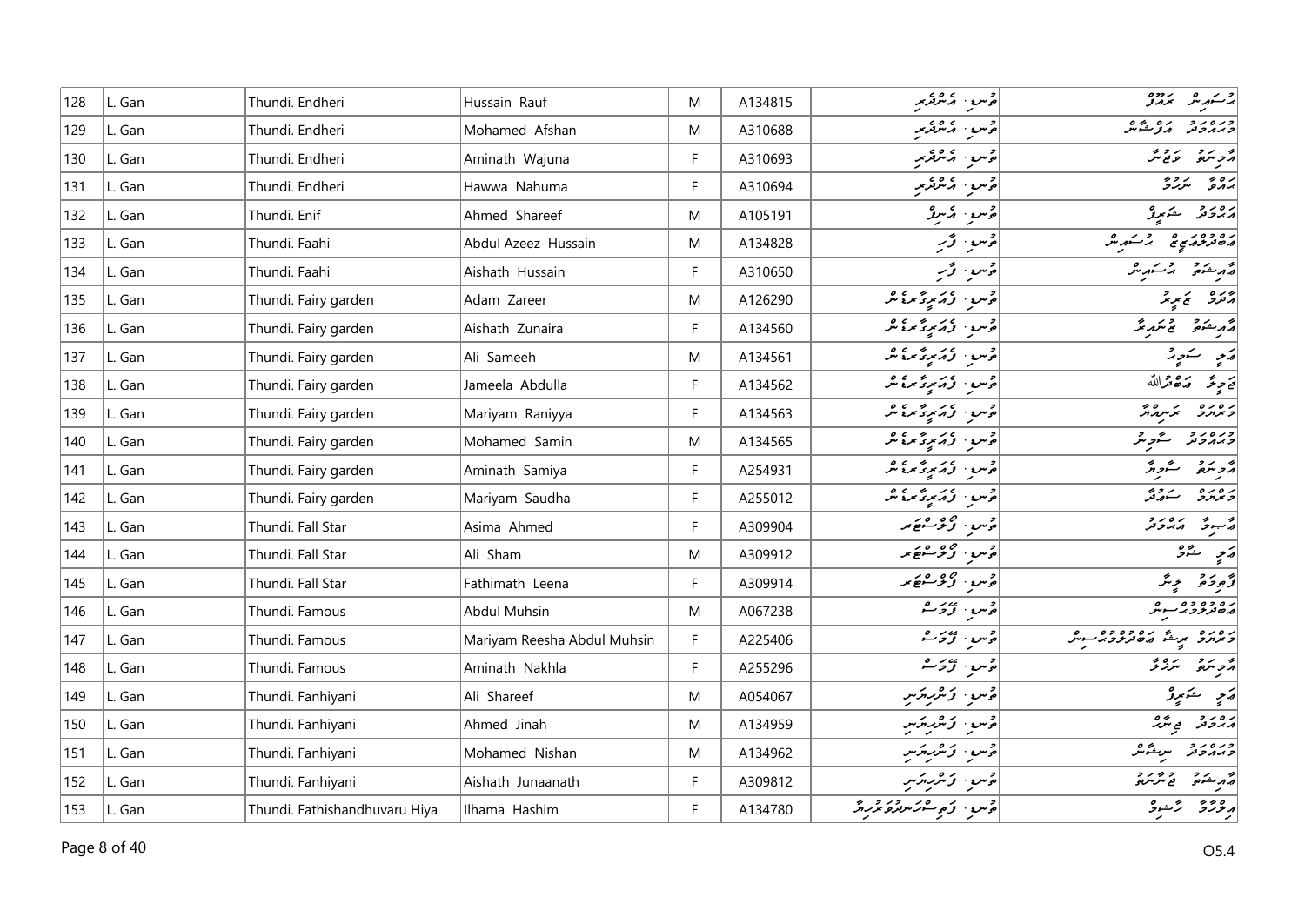| 128 | L. Gan | Thundi. Endheri | Hussain Rauf | M | A134815 | ތުނޑި. އެންދެރި | ހުސައިން ރައުފު |
|---|---|---|---|---|---|---|---|
| 129 | L. Gan | Thundi. Endheri | Mohamed Afshan | M | A310688 | ތުނޑި. އެންދެރި | މުހައްމަދު އަފްޝާން |
| 130 | L. Gan | Thundi. Endheri | Aminath Wajuna | F | A310693 | ތުނޑި. އެންދެރި | އާމިނަތު ވަޖުނާ |
| 131 | L. Gan | Thundi. Endheri | Hawwa Nahuma | F | A310694 | ތުނޑި. އެންދެރި | ހައްވާ ނަހުމާ |
| 132 | L. Gan | Thundi. Enif | Ahmed Shareef | M | A105191 | ތުނޑި. އެނިފް | އަހްމަދު ޝަރީފު |
| 133 | L. Gan | Thundi. Faahi | Abdul Azeez Hussain | M | A134828 | ތުނޑި. ފާހި | އަބްދުލްއަޒީޒު ހުސައިން |
| 134 | L. Gan | Thundi. Faahi | Aishath Hussain | F | A310650 | ތުނޑި. ފާހި | ޢާއިޝަތު ހުސައިން |
| 135 | L. Gan | Thundi. Fairy garden | Adam Zareer | M | A126290 | ތުނޑި. ފެއަރީގާޑަން | އާދަމް ޒަރީރު |
| 136 | L. Gan | Thundi. Fairy garden | Aishath Zunaira | F | A134560 | ތުނޑި. ފެއަރީގާޑަން | ޢާއިޝަތު ޒުނައިރާ |
| 137 | L. Gan | Thundi. Fairy garden | Ali Sameeh | M | A134561 | ތުނޑި. ފެއަރީގާޑަން | ޢަލީ ސަމީހު |
| 138 | L. Gan | Thundi. Fairy garden | Jameela Abdulla | F | A134562 | ތުނޑި. ފެއަރީގާޑަން | ޖަމީލާ ޢަބްދުﷲ |
| 139 | L. Gan | Thundi. Fairy garden | Mariyam Raniyya | F | A134563 | ތުނޑި. ފެއަރީގާޑަން | މަރްޔަމް ރަނިއްޔާ |
| 140 | L. Gan | Thundi. Fairy garden | Mohamed Samin | M | A134565 | ތުނޑި. ފެއަރީގާޑަން | މުހައްމަދު ސާމިން |
| 141 | L. Gan | Thundi. Fairy garden | Aminath Samiya | F | A254931 | ތުނޑި. ފެއަރީގާޑަން | އާމިނަތު ސާމިޔާ |
| 142 | L. Gan | Thundi. Fairy garden | Mariyam Saudha | F | A255012 | ތުނޑި. ފެއަރީގާޑަން | މަރްޔަމް ސައުދާ |
| 143 | L. Gan | Thundi. Fall Star | Asima Ahmed | F | A309904 | ތުނޑި. ފޯލްސްޓާރ | އާސިމާ އަހްމަދު |
| 144 | L. Gan | Thundi. Fall Star | Ali Sham | M | A309912 | ތުނޑި. ފޯލްސްޓާރ | ޢަލީ ޝާމް |
| 145 | L. Gan | Thundi. Fall Star | Fathimath Leena | F | A309914 | ތުނޑި. ފޯލްސްޓާރ | ފާތިމަތު ލީނާ |
| 146 | L. Gan | Thundi. Famous | Abdul Muhsin | M | A067238 | ތުނޑި. ފޭމަސް | އަބްދުލްމުޙްސިން |
| 147 | L. Gan | Thundi. Famous | Mariyam Reesha Abdul Muhsin | F | A225406 | ތުނޑި. ފޭމަސް | މަރްޔަމް ރީޝާ އަބްދުލްމުޙްސިން |
| 148 | L. Gan | Thundi. Famous | Aminath Nakhla | F | A255296 | ތުނޑި. ފޭމަސް | އާމިނަތު ނަޚްލާ |
| 149 | L. Gan | Thundi. Fanhiyani | Ali Shareef | M | A054067 | ތުނޑި. ފަނހިޔަނި | ޢަލީ ޝަރީފު |
| 150 | L. Gan | Thundi. Fanhiyani | Ahmed Jinah | M | A134959 | ތުނޑި. ފަނހިޔަނި | އަހްމަދު ޖިނާހް |
| 151 | L. Gan | Thundi. Fanhiyani | Mohamed Nishan | M | A134962 | ތުނޑި. ފަނހިޔަނި | މުހައްމަދު ނިޝާން |
| 152 | L. Gan | Thundi. Fanhiyani | Aishath Junaanath | F | A309812 | ތުނޑި. ފަނހިޔަނި | ޢާއިޝަތު ޖުނާނަތު |
| 153 | L. Gan | Thundi. Fathishandhuvaru Hiya | Ilhama Hashim | F | A134780 | ތުނޑި. ފަތިސްއަންދުވަރުހިޔާ | އިލްހާމާ ހާޝިމް |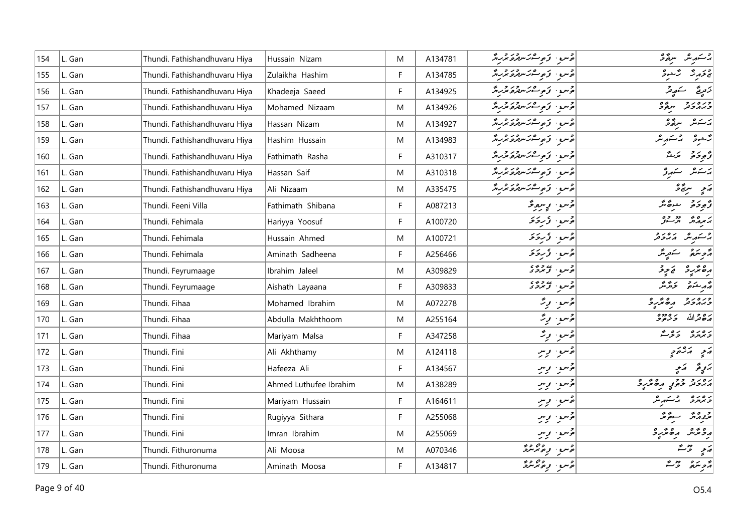| 154 | L. Gan | Thundi. Fathishandhuvaru Hiya | Hussain Nizam | M | A134781 | ތުންޑި. ފަތިސްހަންދުވަރު ހިޔާ | ހުސައިން ނިޒާމް |
|---|---|---|---|---|---|---|---|
| 155 | L. Gan | Thundi. Fathishandhuvaru Hiya | Zulaikha Hashim | F | A134785 | ތުންޑި. ފަތިސްހަންދުވަރު ހިޔާ | ޒުލައިޚާ ހާޝިމް |
| 156 | L. Gan | Thundi. Fathishandhuvaru Hiya | Khadeeja Saeed | F | A134925 | ތުންޑި. ފަތިސްހަންދުވަރު ހިޔާ | ޚަދީޖާ ސައީދު |
| 157 | L. Gan | Thundi. Fathishandhuvaru Hiya | Mohamed Nizaam | M | A134926 | ތުންޑި. ފަތިސްހަންދުވަރު ހިޔާ | މުޙައްމަދު ނިޒާމް |
| 158 | L. Gan | Thundi. Fathishandhuvaru Hiya | Hassan Nizam | M | A134927 | ތުންޑި. ފަތިސްހަންދުވަރު ހިޔާ | ހަސަން ނިޒާމް |
| 159 | L. Gan | Thundi. Fathishandhuvaru Hiya | Hashim Hussain | M | A134983 | ތުންޑި. ފަތިސްހަންދުވަރު ހިޔާ | ހާޝިމް ހުސައިން |
| 160 | L. Gan | Thundi. Fathishandhuvaru Hiya | Fathimath Rasha | F | A310317 | ތުންޑި. ފަތިސްހަންދުވަރު ހިޔާ | ފާތިމަތު ރަޝާ |
| 161 | L. Gan | Thundi. Fathishandhuvaru Hiya | Hassan Saif | M | A310318 | ތުންޑި. ފަތިސްހަންދުވަރު ހިޔާ | ހަސަން ސައިފް |
| 162 | L. Gan | Thundi. Fathishandhuvaru Hiya | Ali Nizaam | M | A335475 | ތުންޑި. ފަތިސްހަންދުވަރު ހިޔާ | އަލީ ނިޒާމް |
| 163 | L. Gan | Thundi. Feeni Villa | Fathimath Shibana | F | A087213 | ތުންޑި. ފީނިވިލާ | ފާތިމަތު ޝިބާނާ |
| 164 | L. Gan | Thundi. Fehimala | Hariyya Yoosuf | F | A100720 | ތުންޑި. ފެހިމަލަ | ހަރިއްޔާ ޔޫސުފް |
| 165 | L. Gan | Thundi. Fehimala | Hussain Ahmed | M | A100721 | ތުންޑި. ފެހިމަލަ | ހުސައިން އަހުމަދު |
| 166 | L. Gan | Thundi. Fehimala | Aminath Sadheena | F | A256466 | ތުންޑި. ފެހިމަލަ | އާމިނަތު ސަދީނާ |
| 167 | L. Gan | Thundi. Feyrumaage | Ibrahim Jaleel | M | A309829 | ތުންޑި. ފޭރުމާގެ | އިބްރާހީމް ޖަލީލް |
| 168 | L. Gan | Thundi. Feyrumaage | Aishath Layaana | F | A309833 | ތުންޑި. ފޭރުމާގެ | އާއިޝަތު ލަޔާނާ |
| 169 | L. Gan | Thundi. Fihaa | Mohamed Ibrahim | M | A072278 | ތުންޑި. ފިހާ | މުޙައްމަދު އިބްރާހީމް |
| 170 | L. Gan | Thundi. Fihaa | Abdulla Makhthoom | M | A255164 | ތުންޑި. ފިހާ | އަބްދުﷲ މަޚްތޫމް |
| 171 | L. Gan | Thundi. Fihaa | Mariyam Malsa | F | A347258 | ތުންޑި. ފިހާ | މަރިޔަމް މަލްސާ |
| 172 | L. Gan | Thundi. Fini | Ali Akhthamy | M | A124118 | ތުންޑި. ފިނި | އަލީ އަޚްތަމީ |
| 173 | L. Gan | Thundi. Fini | Hafeeza Ali | F | A134567 | ތުންޑި. ފިނި | ހަފީޒާ އަލީ |
| 174 | L. Gan | Thundi. Fini | Ahmed Luthufee Ibrahim | M | A138289 | ތުންޑި. ފިނި | އަހުމަދު ލުތުފީ އިބްރާހީމް |
| 175 | L. Gan | Thundi. Fini | Mariyam Hussain | F | A164611 | ތުންޑި. ފިނި | މަރިޔަމް ހުސައިން |
| 176 | L. Gan | Thundi. Fini | Rugiyya Sithara | F | A255068 | ތުންޑި. ފިނި | ރުގިއްޔާ ސިތާރާ |
| 177 | L. Gan | Thundi. Fini | Imran Ibrahim | M | A255069 | ތުންޑި. ފިނި | އިމްރާން އިބްރާހީމް |
| 178 | L. Gan | Thundi. Fithuronuma | Ali Moosa | M | A070346 | ތުންޑި. ފިތުރޮނުމާ | އަލީ މޫސާ |
| 179 | L. Gan | Thundi. Fithuronuma | Aminath Moosa | F | A134817 | ތުންޑި. ފިތުރޮނުމާ | އާމިނަތު މޫސާ |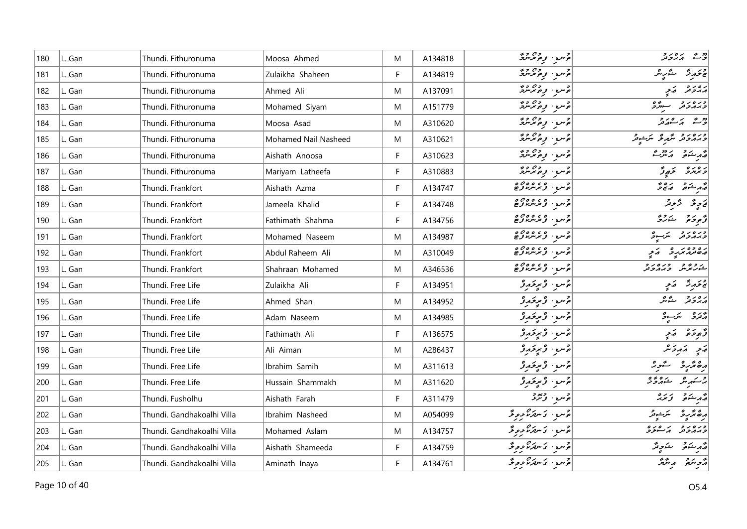| 180 | L. Gan | Thundi. Fithuronuma | Moosa Ahmed | M | A134818 | ތުނޑި . ފިތުރޮނުމާ | މޫސާ އަޙްމަދު |
|---|---|---|---|---|---|---|---|
| 181 | L. Gan | Thundi. Fithuronuma | Zulaikha Shaheen | F | A134819 | ތުނޑި . ފިތުރޮނުމާ | ޒުލައިޚާ ޝާހީން |
| 182 | L. Gan | Thundi. Fithuronuma | Ahmed Ali | M | A137091 | ތުނޑި . ފިތުރޮނުމާ | އަޙްމަދު އަލީ |
| 183 | L. Gan | Thundi. Fithuronuma | Mohamed Siyam | M | A151779 | ތުނޑި . ފިތުރޮނުމާ | މުޙައްމަދު ސިޔާމް |
| 184 | L. Gan | Thundi. Fithuronuma | Moosa Asad | M | A310620 | ތުނޑި . ފިތުރޮނުމާ | މޫސާ އަސްޢަދު |
| 185 | L. Gan | Thundi. Fithuronuma | Mohamed Nail Nasheed | M | A310621 | ތުނޑި . ފިތުރޮނުމާ | މުޙައްމަދު ނާއިލް ނަޝީދު |
| 186 | L. Gan | Thundi. Fithuronuma | Aishath Anoosa | F | A310623 | ތުނޑި . ފިތުރޮނުމާ | އާއިޝަތު އަނޫސާ |
| 187 | L. Gan | Thundi. Fithuronuma | Mariyam Latheefa | F | A310883 | ތުނޑި . ފިތުރޮނުމާ | މަރިޔަމް ލަޠީފާ |
| 188 | L. Gan | Thundi. Frankfort | Aishath Azma | F | A134747 | ތުނޑި . ފްރޭންކްފޯޓް | އާއިޝަތު އަޒްމާ |
| 189 | L. Gan | Thundi. Frankfort | Jameela Khalid | F | A134748 | ތުނޑި . ފްރޭންކްފޯޓް | ޖަމީލާ ޚާލިދު |
| 190 | L. Gan | Thundi. Frankfort | Fathimath Shahma | F | A134756 | ތުނޑި . ފްރޭންކްފޯޓް | ފާތިމަތު ޝަހުމާ |
| 191 | L. Gan | Thundi. Frankfort | Mohamed Naseem | M | A134987 | ތުނޑި . ފްރޭންކްފޯޓް | މުޙައްމަދު ނަސީމް |
| 192 | L. Gan | Thundi. Frankfort | Abdul Raheem Ali | M | A310049 | ތުނޑި . ފްރޭންކްފޯޓް | އަބްދުއްރަޙީމް އަލީ |
| 193 | L. Gan | Thundi. Frankfort | Shahraan Mohamed | M | A346536 | ތުނޑި . ފްރޭންކްފޯޓް | ޝަހްރާން މުޙައްމަދު |
| 194 | L. Gan | Thundi. Free Life | Zulaikha Ali | F | A134951 | ތުނޑި . ފްރީލައިފް | ޒުލައިޚާ އަލީ |
| 195 | L. Gan | Thundi. Free Life | Ahmed Shan | M | A134952 | ތުނޑި . ފްރީލައިފް | އަޙްމަދު ޝާން |
| 196 | L. Gan | Thundi. Free Life | Adam Naseem | M | A134985 | ތުނޑި . ފްރީލައިފް | އާދަމް ނަސީމް |
| 197 | L. Gan | Thundi. Free Life | Fathimath Ali | F | A136575 | ތުނޑި . ފްރީލައިފް | ފާތިމަތު އަލީ |
| 198 | L. Gan | Thundi. Free Life | Ali Aiman | M | A286437 | ތުނޑި . ފްރީލައިފް | އަލީ އައިމަން |
| 199 | L. Gan | Thundi. Free Life | Ibrahim Samih | M | A311613 | ތުނޑި . ފްރީލައިފް | އިބްރާހީމް ސާމިހު |
| 200 | L. Gan | Thundi. Free Life | Hussain Shammakh | M | A311620 | ތުނޑި . ފްރީލައިފް | ހުސައިން ޝައްމާޚް |
| 201 | L. Gan | Thundi. Fusholhu | Aishath Farah | F | A311479 | ތުނޑި . ފުޝޮޅު | އާއިޝަތު ފަރަހް |
| 202 | L. Gan | Thundi. Gandhakoalhi Villa | Ibrahim Nasheed | M | A054099 | ތުނޑި . ގަނދަކޮޅިވިލާ | އިބްރާހީމް ނަޝީދު |
| 203 | L. Gan | Thundi. Gandhakoalhi Villa | Mohamed Aslam | M | A134757 | ތުނޑި . ގަނދަކޮޅިވިލާ | މުޙައްމަދު އަސްލަމް |
| 204 | L. Gan | Thundi. Gandhakoalhi Villa | Aishath Shameeda | F | A134759 | ތުނޑި . ގަނދަކޮޅިވިލާ | އާއިޝަތު ޝަމީދާ |
| 205 | L. Gan | Thundi. Gandhakoalhi Villa | Aminath Inaya | F | A134761 | ތުނޑި . ގަނދަކޮޅިވިލާ | އާމިނަތު އިނާޔާ |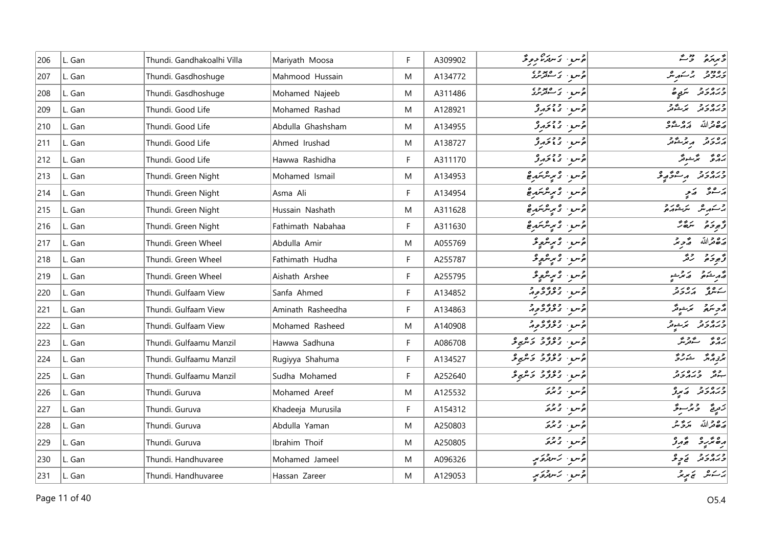| 206 | L. Gan | Thundi. Gandhakoalhi Villa | Mariyath Moosa | F | A309902 | ތުނޑި ގަނދަކޮޅި ވިލާ | މާރިޔަތު މޫސާ |
|---|---|---|---|---|---|---|---|
| 207 | L. Gan | Thundi. Gasdhoshuge | Mahmood Hussain | M | A134772 | ތުނޑި. ގަސްދޮށުގެ | މަޙްމޫދު ޙުސައިން |
| 208 | L. Gan | Thundi. Gasdhoshuge | Mohamed Najeeb | M | A311486 | ތުނޑި. ގަސްދޮށުގެ | މުޙައްމަދު ނަޖީބު |
| 209 | L. Gan | Thundi. Good Life | Mohamed Rashad | M | A128921 | ތުނޑި. ގުޑްލައިފް | މުޙައްމަދު ރަޝާދު |
| 210 | L. Gan | Thundi. Good Life | Abdulla Ghashsham | M | A134955 | ތުނޑި. ގުޑްލައިފް | އަބްދުﷲ ޣައްޝާމް |
| 211 | L. Gan | Thundi. Good Life | Ahmed Irushad | M | A138727 | ތުނޑި. ގުޑްލައިފް | އަޙްމަދު އިރުޝާދު |
| 212 | L. Gan | Thundi. Good Life | Hawwa Rashidha | F | A311170 | ތުނޑި. ގުޑްލައިފް | ޙައްވާ ރާޝިދާ |
| 213 | L. Gan | Thundi. Green Night | Mohamed Ismail | M | A134953 | ތުނޑި. ގްރީންނައިޓް | މުޙައްމަދު އިސްމާޢީލް |
| 214 | L. Gan | Thundi. Green Night | Asma Ali | F | A134954 | ތުނޑި. ގްރީންނައިޓް | އަސްމާ ޢަލީ |
| 215 | L. Gan | Thundi. Green Night | Hussain Nashath | M | A311628 | ތުނޑި. ގްރީންނައިޓް | ޙުސައިން ނަޝާޠު |
| 216 | L. Gan | Thundi. Green Night | Fathimath Nabahaa | F | A311630 | ތުނޑި. ގްރީންނައިޓް | ފާތިމަތު ނަބަހާ |
| 217 | L. Gan | Thundi. Green Wheel | Abdulla Amir | M | A055769 | ތުނޑި. ގްރީންވީލް | އަބްދުﷲ އާމިރު |
| 218 | L. Gan | Thundi. Green Wheel | Fathimath Hudha | F | A255787 | ތުނޑި. ގްރީންވީލް | ފާތިމަތުހުދާ |
| 219 | L. Gan | Thundi. Green Wheel | Aishath Arshee | F | A255795 | ތުނޑި. ގްރީންވީލް | އާއިޝަތު އަރުޝީ |
| 220 | L. Gan | Thundi. Gulfaam View | Sanfa Ahmed | F | A134852 | ތުނޑި. ގުލްފާމްވިއު | ސަންފާ އަޙްމަދު |
| 221 | L. Gan | Thundi. Gulfaam View | Aminath Rasheedha | F | A134863 | ތުނޑި. ގުލްފާމްވިއު | އާމިނަތު ރަޝީދާ |
| 222 | L. Gan | Thundi. Gulfaam View | Mohamed Rasheed | M | A140908 | ތުނޑި. ގުލްފާމްވިއު | މުޙައްމަދު ރަޝީދު |
| 223 | L. Gan | Thundi. Gulfaamu Manzil | Hawwa Sadhuna | F | A086708 | ތުނޑި. ގުލްފާމު މަންޒިލް | ޙައްވާ ސަދުނާ |
| 224 | L. Gan | Thundi. Gulfaamu Manzil | Rugiyya Shahuma | F | A134527 | ތުނޑި. ގުލްފާމު މަންޒިލް | ރުގިއްޔާ ޝަހުމާ |
| 225 | L. Gan | Thundi. Gulfaamu Manzil | Sudha Mohamed | F | A252640 | ތުނޑި. ގުލްފާމު މަންޒިލް | ސުދާ މުޙައްމަދު |
| 226 | L. Gan | Thundi. Guruva | Mohamed Areef | M | A125532 | ތުނޑި. ގުރުވަ | މުޙައްމަދު އަރީފު |
| 227 | L. Gan | Thundi. Guruva | Khadeeja Murusila | F | A154312 | ތުނޑި. ގުރުވަ | ޚަދީޖާ މުރުސިލާ |
| 228 | L. Gan | Thundi. Guruva | Abdulla Yaman | M | A250803 | ތުނޑި. ގުރުވަ | އަބްދުﷲ ޔަމަން |
| 229 | L. Gan | Thundi. Guruva | Ibrahim Thoif | M | A250805 | ތުނޑި. ގުރުވަ | އިބްރާހީމް ޠާއިފު |
| 230 | L. Gan | Thundi. Handhuvaree | Mohamed Jameel | M | A096326 | ތުނޑި. ހަނދުވަރީ | މުޙައްމަދު ޖަމީލް |
| 231 | L. Gan | Thundi. Handhuvaree | Hassan Zareer | M | A129053 | ތުނޑި. ހަނދުވަރީ | ހަސަން ޒަރީރު |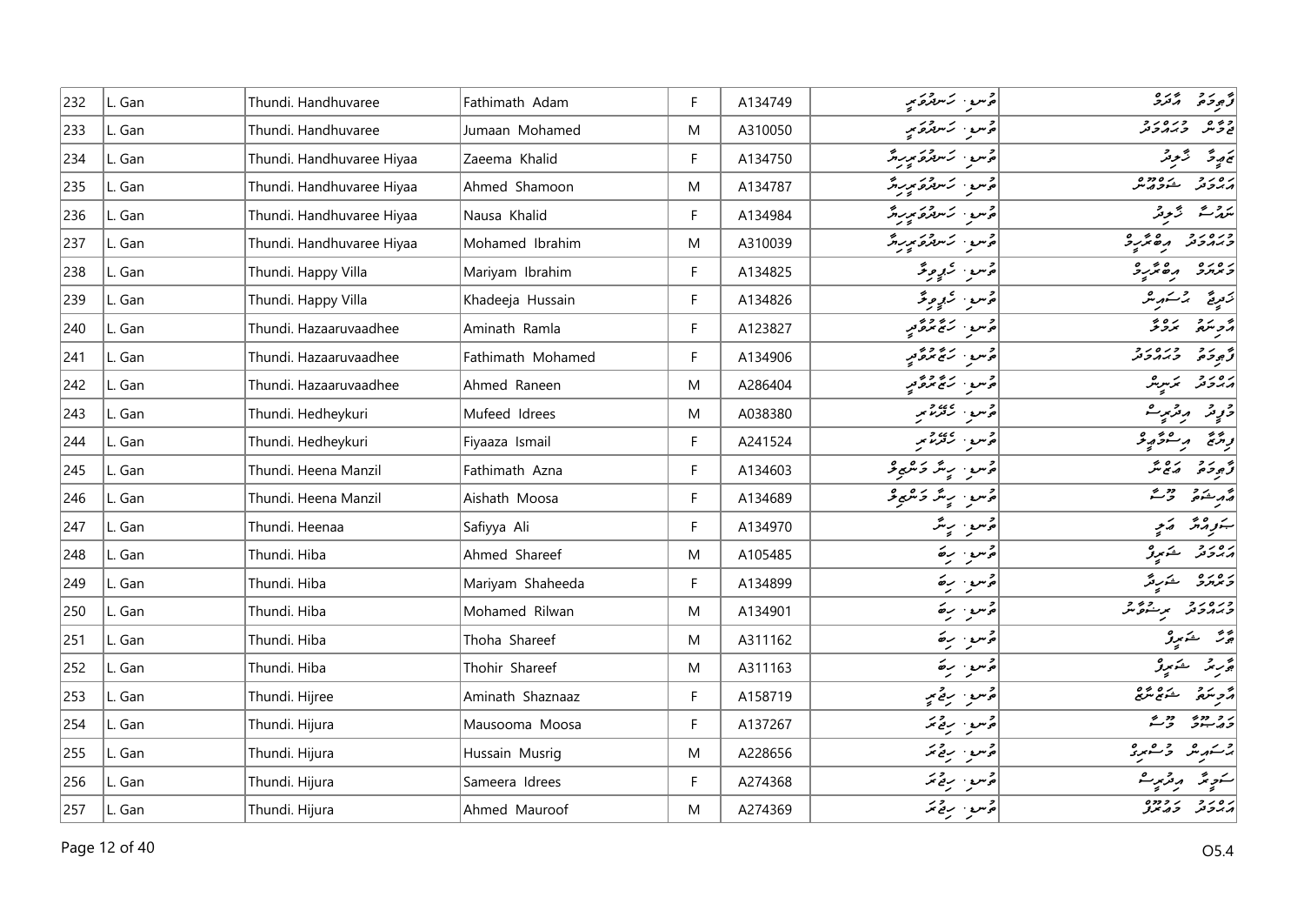| 232 | L. Gan | Thundi. Handhuvaree | Fathimath Adam | F | A134749 | ތުނޑި · ހަނދުވަރީ | ފާތިމަތު އާދަމް |
|---|---|---|---|---|---|---|---|
| 233 | L. Gan | Thundi. Handhuvaree | Jumaan Mohamed | M | A310050 | ތުނޑި · ހަނދުވަރީ | ޖުމާން މުހައްމަދު |
| 234 | L. Gan | Thundi. Handhuvaree Hiyaa | Zaeema Khalid | F | A134750 | ތުނޑި · ހަނދުވަރީހިޔާ | ޒައީމާ ޚާލިދު |
| 235 | L. Gan | Thundi. Handhuvaree Hiyaa | Ahmed Shamoon | M | A134787 | ތުނޑި · ހަނދުވަރީހިޔާ | އަހްމަދު ޝަމްޢޫން |
| 236 | L. Gan | Thundi. Handhuvaree Hiyaa | Nausa Khalid | F | A134984 | ތުނޑި · ހަނދުވަރީހިޔާ | ނައުސާ ޚާލިދު |
| 237 | L. Gan | Thundi. Handhuvaree Hiyaa | Mohamed Ibrahim | M | A310039 | ތުނޑި · ހަނދުވަރީހިޔާ | މުހައްމަދު އިބްރާހިމް |
| 238 | L. Gan | Thundi. Happy Villa | Mariyam Ibrahim | F | A134825 | ތުނޑި · ހެޕީވިލާ | މަރިޔަމް އިބްރާހިމް |
| 239 | L. Gan | Thundi. Happy Villa | Khadeeja Hussain | F | A134826 | ތުނޑި · ހެޕީވިލާ | ޚަދީޖާ ހުސައިން |
| 240 | L. Gan | Thundi. Hazaaruvaadhee | Aminath Ramla | F | A123827 | ތުނޑި · ހަޒާރުވާދީ | އާމިނަތު ރަމްލާ |
| 241 | L. Gan | Thundi. Hazaaruvaadhee | Fathimath Mohamed | F | A134906 | ތުނޑި · ހަޒާރުވާދީ | ފާތިމަތު މުހައްމަދު |
| 242 | L. Gan | Thundi. Hazaaruvaadhee | Ahmed Raneen | M | A286404 | ތުނޑި · ހަޒާރުވާދީ | އަހްމަދު ރަނީން |
| 243 | L. Gan | Thundi. Hedheykuri | Mufeed Idrees | M | A038380 | ތުނޑި · ހެދޭކުރި | މުފީދު އިދުރީސް |
| 244 | L. Gan | Thundi. Hedheykuri | Fiyaaza Ismail | F | A241524 | ތުނޑި · ހެދޭކުރި | ފިޔާޒާ އިސްމާޢީލް |
| 245 | L. Gan | Thundi. Heena Manzil | Fathimath Azna | F | A134603 | ތުނޑި · ހީނާ މަންޒިލް | ފާތިމަތު އަޒްނާ |
| 246 | L. Gan | Thundi. Heena Manzil | Aishath Moosa | F | A134689 | ތުނޑި · ހީނާ މަންޒިލް | އައިޝަތު މޫސާ |
| 247 | L. Gan | Thundi. Heenaa | Safiyya Ali | F | A134970 | ތުނޑި · ހީނާ | ޞަފިއްޔާ ޢަލި |
| 248 | L. Gan | Thundi. Hiba | Ahmed Shareef | M | A105485 | ތުނޑި · ހިބަ | އަހްމަދު ޝަރީފް |
| 249 | L. Gan | Thundi. Hiba | Mariyam Shaheeda | F | A134899 | ތުނޑި · ހިބަ | މަރިޔަމް ޝަހީދާ |
| 250 | L. Gan | Thundi. Hiba | Mohamed Rilwan | M | A134901 | ތުނޑި · ހިބަ | މުހައްމަދު ރިލްވާން |
| 251 | L. Gan | Thundi. Hiba | Thoha Shareef | M | A311162 | ތުނޑި · ހިބަ | ޠާހާ ޝަރީފް |
| 252 | L. Gan | Thundi. Hiba | Thohir Shareef | M | A311163 | ތުނޑި · ހިބަ | ޠާހިރު ޝަރީފް |
| 253 | L. Gan | Thundi. Hijree | Aminath Shaznaaz | F | A158719 | ތުނޑި · ހިޖްރީ | އާމިނަތު ޝަޒްނާޒް |
| 254 | L. Gan | Thundi. Hijura | Mausooma Moosa | F | A137267 | ތުނޑި · ހިޖުރަ | މައުޞޫމާ މޫސާ |
| 255 | L. Gan | Thundi. Hijura | Hussain Musrig | M | A228656 | ތުނޑި · ހިޖުރަ | ހުސައިން މުސްރިގް |
| 256 | L. Gan | Thundi. Hijura | Sameera Idrees | F | A274368 | ތުނޑި · ހިޖުރަ | ސަމީރާ އިދުރީސް |
| 257 | L. Gan | Thundi. Hijura | Ahmed Mauroof | M | A274369 | ތުނޑި · ހިޖުރަ | އަހްމަދު މައުރޫފް |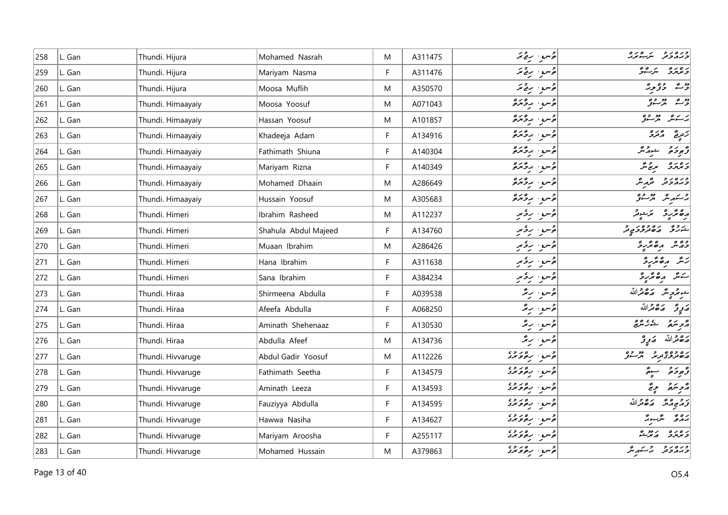| 258 | L. Gan | Thundi. Hijura | Mohamed Nasrah | M | A311475 | ތުނޑި. ހިޖުރަ | މުހައްމަދު ނަސްރާހް |
|---|---|---|---|---|---|---|---|
| 259 | L. Gan | Thundi. Hijura | Mariyam Nasma | F | A311476 | ތުނޑި. ހިޖުރަ | މަރިޔަމް ނަސްމާ |
| 260 | L. Gan | Thundi. Hijura | Moosa Muflih | M | A350570 | ތުނޑި. ހިޖުރަ | މޫސާ މުފްލިހު |
| 261 | L. Gan | Thundi. Himaayaiy | Moosa Yoosuf | M | A071043 | ތުނޑި. ހިމާޔައި | މޫސާ ޔޫސުފް |
| 262 | L. Gan | Thundi. Himaayaiy | Hassan Yoosuf | M | A101857 | ތުނޑި. ހިމާޔައި | ހަސަން ޔޫސުފް |
| 263 | L. Gan | Thundi. Himaayaiy | Khadeeja Adam | F | A134916 | ތުނޑި. ހިމާޔައި | ޚަދީޖާ އާދަމް |
| 264 | L. Gan | Thundi. Himaayaiy | Fathimath Shiuna | F | A140304 | ތުނޑި. ހިމާޔައި | ފާތިމަތު ޝިއުނާ |
| 265 | L. Gan | Thundi. Himaayaiy | Mariyam Rizna | F | A140349 | ތުނޑި. ހިމާޔައި | މަރިޔަމް ރިޒްނާ |
| 266 | L. Gan | Thundi. Himaayaiy | Mohamed Dhaain | M | A286649 | ތުނޑި. ހިމާޔައި | މުހައްމަދު ދާއިން |
| 267 | L. Gan | Thundi. Himaayaiy | Hussain Yoosuf | M | A305683 | ތުނޑި. ހިމާޔައި | ހުސައިން ޔޫސުފް |
| 268 | L. Gan | Thundi. Himeri | Ibrahim Rasheed | M | A112237 | ތުނޑި. ހިމެރި | އިބްރާހީމް ރަޝީދު |
| 269 | L. Gan | Thundi. Himeri | Shahula Abdul Majeed | F | A134760 | ތުނޑި. ހިމެރި | ޝަހުލާ އަބްދުލްމަޖީދު |
| 270 | L. Gan | Thundi. Himeri | Muaan Ibrahim | M | A286426 | ތުނޑި. ހިމެރި | މުއާން އިބްރާހީމް |
| 271 | L. Gan | Thundi. Himeri | Hana Ibrahim | F | A311638 | ތުނޑި. ހިމެރި |ހަނާ އިބްރާހީމް |
| 272 | L. Gan | Thundi. Himeri | Sana Ibrahim | F | A384234 | ތުނޑި. ހިމެރި | ސަނާ އިބްރާހީމް |
| 273 | L. Gan | Thundi. Hiraa | Shirmeena Abdulla | F | A039538 | ތުނޑި. ހިރާ | ޝިރްމީނާ އަބްދުﷲ |
| 274 | L. Gan | Thundi. Hiraa | Afeefa Abdulla | F | A068250 | ތުނޑި. ހިރާ | އަފީފާ އަބްދުﷲ |
| 275 | L. Gan | Thundi. Hiraa | Aminath Shehenaaz | F | A130530 | ތުނޑި. ހިރާ | އާމިނަތު ޝެހެނާޒް |
| 276 | L. Gan | Thundi. Hiraa | Abdulla Afeef | M | A134736 | ތުނޑި. ހިރާ | އަބްދުﷲ އަފީފް |
| 277 | L. Gan | Thundi. Hivvaruge | Abdul Gadir Yoosuf | M | A112226 | ތުނޑި. ހިއްވަރުގެ | އަބްދުލްގާދިރު ޔޫސުފް |
| 278 | L. Gan | Thundi. Hivvaruge | Fathimath Seetha | F | A134579 | ތުނޑި. ހިއްވަރުގެ | ފާތިމަތު ސީތާ |
| 279 | L. Gan | Thundi. Hivvaruge | Aminath Leeza | F | A134593 | ތުނޑި. ހިއްވަރުގެ | އާމިނަތު ލީޒާ |
| 280 | L. Gan | Thundi. Hivvaruge | Fauziyya Abdulla | F | A134595 | ތުނޑި. ހިއްވަރުގެ | ފައުޒިއްޔާ އަބްދުﷲ |
| 281 | L. Gan | Thundi. Hivvaruge | Hawwa Nasiha | F | A134627 | ތުނޑި. ހިއްވަރުގެ | ހައްވާ ނާސިހާ |
| 282 | L. Gan | Thundi. Hivvaruge | Mariyam Aroosha | F | A255117 | ތުނޑި. ހިއްވަރުގެ | މަރިޔަމް އަރޫޝާ |
| 283 | L. Gan | Thundi. Hivvaruge | Mohamed Hussain | M | A379863 | ތުނޑި. ހިއްވަރުގެ | މުހައްމަދު ހުސައިން |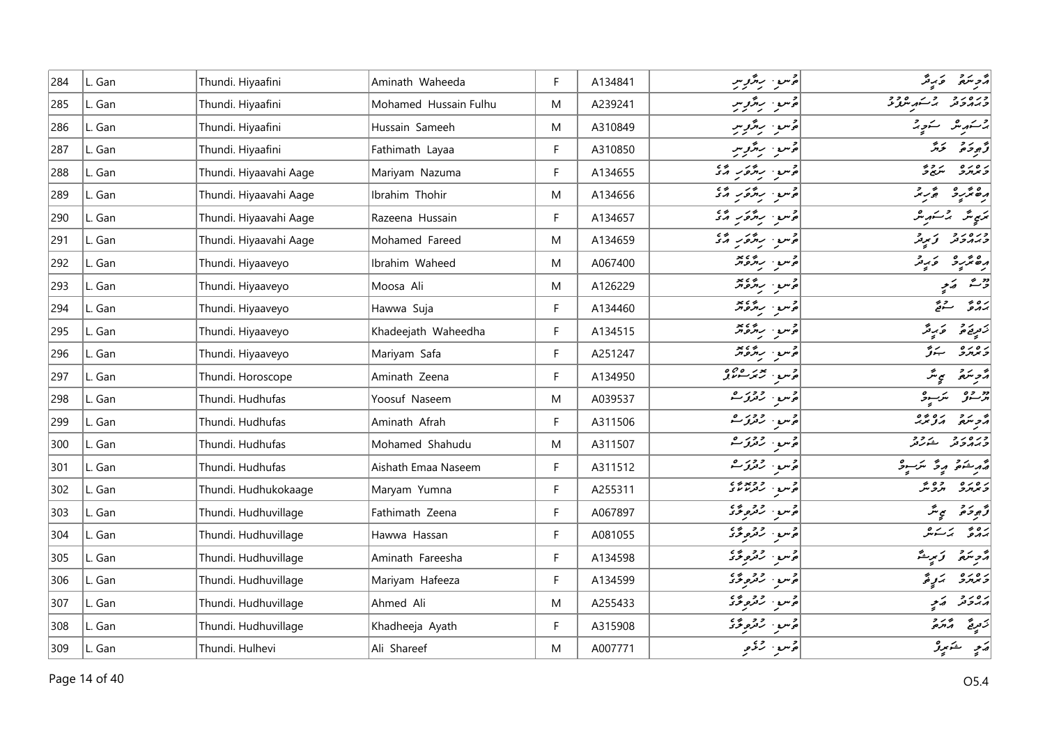| 284 | L. Gan | Thundi. Hiyaafini | Aminath Waheeda | F | A134841 | ތުނޑި، ހިޔާފިނި | އާމިނަތު ވަހީދާ |
|---|---|---|---|---|---|---|---|
| 285 | L. Gan | Thundi. Hiyaafini | Mohamed Hussain Fulhu | M | A239241 | ތުނޑި، ހިޔާފިނި | މުހައްމަދު ހުސައިންފުޅު |
| 286 | L. Gan | Thundi. Hiyaafini | Hussain Sameeh | M | A310849 | ތުނޑި، ހިޔާފިނި | ހުސައިން ސަމީހު |
| 287 | L. Gan | Thundi. Hiyaafini | Fathimath Layaa | F | A310850 | ތުނޑި، ހިޔާފިނި | ފާތިމަތު ލަޔާ |
| 288 | L. Gan | Thundi. Hiyaavahi Aage | Mariyam Nazuma | F | A134655 | ތުނޑި، ހިޔާވަހި އާގެ | މަރިޔަމް ނަޒުމާ |
| 289 | L. Gan | Thundi. Hiyaavahi Aage | Ibrahim Thohir | M | A134656 | ތުނޑި، ހިޔާވަހި އާގެ | އިބްރާހީމް ތާހިރު |
| 290 | L. Gan | Thundi. Hiyaavahi Aage | Razeena Hussain | F | A134657 | ތުނޑި، ހިޔާވަހި އާގެ | ރަޒީނާ ހުސައިން |
| 291 | L. Gan | Thundi. Hiyaavahi Aage | Mohamed Fareed | M | A134659 | ތުނޑި، ހިޔާވަހި އާގެ | މުހައްމަދު ފަރީދު |
| 292 | L. Gan | Thundi. Hiyaaveyo | Ibrahim Waheed | M | A067400 | ތުނޑި، ހިޔާވެޔޮ | އިބްރާހީމް ވަހީދު |
| 293 | L. Gan | Thundi. Hiyaaveyo | Moosa Ali | M | A126229 | ތުނޑި، ހިޔާވެޔޮ | މޫސާ އަލި |
| 294 | L. Gan | Thundi. Hiyaaveyo | Hawwa Suja | F | A134460 | ތުނޑި، ހިޔާވެޔޮ | ހައްވާ ސުޖާ |
| 295 | L. Gan | Thundi. Hiyaaveyo | Khadeejath Waheedha | F | A134515 | ތުނޑި، ހިޔާވެޔޮ | ޚަދީޖަތު ވަހީދާ |
| 296 | L. Gan | Thundi. Hiyaaveyo | Mariyam Safa | F | A251247 | ތުނޑި، ހިޔާވެޔޮ | މަރިޔަމް ސަފާ |
| 297 | L. Gan | Thundi. Horoscope | Aminath Zeena | F | A134950 | ތުނޑި، ހޮރޮސްކޯޕް | އާމިނަތު ޒީނާ |
| 298 | L. Gan | Thundi. Hudhufas | Yoosuf Naseem | M | A039537 | ތުނޑި، ހުދުފަސް | ޔޫސުފް ނަސީމް |
| 299 | L. Gan | Thundi. Hudhufas | Aminath Afrah | F | A311506 | ތުނޑި، ހުދުފަސް | އާމިނަތު އަފްރާހް |
| 300 | L. Gan | Thundi. Hudhufas | Mohamed Shahudu | M | A311507 | ތުނޑި، ހުދުފަސް | މުހައްމަދު ޝަހުދު |
| 301 | L. Gan | Thundi. Hudhufas | Aishath Emaa Naseem | F | A311512 | ތުނޑި، ހުދުފަސް | އައިޝަތު އީމާ ނަސީމް |
| 302 | L. Gan | Thundi. Hudhukokaage | Maryam Yumna | F | A255311 | ތުނޑި، ހުދުކޮކާގެ | މަރިޔަމް ޔުމްނާ |
| 303 | L. Gan | Thundi. Hudhuvillage | Fathimath Zeena | F | A067897 | ތުނޑި، ހުދުވިލާގެ | ފާތިމަތު ޒީނާ |
| 304 | L. Gan | Thundi. Hudhuvillage | Hawwa Hassan | F | A081055 | ތުނޑި، ހުދުވިލާގެ | ހައްވާ ހަސަން |
| 305 | L. Gan | Thundi. Hudhuvillage | Aminath Fareesha | F | A134598 | ތުނޑި، ހުދުވިލާގެ | އާމިނަތު ފަރީޝާ |
| 306 | L. Gan | Thundi. Hudhuvillage | Mariyam Hafeeza | F | A134599 | ތުނޑި، ހުދުވިލާގެ | މަރިޔަމް ހަފީޒާ |
| 307 | L. Gan | Thundi. Hudhuvillage | Ahmed Ali | M | A255433 | ތުނޑި، ހުދުވިލާގެ | އަހްމަދު އަލި |
| 308 | L. Gan | Thundi. Hudhuvillage | Khadheeja Ayath | F | A315908 | ތުނޑި، ހުދުވިލާގެ | ޚަދީޖާ އާޔަތު |
| 309 | L. Gan | Thundi. Hulhevi | Ali Shareef | M | A007771 | ތުނޑި، ހުޅެވި | އަލި ޝަރީފު |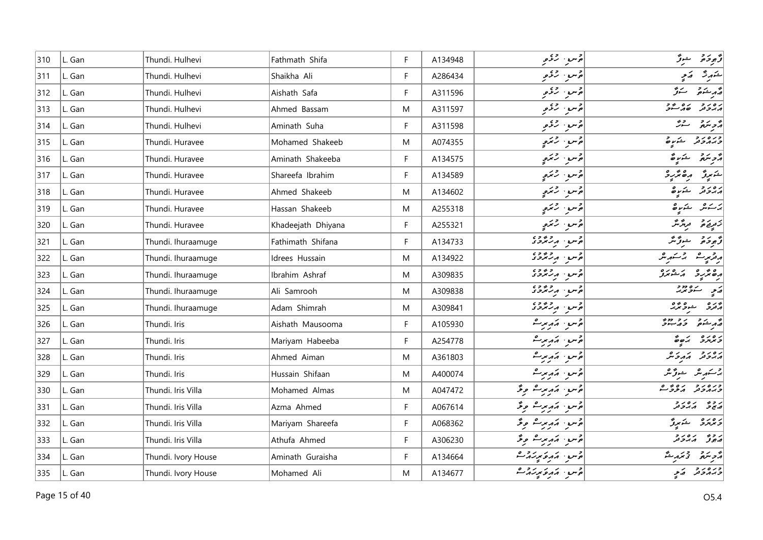| 310 | L. Gan | Thundi. Hulhevi | Fathmath Shifa | F | A134948 | ތުނޑި، ހުޅެވި | ފާތިމަތު ޝިފާ |
|---|---|---|---|---|---|---|---|
| 311 | L. Gan | Thundi. Hulhevi | Shaikha Ali | F | A286434 | ތުނޑި، ހުޅެވި | ޝައިޚާ ޢަލި |
| 312 | L. Gan | Thundi. Hulhevi | Aishath Safa | F | A311596 | ތުނޑި، ހުޅެވި | ޢައިޝަތު ސަފާ |
| 313 | L. Gan | Thundi. Hulhevi | Ahmed Bassam | M | A311597 | ތުނޑި، ހުޅެވި | އަޙްމަދު ބައްސާމް |
| 314 | L. Gan | Thundi. Hulhevi | Aminath Suha | F | A311598 | ތުނޑި، ހުޅެވި | އާމިނަތު ސުހާ |
| 315 | L. Gan | Thundi. Huravee | Mohamed Shakeeb | M | A074355 | ތުނޑި، ހުރަވީ | މުޙައްމަދު ޝަކީބު |
| 316 | L. Gan | Thundi. Huravee | Aminath Shakeeba | F | A134575 | ތުނޑި، ހުރަވީ | އާމިނަތު ޝަކީބާ |
| 317 | L. Gan | Thundi. Huravee | Shareefa Ibrahim | F | A134589 | ތުނޑި، ހުރަވީ | ޝަރީފާ އިބްރާހީމް |
| 318 | L. Gan | Thundi. Huravee | Ahmed Shakeeb | M | A134602 | ތުނޑި، ހުރަވީ | އަޙްމަދު ޝަކީބު |
| 319 | L. Gan | Thundi. Huravee | Hassan Shakeeb | M | A255318 | ތުނޑި، ހުރަވީ | ޙަސަން ޝަކީބު |
| 320 | L. Gan | Thundi. Huravee | Khadeejath Dhiyana | F | A255321 | ތުނޑި، ހުރަވީ | ޚަދީޖަތު ދިޔާނާ |
| 321 | L. Gan | Thundi. Ihuraamuge | Fathimath Shifana | F | A134733 | ތުނޑި، އިހުރާމުގެ | ފާތިމަތު ޝިފާނާ |
| 322 | L. Gan | Thundi. Ihuraamuge | Idrees Hussain | M | A134922 | ތުނޑި، އިހުރާމުގެ | އިދްރީސް ޙުސައިން |
| 323 | L. Gan | Thundi. Ihuraamuge | Ibrahim Ashraf | M | A309835 | ތުނޑި، އިހުރާމުގެ | އިބްރާހީމް އަޝްރަފް |
| 324 | L. Gan | Thundi. Ihuraamuge | Ali Samrooh | M | A309838 | ތުނޑި، އިހުރާމުގެ | ޢަލި ސަމްރޫޙު |
| 325 | L. Gan | Thundi. Ihuraamuge | Adam Shimrah | M | A309841 | ތުނޑި، އިހުރާމުގެ | އާދަމް ޝިމްރާޙް |
| 326 | L. Gan | Thundi. Iris | Aishath Mausooma | F | A105930 | ތުނޑި، އައިރިސް | ޢައިޝަތު މައުސޫމާ |
| 327 | L. Gan | Thundi. Iris | Mariyam Habeeba | F | A254778 | ތުނޑި، އައިރިސް | މަރިޔަމް ހަބީބާ |
| 328 | L. Gan | Thundi. Iris | Ahmed Aiman | M | A361803 | ތުނޑި، އައިރިސް | އަޙްމަދު އައިމަން |
| 329 | L. Gan | Thundi. Iris | Hussain Shifaan | M | A400074 | ތުނޑި، އައިރިސް | ޙުސައިން ޝިފާން |
| 330 | L. Gan | Thundi. Iris Villa | Mohamed Almas | M | A047472 | ތުނޑި، އައިރިސް ވިލާ | މުޙައްމަދު އަލްމާސް |
| 331 | L. Gan | Thundi. Iris Villa | Azma Ahmed | F | A067614 | ތުނޑި، އައިރިސް ވިލާ | އަޒްމާ އަޙްމަދު |
| 332 | L. Gan | Thundi. Iris Villa | Mariyam Shareefa | F | A068362 | ތުނޑި، އައިރިސް ވިލާ | މަރިޔަމް ޝަރީފާ |
| 333 | L. Gan | Thundi. Iris Villa | Athufa Ahmed | F | A306230 | ތުނޑި، އައިރިސް ވިލާ | އަތުފާ އަޙްމަދު |
| 334 | L. Gan | Thundi. Ivory House | Aminath Guraisha | F | A134664 | ތުނޑި، އައިވޮރީހައުސް | އާމިނަތު ގުރައިޝާ |
| 335 | L. Gan | Thundi. Ivory House | Mohamed Ali | M | A134677 | ތުނޑި، އައިވޮރީހައުސް | މުޙައްމަދު ޢަލި |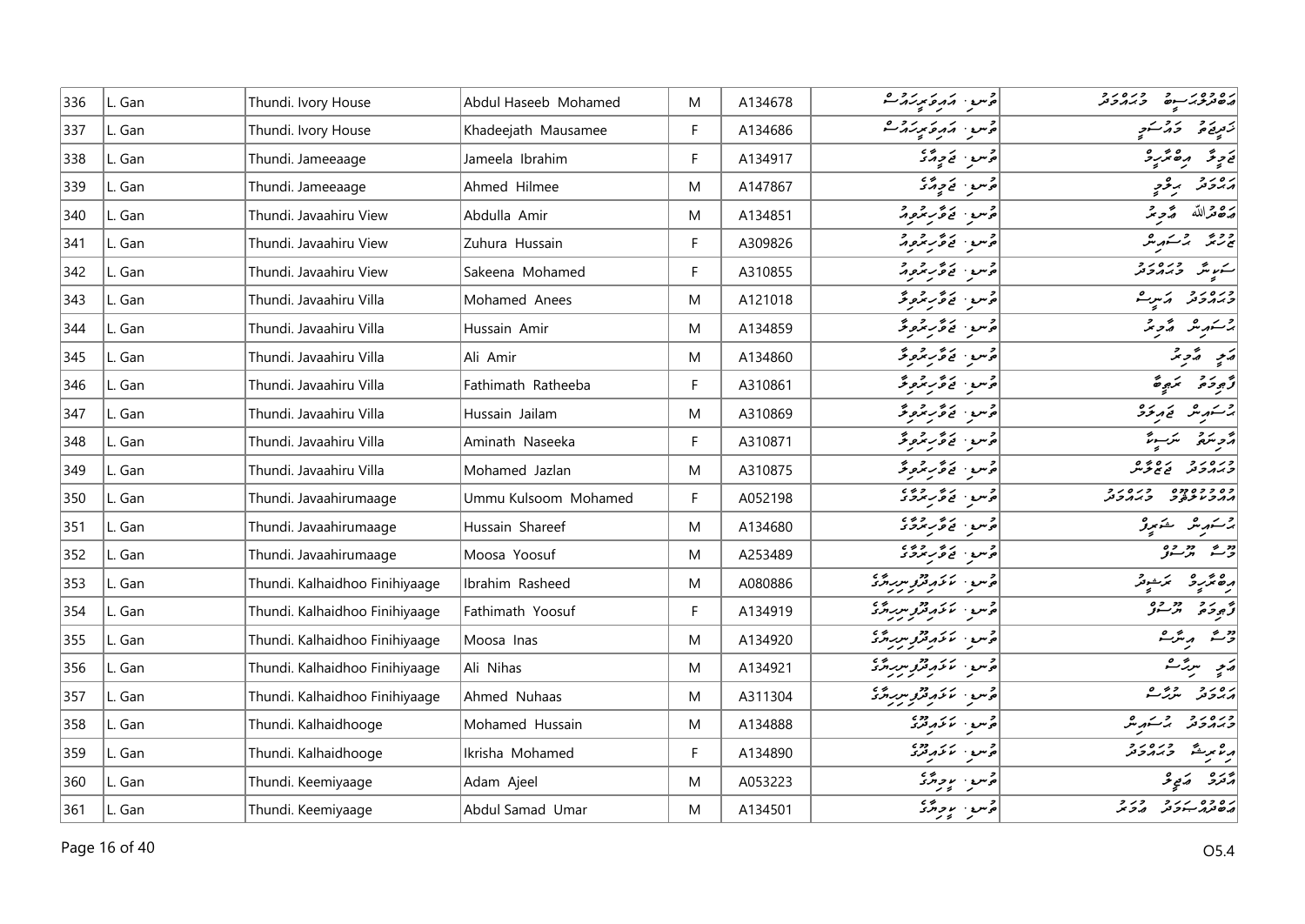| 336 | L. Gan | Thundi. Ivory House | Abdul Haseeb Mohamed | M | A134678 | ތުނޑި . އައިވަރީހައުސް | ޢަބްދުލްޙަސީބު މުޙައްމަދު |
|---|---|---|---|---|---|---|---|
| 337 | L. Gan | Thundi. Ivory House | Khadeejath Mausamee | F | A134686 | ތުނޑި . އައިވަރީހައުސް | ޚަދީޖަތު މައުސަމީ |
| 338 | L. Gan | Thundi. Jameeaage | Jameela Ibrahim | F | A134917 | ތުނޑި . ޖަމީއާގެ | ޖަމީލާ އިބްރާހީމް |
| 339 | L. Gan | Thundi. Jameeaage | Ahmed Hilmee | M | A147867 | ތުނޑި . ޖަމީއާގެ | އަޙްމަދު ހިލްމީ |
| 340 | L. Gan | Thundi. Javaahiru View | Abdulla Amir | M | A134851 | ތުނޑި . ޖަވާހިރުވިއު | އަބްދުﷲ އާމިރު |
| 341 | L. Gan | Thundi. Javaahiru View | Zuhura Hussain | F | A309826 | ތުނޑި . ޖަވާހިރުވިއު | ޒުހުރާ ހުސައިން |
| 342 | L. Gan | Thundi. Javaahiru View | Sakeena Mohamed | F | A310855 | ތުނޑި . ޖަވާހިރުވިއު | ސަކީނާ މުޙައްމަދު |
| 343 | L. Gan | Thundi. Javaahiru Villa | Mohamed Anees | M | A121018 | ތުނޑި . ޖަވާހިރުވިލާ | މުޙައްމަދު އަނީސް |
| 344 | L. Gan | Thundi. Javaahiru Villa | Hussain Amir | M | A134859 | ތުނޑި . ޖަވާހިރުވިލާ | ހުސައިން އާމިރު |
| 345 | L. Gan | Thundi. Javaahiru Villa | Ali Amir | M | A134860 | ތުނޑި . ޖަވާހިރުވިލާ | އަލި އާމިރު |
| 346 | L. Gan | Thundi. Javaahiru Villa | Fathimath Ratheeba | F | A310861 | ތުނޑި . ޖަވާހިރުވިލާ | ފާތިމަތު ރަތީބާ |
| 347 | L. Gan | Thundi. Javaahiru Villa | Hussain Jailam | M | A310869 | ތުނޑި . ޖަވާހިރުވިލާ | ހުސައިން ޖައިލަމް |
| 348 | L. Gan | Thundi. Javaahiru Villa | Aminath Naseeka | F | A310871 | ތުނޑި . ޖަވާހިރުވިލާ | އާމިނަތު ނަސީކާ |
| 349 | L. Gan | Thundi. Javaahiru Villa | Mohamed Jazlan | M | A310875 | ތުނޑި . ޖަވާހިރުވިލާ | މުޙައްމަދު ޖަޒްލާން |
| 350 | L. Gan | Thundi. Javaahirumaage | Ummu Kulsoom Mohamed | F | A052198 | ތުނޑި . ޖަވާހިރުމާގެ | އުއްމުކުލްޘޫމް މުޙައްމަދު |
| 351 | L. Gan | Thundi. Javaahirumaage | Hussain Shareef | M | A134680 | ތުނޑި . ޖަވާހިރުމާގެ | ހުސައިން ޝަރީފު |
| 352 | L. Gan | Thundi. Javaahirumaage | Moosa Yoosuf | M | A253489 | ތުނޑި . ޖަވާހިރުމާގެ | މޫސާ ޔޫސުފު |
| 353 | L. Gan | Thundi. Kalhaidhoo Finihiyaage | Ibrahim Rasheed | M | A080886 | ތުނޑި . ކަޅައިދޫފިނިހިޔާގެ | އިބްރާހީމް ރަޝީދު |
| 354 | L. Gan | Thundi. Kalhaidhoo Finihiyaage | Fathimath Yoosuf | F | A134919 | ތުނޑި . ކަޅައިދޫފިނިހިޔާގެ | ފާތިމަތު ޔޫސުފު |
| 355 | L. Gan | Thundi. Kalhaidhoo Finihiyaage | Moosa Inas | M | A134920 | ތުނޑި . ކަޅައިދޫފިނިހިޔާގެ | މޫސާ އިނާސް |
| 356 | L. Gan | Thundi. Kalhaidhoo Finihiyaage | Ali Nihas | M | A134921 | ތުނޑި . ކަޅައިދޫފިނިހިޔާގެ | އަލި ނިހާސް |
| 357 | L. Gan | Thundi. Kalhaidhoo Finihiyaage | Ahmed Nuhaas | M | A311304 | ތުނޑި . ކަޅައިދޫފިނިހިޔާގެ | އަޙްމަދު ނުހާސް |
| 358 | L. Gan | Thundi. Kalhaidhooge | Mohamed Hussain | M | A134888 | ތުނޑި . ކަޅައިދޫގެ | މުޙައްމަދު ހުސައިން |
| 359 | L. Gan | Thundi. Kalhaidhooge | Ikrisha Mohamed | F | A134890 | ތުނޑި . ކަޅައިދޫގެ | އިކްރިޝާ މުޙައްމަދު |
| 360 | L. Gan | Thundi. Keemiyaage | Adam Ajeel | M | A053223 | ތުނޑި . ކީމިޔާގެ | އާދަމް އަޖީލް |
| 361 | L. Gan | Thundi. Keemiyaage | Abdul Samad Umar | M | A134501 | ތުނޑި . ކީމިޔާގެ | ޢަބްދުއްސަމަދު ޢުމަރު |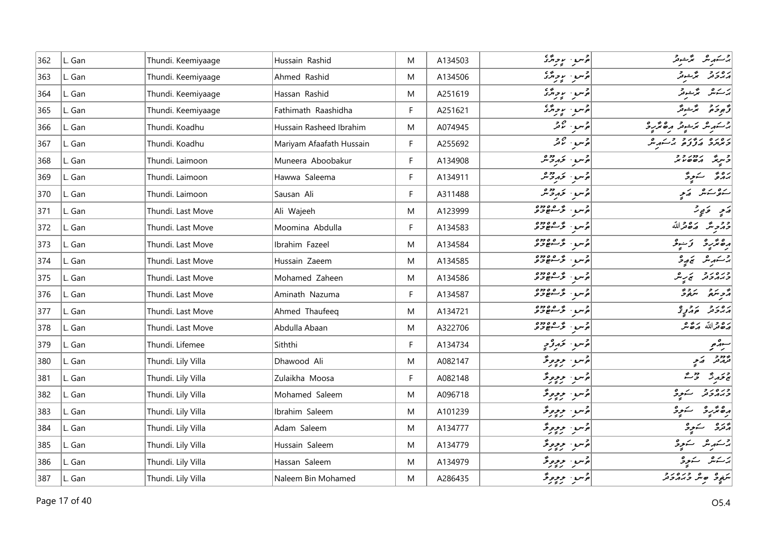| 362 | L. Gan | Thundi. Keemiyaage | Hussain Rashid | M | A134503 | ތުނޑި. ކީމިޔާގެ | ހުސައިން ރާޝިދު |
|---|---|---|---|---|---|---|---|
| 363 | L. Gan | Thundi. Keemiyaage | Ahmed Rashid | M | A134506 | ތުނޑި. ކީމިޔާގެ | އަހުމަދު ރާޝިދު |
| 364 | L. Gan | Thundi. Keemiyaage | Hassan Rashid | M | A251619 | ތުނޑި. ކީމިޔާގެ | ހަސަން ރާޝިދު |
| 365 | L. Gan | Thundi. Keemiyaage | Fathimath Raashidha | F | A251621 | ތުނޑި. ކީމިޔާގެ | ފާތިމަތު ރާޝިދާ |
| 366 | L. Gan | Thundi. Koadhu | Hussain Rasheed Ibrahim | M | A074945 | ތުނޑި. ކޯދު | ހުސައިން ރަޝީދު އިބްރާހީމް |
| 367 | L. Gan | Thundi. Koadhu | Mariyam Afaafath Hussain | F | A255692 | ތުނޑި. ކޯދު | މަރިޔަމް އަފާފަތު ހުސައިން |
| 368 | L. Gan | Thundi. Laimoon | Muneera Aboobakur | F | A134908 | ތުނޑި. ލައިމޫން | މުނީރާ އަބޫބަކުރު |
| 369 | L. Gan | Thundi. Laimoon | Hawwa Saleema | F | A134911 | ތުނޑި. ލައިމޫން | ހައްވާ ސަލީމާ |
| 370 | L. Gan | Thundi. Laimoon | Sausan Ali | F | A311488 | ތުނޑި. ލައިމޫން | ސައުސަން އަލި |
| 371 | L. Gan | Thundi. Last Move | Ali Wajeeh | M | A123999 | ތުނޑި. ލާސްޓްމޫވް | އަލި ވަޖީހު |
| 372 | L. Gan | Thundi. Last Move | Moomina Abdulla | F | A134583 | ތުނޑި. ލާސްޓްމޫވް | މޫމިނާ އަބްދުﷲ |
| 373 | L. Gan | Thundi. Last Move | Ibrahim Fazeel | M | A134584 | ތުނޑި. ލާސްޓްމޫވް | އިބްރާހީމް ފަޒީލް |
| 374 | L. Gan | Thundi. Last Move | Hussain Zaeem | M | A134585 | ތުނޑި. ލާސްޓްމޫވް | ހުސައިން ޒައީމް |
| 375 | L. Gan | Thundi. Last Move | Mohamed Zaheen | M | A134586 | ތުނޑި. ލާސްޓްމޫވް | މުހައްމަދު ޒަހީން |
| 376 | L. Gan | Thundi. Last Move | Aminath Nazuma | F | A134587 | ތުނޑި. ލާސްޓްމޫވް | އާމިނަތު ނަޒުމާ |
| 377 | L. Gan | Thundi. Last Move | Ahmed Thaufeeq | M | A134721 | ތުނޑި. ލާސްޓްމޫވް | އަހުމަދު ތައުފީޤު |
| 378 | L. Gan | Thundi. Last Move | Abdulla Abaan | M | A322706 | ތުނޑި. ލާސްޓްމޫވް | އަބްދުﷲ އަބާން |
| 379 | L. Gan | Thundi. Lifemee | Siththi | F | A134734 | ތުނޑި. ލައިފްމީ | ސިއްތި |
| 380 | L. Gan | Thundi. Lily Villa | Dhawood Ali | M | A082147 | ތުނޑި. ލިލީވިލާ | ދާއޫދު އަލި |
| 381 | L. Gan | Thundi. Lily Villa | Zulaikha Moosa | F | A082148 | ތުނޑި. ލިލީވިލާ | ޒުލައިހާ މޫސާ |
| 382 | L. Gan | Thundi. Lily Villa | Mohamed Saleem | M | A096718 | ތުނޑި. ލިލީވިލާ | މުހައްމަދު ސަލީމް |
| 383 | L. Gan | Thundi. Lily Villa | Ibrahim Saleem | M | A101239 | ތުނޑި. ލިލީވިލާ | އިބްރާހީމް ސަލީމް |
| 384 | L. Gan | Thundi. Lily Villa | Adam Saleem | M | A134777 | ތުނޑި. ލިލީވިލާ | އާދަމް ސަލީމް |
| 385 | L. Gan | Thundi. Lily Villa | Hussain Saleem | M | A134779 | ތުނޑި. ލިލީވިލާ | ހުސައިން ސަލީމް |
| 386 | L. Gan | Thundi. Lily Villa | Hassan Saleem | M | A134979 | ތުނޑި. ލިލީވިލާ | ހަސަން ސަލީމް |
| 387 | L. Gan | Thundi. Lily Villa | Naleem Bin Mohamed | M | A286435 | ތުނޑި. ލިލީވިލާ | ނަލީމް ބިން މުހައްމަދު |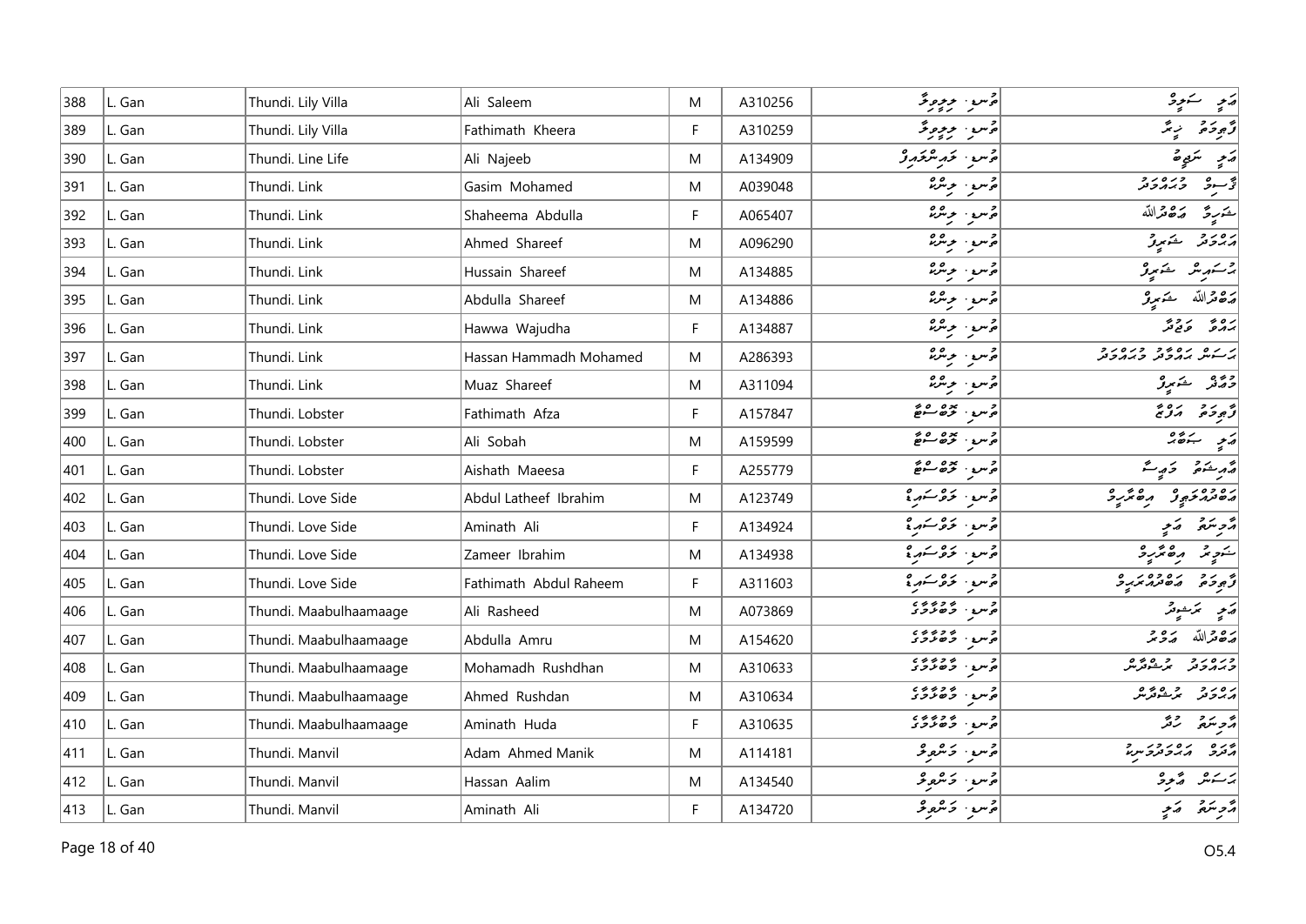| 388 | L. Gan | Thundi. Lily Villa | Ali Saleem | M | A310256 | ތުނޑި. ލިލީވިލާ | އަލީ ސަލީމް |
|---|---|---|---|---|---|---|---|
| 389 | L. Gan | Thundi. Lily Villa | Fathimath Kheera | F | A310259 | ތުނޑި. ލިލީވިލާ | ފާތިމަތު ޚީރާ |
| 390 | L. Gan | Thundi. Line Life | Ali Najeeb | M | A134909 | ތުނޑި. ލައިންލައިފް | އަލީ ނަޖީބު |
| 391 | L. Gan | Thundi. Link | Gasim Mohamed | M | A039048 | ތުނޑި. ލިންކް | ޤާސިމް މުހައްމަދު |
| 392 | L. Gan | Thundi. Link | Shaheema Abdulla | F | A065407 | ތުނޑި. ލިންކް | ޝަހީމާ އަބްދުﷲ |
| 393 | L. Gan | Thundi. Link | Ahmed Shareef | M | A096290 | ތުނޑި. ލިންކް | އަޙްމަދު ޝަރީފު |
| 394 | L. Gan | Thundi. Link | Hussain Shareef | M | A134885 | ތުނޑި. ލިންކް | ޙުސައިން ޝަރީފު |
| 395 | L. Gan | Thundi. Link | Abdulla Shareef | M | A134886 | ތުނޑި. ލިންކް | އަބްދުﷲ ޝަރީފު |
| 396 | L. Gan | Thundi. Link | Hawwa Wajudha | F | A134887 | ތުނޑި. ލިންކް | ހައްވާ ވަޖުދާ |
| 397 | L. Gan | Thundi. Link | Hassan Hammadh Mohamed | M | A286393 | ތުނޑި. ލިންކް | ހަސަން ހައްމާދު މުހައްމަދު |
| 398 | L. Gan | Thundi. Link | Muaz Shareef | M | A311094 | ތުނޑި. ލިންކް | މުޢާޛު ޝަރީފު |
| 399 | L. Gan | Thundi. Lobster | Fathimath Afza | F | A157847 | ތުނޑި. ލޮބްސްޓަ | ފާތިމަތު އަފްޒާ |
| 400 | L. Gan | Thundi. Lobster | Ali Sobah | M | A159599 | ތުނޑި. ލޮބްސްޓަ | އަލީ ސަބާހު |
| 401 | L. Gan | Thundi. Lobster | Aishath Maeesa | F | A255779 | ތުނޑި. ލޮބްސްޓަ | އާއިޝަތު މައީސާ |
| 402 | L. Gan | Thundi. Love Side | Abdul Latheef Ibrahim | M | A123749 | ތުނޑި. ލަވްސައިޑް | އަބްދުއްލަޠީފު އިބްރާހީމް |
| 403 | L. Gan | Thundi. Love Side | Aminath Ali | F | A134924 | ތުނޑި. ލަވްސައިޑް | އާމިނަތު އަލީ |
| 404 | L. Gan | Thundi. Love Side | Zameer Ibrahim | M | A134938 | ތުނޑި. ލަވްސައިޑް | ޒަމީރު އިބްރާހީމް |
| 405 | L. Gan | Thundi. Love Side | Fathimath Abdul Raheem | F | A311603 | ތުނޑި. ލަވްސައިޑް | ފާތިމަތު އަބްދުއްރަޙީމް |
| 406 | L. Gan | Thundi. Maabulhaamaage | Ali Rasheed | M | A073869 | ތުނޑި. މާބުޅާމާގެ | އަލީ ރަޝީދު |
| 407 | L. Gan | Thundi. Maabulhaamaage | Abdulla Amru | M | A154620 | ތުނޑި. މާބުޅާމާގެ | އަބްދުﷲ އަމްރު |
| 408 | L. Gan | Thundi. Maabulhaamaage | Mohamadh Rushdhan | M | A310633 | ތުނޑި. މާބުޅާމާގެ | މުހައްމަދު ރުޝްދާން |
| 409 | L. Gan | Thundi. Maabulhaamaage | Ahmed Rushdan | M | A310634 | ތުނޑި. މާބުޅާމާގެ | އަޙްމަދު ރުޝްދާން |
| 410 | L. Gan | Thundi. Maabulhaamaage | Aminath Huda | F | A310635 | ތުނޑި. މާބުޅާމާގެ | އާމިނަތު ހުދާ |
| 411 | L. Gan | Thundi. Manvil | Adam Ahmed Manik | M | A114181 | ތުނޑި. މަންވިލް | އާދަމް އަޙްމަދުމަނިކު |
| 412 | L. Gan | Thundi. Manvil | Hassan Aalim | M | A134540 | ތުނޑި. މަންވިލް | ހަސަން އާލިމް |
| 413 | L. Gan | Thundi. Manvil | Aminath Ali | F | A134720 | ތުނޑި. މަންވިލް | އާމިނަތު އަލީ |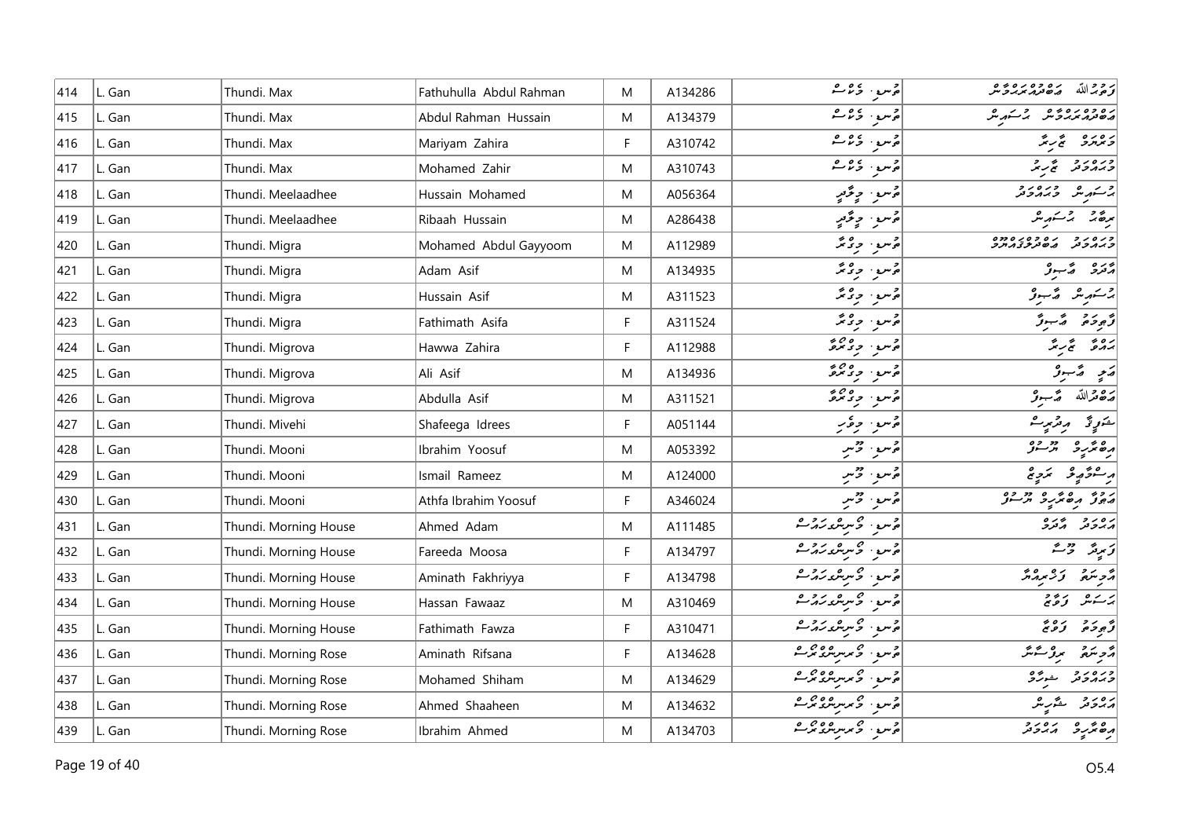| 414 | L. Gan | Thundi. Max | Fathuhulla Abdul Rahman | M | A134286 | ތުނޑި. މެކްސް | ފަތުހުﷲ އަބްދުއްރަޙްމާން |
|---|---|---|---|---|---|---|---|
| 415 | L. Gan | Thundi. Max | Abdul Rahman Hussain | M | A134379 | ތުނޑި. މެކްސް | އަބްދުއްރަޙްމާން ޙުސައިން |
| 416 | L. Gan | Thundi. Max | Mariyam Zahira | F | A310742 | ތުނޑި. މެކްސް | މަރިޔަމް ޒާހިރާ |
| 417 | L. Gan | Thundi. Max | Mohamed Zahir | M | A310743 | ތުނޑި. މެކްސް | މުޙައްމަދު ޒާހިރު |
| 418 | L. Gan | Thundi. Meelaadhee | Hussain Mohamed | M | A056364 | ތުނޑި. މީލާދީ | ޙުސައިން މުޙައްމަދު |
| 419 | L. Gan | Thundi. Meelaadhee | Ribaah Hussain | M | A286438 | ތުނޑި. މީލާދީ | ރިބާހު ޙުސައިން |
| 420 | L. Gan | Thundi. Migra | Mohamed Abdul Gayyoom | M | A112989 | ތުނޑި. މިގްރާ | މުޙައްމަދު އަބްދުލްޤައްޔޫމް |
| 421 | L. Gan | Thundi. Migra | Adam Asif | M | A134935 | ތުނޑި. މިގްރާ | އާދަމް އާސިފް |
| 422 | L. Gan | Thundi. Migra | Hussain Asif | M | A311523 | ތުނޑި. މިގްރާ | ޙުސައިން އާސިފް |
| 423 | L. Gan | Thundi. Migra | Fathimath Asifa | F | A311524 | ތުނޑި. މިގްރާ | ފާތިމަތު އާސިފާ |
| 424 | L. Gan | Thundi. Migrova | Hawwa Zahira | F | A112988 | ތުނޑި. މިގްރޯވާ | ހައްވާ ޒާހިރާ |
| 425 | L. Gan | Thundi. Migrova | Ali Asif | M | A134936 | ތުނޑި. މިގްރޯވާ | އަލި އާސިފް |
| 426 | L. Gan | Thundi. Migrova | Abdulla Asif | M | A311521 | ތުނޑި. މިގްރޯވާ | އަބްދުﷲ އާސިފް |
| 427 | L. Gan | Thundi. Mivehi | Shafeega Idrees | F | A051144 | ތުނޑި. މިވެހި | ޝަފީގާ އިދްރީސް |
| 428 | L. Gan | Thundi. Mooni | Ibrahim Yoosuf | M | A053392 | ތުނޑި. މޫނި | އިބްރާހީމް ޔޫސުފް |
| 429 | L. Gan | Thundi. Mooni | Ismail Rameez | M | A124000 | ތުނޑި. މޫނި | އިސްމާއީލް ރަމީޒް |
| 430 | L. Gan | Thundi. Mooni | Athfa Ibrahim Yoosuf | F | A346024 | ތުނޑި. މޫނި | އަތުފާ އިބްރާހީމް ޔޫސުފް |
| 431 | L. Gan | Thundi. Morning House | Ahmed Adam | M | A111485 | ތުނޑި. މޯނިންގހައުސް | އަޙްމަދު އާދަމް |
| 432 | L. Gan | Thundi. Morning House | Fareeda Moosa | F | A134797 | ތުނޑި. މޯނިންގހައުސް | ފަރީދާ މޫސާ |
| 433 | L. Gan | Thundi. Morning House | Aminath Fakhriyya | F | A134798 | ތުނޑި. މޯނިންގހައުސް | އާމިނަތު ފަޚްރިއްޔާ |
| 434 | L. Gan | Thundi. Morning House | Hassan Fawaaz | M | A310469 | ތުނޑި. މޯނިންގހައުސް | ހަސަން ފަވާޒު |
| 435 | L. Gan | Thundi. Morning House | Fathimath Fawza | F | A310471 | ތުނޑި. މޯނިންގހައުސް | ފާތިމަތު ފަވްޒާ |
| 436 | L. Gan | Thundi. Morning Rose | Aminath Rifsana | F | A134628 | ތުނޑި. މޯނިންގރޯސް | އާމިނަތު ރިފްސާނާ |
| 437 | L. Gan | Thundi. Morning Rose | Mohamed Shiham | M | A134629 | ތުނޑި. މޯނިންގރޯސް | މުޙައްމަދު ޝިހާމް |
| 438 | L. Gan | Thundi. Morning Rose | Ahmed Shaaheen | M | A134632 | ތުނޑި. މޯނިންގރޯސް | އަޙްމަދު ޝާހިން |
| 439 | L. Gan | Thundi. Morning Rose | Ibrahim Ahmed | M | A134703 | ތުނޑި. މޯނިންގރޯސް | އިބްރާހީމް އަޙްމަދު |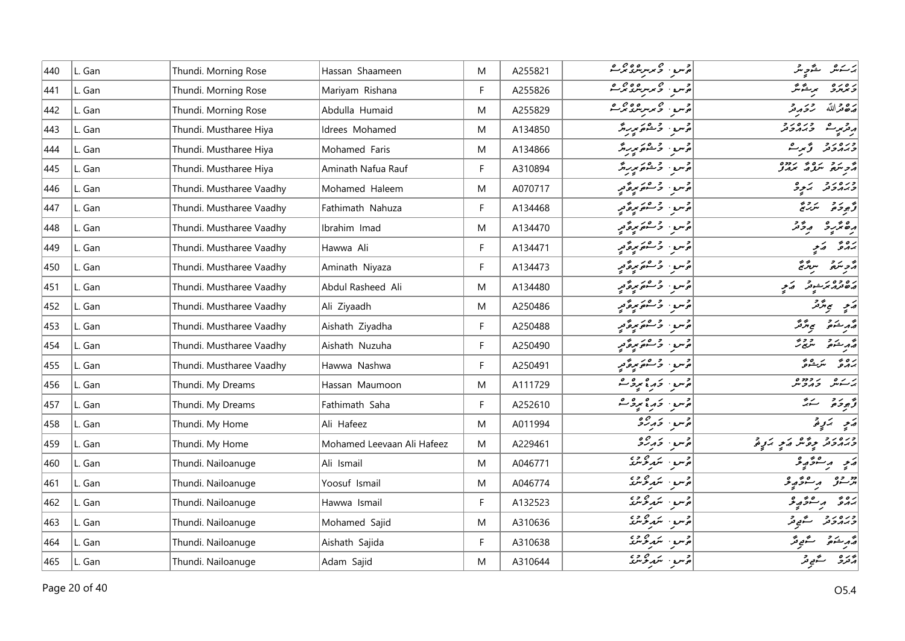| 440 | L. Gan | Thundi. Morning Rose | Hassan Shaameen | M | A255821 | ތުނޑި، މޯނިންގ ރޯސް | ހަސަން ޝާމީން |
|---|---|---|---|---|---|---|---|
| 441 | L. Gan | Thundi. Morning Rose | Mariyam Rishana | F | A255826 | ތުނޑި، މޯނިންގ ރޯސް | މަރިޔަމް ރިޝާނާ |
| 442 | L. Gan | Thundi. Morning Rose | Abdulla Humaid | M | A255829 | ތުނޑި، މޯނިންގ ރޯސް | އަބްދުﷲ ހުމައިދު |
| 443 | L. Gan | Thundi. Mustharee Hiya | Idrees Mohamed | M | A134850 | ތުނޑި، މުސްތަރީހިޔާ | އިދްރީސް މުހައްމަދު |
| 444 | L. Gan | Thundi. Mustharee Hiya | Mohamed Faris | M | A134866 | ތުނޑި، މުސްތަރީހިޔާ | މުހައްމަދު ފާރިސް |
| 445 | L. Gan | Thundi. Mustharee Hiya | Aminath Nafua Rauf | F | A310894 | ތުނޑި، މުސްތަރީހިޔާ | އާމިނަތު ނަފުއާ ރައޫފު |
| 446 | L. Gan | Thundi. Mustharee Vaadhy | Mohamed Haleem | M | A070717 | ތުނޑި، މުސްތަރީވާދީ | މުހައްމަދު ހަލީމު |
| 447 | L. Gan | Thundi. Mustharee Vaadhy | Fathimath Nahuza | F | A134468 | ތުނޑި، މުސްތަރީވާދީ | ފާތިމަތު ނަހުޒާ |
| 448 | L. Gan | Thundi. Mustharee Vaadhy | Ibrahim Imad | M | A134470 | ތުނޑި، މުސްތަރީވާދީ | އިބްރާހީމް އިމާދު |
| 449 | L. Gan | Thundi. Mustharee Vaadhy | Hawwa Ali | F | A134471 | ތުނޑި، މުސްތަރީވާދީ | ހައްވާ އަލި |
| 450 | L. Gan | Thundi. Mustharee Vaadhy | Aminath Niyaza | F | A134473 | ތުނޑި، މުސްތަރީވާދީ | އާމިނަތު ނިޔާޒާ |
| 451 | L. Gan | Thundi. Mustharee Vaadhy | Abdul Rasheed Ali | M | A134480 | ތުނޑި، މުސްތަރީވާދީ | އަބްދުއްރަޝީދު އަލި |
| 452 | L. Gan | Thundi. Mustharee Vaadhy | Ali Ziyaadh | M | A250486 | ތުނޑި، މުސްތަރީވާދީ | އަލި ޒިޔާދު |
| 453 | L. Gan | Thundi. Mustharee Vaadhy | Aishath Ziyadha | F | A250488 | ތުނޑި، މުސްތަރީވާދީ | އައިޝަތު ޒިޔާދާ |
| 454 | L. Gan | Thundi. Mustharee Vaadhy | Aishath Nuzuha | F | A250490 | ތުނޑި، މުސްތަރީވާދީ | އައިޝަތު ނުޒުހާ |
| 455 | L. Gan | Thundi. Mustharee Vaadhy | Hawwa Nashwa | F | A250491 | ތުނޑި، މުސްތަރީވާދީ | ހައްވާ ނަޝްވާ |
| 456 | L. Gan | Thundi. My Dreams | Hassan Maumoon | M | A111729 | ތުނޑި، މައިޑްރީމްސް | ހަސަން މައުމޫން |
| 457 | L. Gan | Thundi. My Dreams | Fathimath Saha | F | A252610 | ތުނޑި، މައިޑްރީމްސް | ފާތިމަތު ސަހާ |
| 458 | L. Gan | Thundi. My Home | Ali Hafeez | M | A011994 | ތުނޑި، މައިހޯމް | އަލި ހަފީޒު |
| 459 | L. Gan | Thundi. My Home | Mohamed Leevaan Ali Hafeez | M | A229461 | ތުނޑި، މައިހޯމް | މުހައްމަދު ލީވާން އަލި ހަފީޒު |
| 460 | L. Gan | Thundi. Nailoanuge | Ali Ismail | M | A046771 | ތުނޑި، ނައިލޯނުގެ | އަލި އިސްމާއިލް |
| 461 | L. Gan | Thundi. Nailoanuge | Yoosuf Ismail | M | A046774 | ތުނޑި، ނައިލޯނުގެ | ޔޫސުފް އިސްމާއިލް |
| 462 | L. Gan | Thundi. Nailoanuge | Hawwa Ismail | F | A132523 | ތުނޑި، ނައިލޯނުގެ | ހައްވާ އިސްމާއިލް |
| 463 | L. Gan | Thundi. Nailoanuge | Mohamed Sajid | M | A310636 | ތުނޑި، ނައިލޯނުގެ | މުހައްމަދު ސާޖިދު |
| 464 | L. Gan | Thundi. Nailoanuge | Aishath Sajida | F | A310638 | ތުނޑި، ނައިލޯނުގެ | އައިޝަތު ސާޖިދާ |
| 465 | L. Gan | Thundi. Nailoanuge | Adam Sajid | M | A310644 | ތުނޑި، ނައިލޯނުގެ | އާދަމް ސާޖިދު |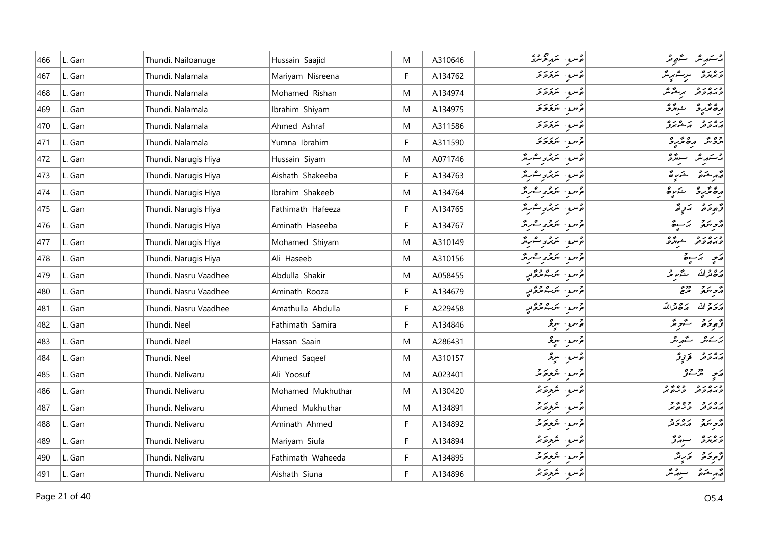| 466 | L. Gan | Thundi. Nailoanuge | Hussain Saajid | M | A310646 | ތުނޑި . ނައިލޯނުގެ | ހުސައިން ސާޖިދު |
|---|---|---|---|---|---|---|---|
| 467 | L. Gan | Thundi. Nalamala | Mariyam Nisreena | F | A134762 | ތުނޑި . ނަލަމަލަ | މަރިޔަމް ނިސްރީނާ |
| 468 | L. Gan | Thundi. Nalamala | Mohamed Rishan | M | A134974 | ތުނޑި . ނަލަމަލަ | މުހައްމަދު ރިޝާން |
| 469 | L. Gan | Thundi. Nalamala | Ibrahim Shiyam | M | A134975 | ތުނޑި . ނަލަމަލަ | އިބްރާހީމް ޝިޔާމް |
| 470 | L. Gan | Thundi. Nalamala | Ahmed Ashraf | M | A311586 | ތުނޑި . ނަލަމަލަ | އަހުމަދު އަޝްރަފް |
| 471 | L. Gan | Thundi. Nalamala | Yumna Ibrahim | F | A311590 | ތުނޑި . ނަލަމަލަ | ޔުމްނާ އިބްރާހީމް |
| 472 | L. Gan | Thundi. Narugis Hiya | Hussain Siyam | M | A071746 | ތުނޑި . ނަރުގިސްހިޔާ | ހުސައިން ސިޔާމް |
| 473 | L. Gan | Thundi. Narugis Hiya | Aishath Shakeeba | F | A134763 | ތުނޑި . ނަރުގިސްހިޔާ | އައިޝަތު ޝަކީބާ |
| 474 | L. Gan | Thundi. Narugis Hiya | Ibrahim Shakeeb | M | A134764 | ތުނޑި . ނަރުގިސްހިޔާ | އިބްރާހީމް ޝަކީބް |
| 475 | L. Gan | Thundi. Narugis Hiya | Fathimath Hafeeza | F | A134765 | ތުނޑި . ނަރުގިސްހިޔާ | ފާތިމަތު ހަފީޒާ |
| 476 | L. Gan | Thundi. Narugis Hiya | Aminath Haseeba | F | A134767 | ތުނޑި . ނަރުގިސްހިޔާ | އާމިނަތު ހަސީބާ |
| 477 | L. Gan | Thundi. Narugis Hiya | Mohamed Shiyam | M | A310149 | ތުނޑި . ނަރުގިސްހިޔާ | މުހައްމަދު ޝިޔާމް |
| 478 | L. Gan | Thundi. Narugis Hiya | Ali Haseeb | M | A310156 | ތުނޑި . ނަރުގިސްހިޔާ | އަލި ހަސީބް |
| 479 | L. Gan | Thundi. Nasru Vaadhee | Abdulla Shakir | M | A058455 | ތުނޑި . ނަސްރުވާދީ | އަބްދުﷲ ޝާކިރު |
| 480 | L. Gan | Thundi. Nasru Vaadhee | Aminath Rooza | F | A134679 | ތުނޑި . ނަސްރުވާދީ | އާމިނަތު ރޫޒާ |
| 481 | L. Gan | Thundi. Nasru Vaadhee | Amathulla Abdulla | F | A229458 | ތުނޑި . ނަސްރުވާދީ | އަމަތުﷲ އަބްދުﷲ |
| 482 | L. Gan | Thundi. Neel | Fathimath Samira | F | A134846 | ތުނޑި . ނީލް | ފާތިމަތު ސަމީރާ |
| 483 | L. Gan | Thundi. Neel | Hassan Saain | M | A286431 | ތުނޑި . ނީލް | ހަސަން ސާއިން |
| 484 | L. Gan | Thundi. Neel | Ahmed Saqeef | M | A310157 | ތުނޑި . ނީލް | އަހުމަދު ޘަޤީފް |
| 485 | L. Gan | Thundi. Nelivaru | Ali Yoosuf | M | A023401 | ތުނޑި . ނެލިވަރު | އަލި ޔޫސުފް |
| 486 | L. Gan | Thundi. Nelivaru | Mohamed Mukhuthar | M | A130420 | ތުނޑި . ނެލިވަރު | މުހައްމަދު މުޚުތާރު |
| 487 | L. Gan | Thundi. Nelivaru | Ahmed Mukhuthar | M | A134891 | ތުނޑި . ނެލިވަރު | އަހުމަދު މުޚުތާރު |
| 488 | L. Gan | Thundi. Nelivaru | Aminath Ahmed | F | A134892 | ތުނޑި . ނެލިވަރު | އާމިނަތު އަހުމަދު |
| 489 | L. Gan | Thundi. Nelivaru | Mariyam Siufa | F | A134894 | ތުނޑި . ނެލިވަރު | މަރިޔަމް ސިއުފާ |
| 490 | L. Gan | Thundi. Nelivaru | Fathimath Waheeda | F | A134895 | ތުނޑި . ނެލިވަރު | ފާތިމަތު ވަހީދާ |
| 491 | L. Gan | Thundi. Nelivaru | Aishath Siuna | F | A134896 | ތުނޑި . ނެލިވަރު | އައިޝަތު ސިއުނާ |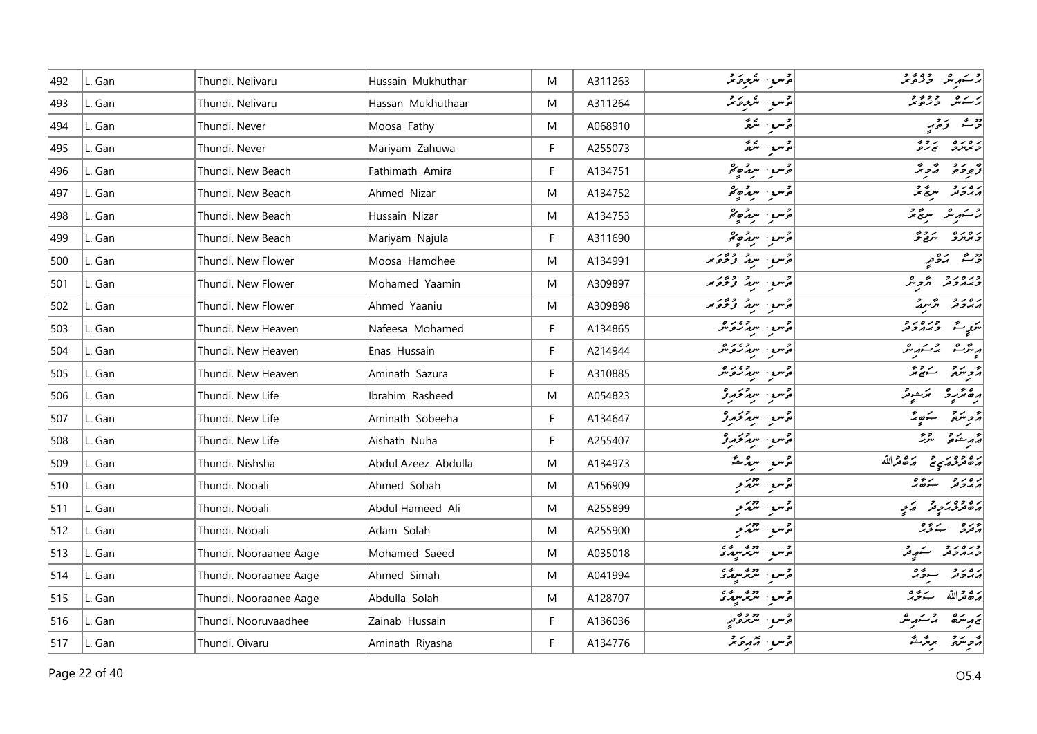| 492 | L. Gan | Thundi. Nelivaru | Hussain Mukhuthar | M | A311263 | ތުނޑި. ނެލިވަރު | ހުސައިން މުހުތާރު |
|---|---|---|---|---|---|---|---|
| 493 | L. Gan | Thundi. Nelivaru | Hassan Mukhuthaar | M | A311264 | ތުނޑި. ނެލިވަރު | ހަސަން މުހުތާރު |
| 494 | L. Gan | Thundi. Never | Moosa Fathy | M | A068910 | ތުނޑި. ނެވާ | މޫސާ ފަތުހީ |
| 495 | L. Gan | Thundi. Never | Mariyam Zahuwa | F | A255073 | ތުނޑި. ނެވާ | މަރިޔަމް ޒަހުވާ |
| 496 | L. Gan | Thundi. New Beach | Fathimath Amira | F | A134751 | ތުނޑި. ނިއުބީޗް | ފާތިމަތު އާމިރާ |
| 497 | L. Gan | Thundi. New Beach | Ahmed Nizar | M | A134752 | ތުނޑި. ނިއުބީޗް | އަހުމަދު ނިޒާރު |
| 498 | L. Gan | Thundi. New Beach | Hussain Nizar | M | A134753 | ތުނޑި. ނިއުބީޗް | ހުސައިން ނިޒާރު |
| 499 | L. Gan | Thundi. New Beach | Mariyam Najula | F | A311690 | ތުނޑި. ނިއުބީޗް | މަރިޔަމް ނަޖުލާ |
| 500 | L. Gan | Thundi. New Flower | Moosa Hamdhee | M | A134991 | ތުނޑި. ނިއު ފްލަވަރ | މޫސާ ހަމްދީ |
| 501 | L. Gan | Thundi. New Flower | Mohamed Yaamin | M | A309897 | ތުނޑި. ނިއު ފްލަވަރ | މުހަންމަދު ޔާމިން |
| 502 | L. Gan | Thundi. New Flower | Ahmed Yaaniu | M | A309898 | ތުނޑި. ނިއު ފްލަވަރ | އަހުމަދު ޔާނިއު |
| 503 | L. Gan | Thundi. New Heaven | Nafeesa Mohamed | F | A134865 | ތުނޑި. ނިއުހެވަން | ނަފީސާ މުހަންމަދު |
| 504 | L. Gan | Thundi. New Heaven | Enas Hussain | F | A214944 | ތުނޑި. ނިއުހެވަން | އީނާސް ހުސައިން |
| 505 | L. Gan | Thundi. New Heaven | Aminath Sazura | F | A310885 | ތުނޑި. ނިއުހެވަން | އާމިނަތު ސަޒުރާ |
| 506 | L. Gan | Thundi. New Life | Ibrahim Rasheed | M | A054823 | ތުނޑި. ނިއުލައިފް | އިބްރާހީމް ރަޝީދު |
| 507 | L. Gan | Thundi. New Life | Aminath Sobeeha | F | A134647 | ތުނޑި. ނިއުލައިފް | އާމިނަތު ސަބީހާ |
| 508 | L. Gan | Thundi. New Life | Aishath Nuha | F | A255407 | ތުނޑި. ނިއުލައިފް | އައިޝަތު ނުހާ |
| 509 | L. Gan | Thundi. Nishsha | Abdul Azeez Abdulla | M | A134973 | ތުނޑި. ނިއްޝާ | އަބްދުލްއަޒީޒު އަބްދުﷲ |
| 510 | L. Gan | Thundi. Nooali | Ahmed Sobah | M | A156909 | ތުނޑި. ނޫއަލި | އަހުމަދު ސަބާހު |
| 511 | L. Gan | Thundi. Nooali | Abdul Hameed Ali | M | A255899 | ތުނޑި. ނޫއަލި | އަބްދުލްހަމީދު އަލި |
| 512 | L. Gan | Thundi. Nooali | Adam Solah | M | A255900 | ތުނޑި. ނޫއަލި | އާދަމް ސަލާހު |
| 513 | L. Gan | Thundi. Nooraanee Aage | Mohamed Saeed | M | A035018 | ތުނޑި. ނޫރާނީއާގެ | މުހަންމަދު ސަޢީދު |
| 514 | L. Gan | Thundi. Nooraanee Aage | Ahmed Simah | M | A041994 | ތުނޑި. ނޫރާނީއާގެ | އަހުމަދު ސިމާހު |
| 515 | L. Gan | Thundi. Nooraanee Aage | Abdulla Solah | M | A128707 | ތުނޑި. ނޫރާނީއާގެ | އަބްދުﷲ ސަލާހު |
| 516 | L. Gan | Thundi. Nooruvaadhee | Zainab Hussain | F | A136036 | ތުނޑި. ނޫރުވާދީ | ޒައިނަބު ހުސައިން |
| 517 | L. Gan | Thundi. Oivaru | Aminath Riyasha | F | A134776 | ތުނޑި. އޮއިވަރު | އާމިނަތު ރިޔާޝާ |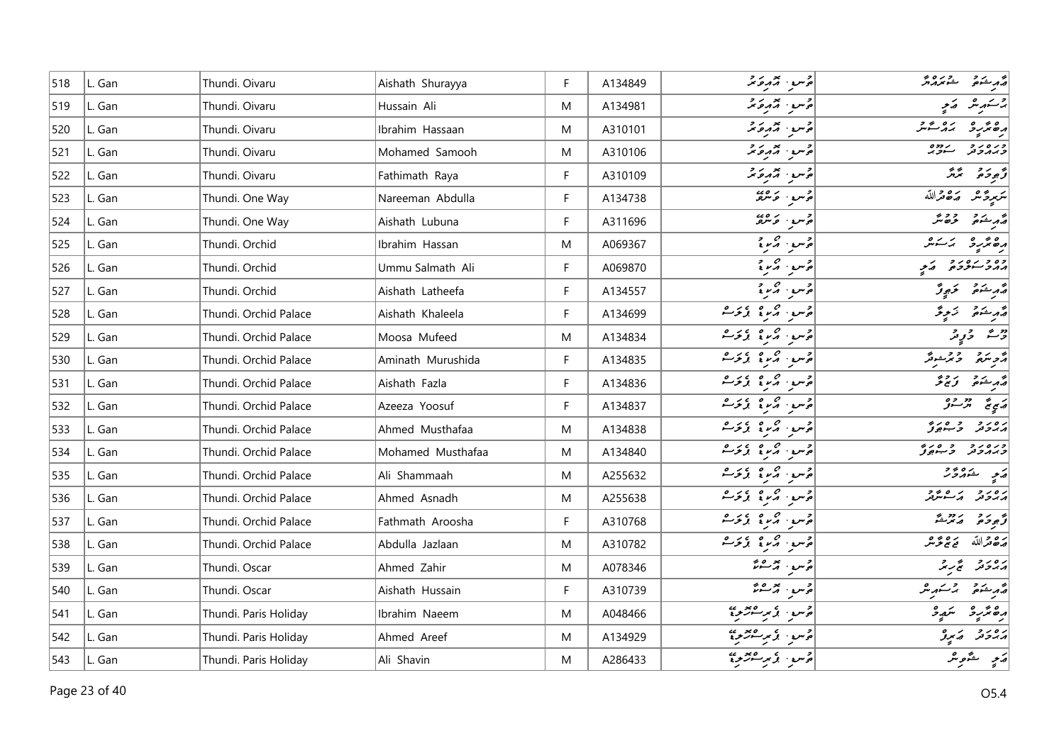| 518 | L. Gan | Thundi. Oivaru | Aishath Shurayya | F | A134849 | ތުނޑި، އޮއިވަރު | އާއިޝަތު ޝުރައްޔާ |
|---|---|---|---|---|---|---|---|
| 519 | L. Gan | Thundi. Oivaru | Hussain Ali | M | A134981 | ތުނޑި، އޮއިވަރު | ޙުސައިން ޢަލި |
| 520 | L. Gan | Thundi. Oivaru | Ibrahim Hassaan | M | A310101 | ތުނޑި، އޮއިވަރު | އިބްރާހީމް ޙައްސާން |
| 521 | L. Gan | Thundi. Oivaru | Mohamed Samooh | M | A310106 | ތުނޑި، އޮއިވަރު | މުޙައްމަދު ސަމޫޙް |
| 522 | L. Gan | Thundi. Oivaru | Fathimath Raya | F | A310109 | ތުނޑި، އޮއިވަރު | ފާތިމަތު ރާޔާ |
| 523 | L. Gan | Thundi. One Way | Nareeman Abdulla | F | A134738 | ތުނޑި، ވަންވޭ | ނަރީމާން ޢަބްދުﷲ |
| 524 | L. Gan | Thundi. One Way | Aishath Lubuna | F | A311696 | ތުނޑި، ވަންވޭ | އާއިޝަތު ލުބުނާ |
| 525 | L. Gan | Thundi. Orchid | Ibrahim Hassan | M | A069367 | ތުނޑި، އޯކިޑް | އިބްރާހީމް ޙަސަން |
| 526 | L. Gan | Thundi. Orchid | Ummu Salmath Ali | F | A069870 | ތުނޑި، އޯކިޑް | އުއްމު ސަލްމަތު ޢަލި |
| 527 | L. Gan | Thundi. Orchid | Aishath Latheefa | F | A134557 | ތުނޑި، އޯކިޑް | އާއިޝަތު ލަޠީފާ |
| 528 | L. Gan | Thundi. Orchid Palace | Aishath Khaleela | F | A134699 | ތުނޑި، އޯކިޑް ޕެލަސް | އާއިޝަތު ޚަލީލާ |
| 529 | L. Gan | Thundi. Orchid Palace | Moosa Mufeed | M | A134834 | ތުނޑި، އޯކިޑް ޕެލަސް | މޫސާ މުފީދު |
| 530 | L. Gan | Thundi. Orchid Palace | Aminath Murushida | F | A134835 | ތުނޑި، އޯކިޑް ޕެލަސް | އާމިނަތު މުރުޝިދާ |
| 531 | L. Gan | Thundi. Orchid Palace | Aishath Fazla | F | A134836 | ތުނޑި، އޯކިޑް ޕެލަސް | އާއިޝަތު ފަޟްލާ |
| 532 | L. Gan | Thundi. Orchid Palace | Azeeza Yoosuf | F | A134837 | ތުނޑި، އޯކިޑް ޕެލަސް | ޢަޒީޒާ ޔޫސުފް |
| 533 | L. Gan | Thundi. Orchid Palace | Ahmed Musthafaa | M | A134838 | ތުނޑި، އޯކިޑް ޕެލަސް | އަޙްމަދު މުސްތަފާ |
| 534 | L. Gan | Thundi. Orchid Palace | Mohamed Musthafaa | M | A134840 | ތުނޑި، އޯކިޑް ޕެލަސް | މުޙައްމަދު މުސްތަފާ |
| 535 | L. Gan | Thundi. Orchid Palace | Ali Shammaah | M | A255632 | ތުނޑި، އޯކިޑް ޕެލަސް | ޢަލި ޝައްމާޙް |
| 536 | L. Gan | Thundi. Orchid Palace | Ahmed Asnadh | M | A255638 | ތުނޑި، އޯކިޑް ޕެލަސް | އަޙްމަދު އަސްނަދު |
| 537 | L. Gan | Thundi. Orchid Palace | Fathmath Aroosha | F | A310768 | ތުނޑި، އޯކިޑް ޕެލަސް | ފާތިމަތު އަރޫޝާ |
| 538 | L. Gan | Thundi. Orchid Palace | Abdulla Jazlaan | M | A310782 | ތުނޑި، އޯކިޑް ޕެލަސް | ޢަބްދުﷲ ޖަޒްލާން |
| 539 | L. Gan | Thundi. Oscar | Ahmed Zahir | M | A078346 | ތުނޑި، އޮސްކާ | އަޙްމަދު ޒާހިރު |
| 540 | L. Gan | Thundi. Oscar | Aishath Hussain | F | A310739 | ތުނޑި، އޮސްކާ | އާއިޝަތު ޙުސައިން |
| 541 | L. Gan | Thundi. Paris Holiday | Ibrahim Naeem | M | A048466 | ތުނޑި، ޕެރިސްހޮލިޑޭ | އިބްރާހީމް ނައީމް |
| 542 | L. Gan | Thundi. Paris Holiday | Ahmed Areef | M | A134929 | ތުނޑި، ޕެރިސްހޮލިޑޭ | އަޙްމަދު އަރީފް |
| 543 | L. Gan | Thundi. Paris Holiday | Ali Shavin | M | A286433 | ތުނޑި، ޕެރިސްހޮލިޑޭ | ޢަލި ޝާވިން |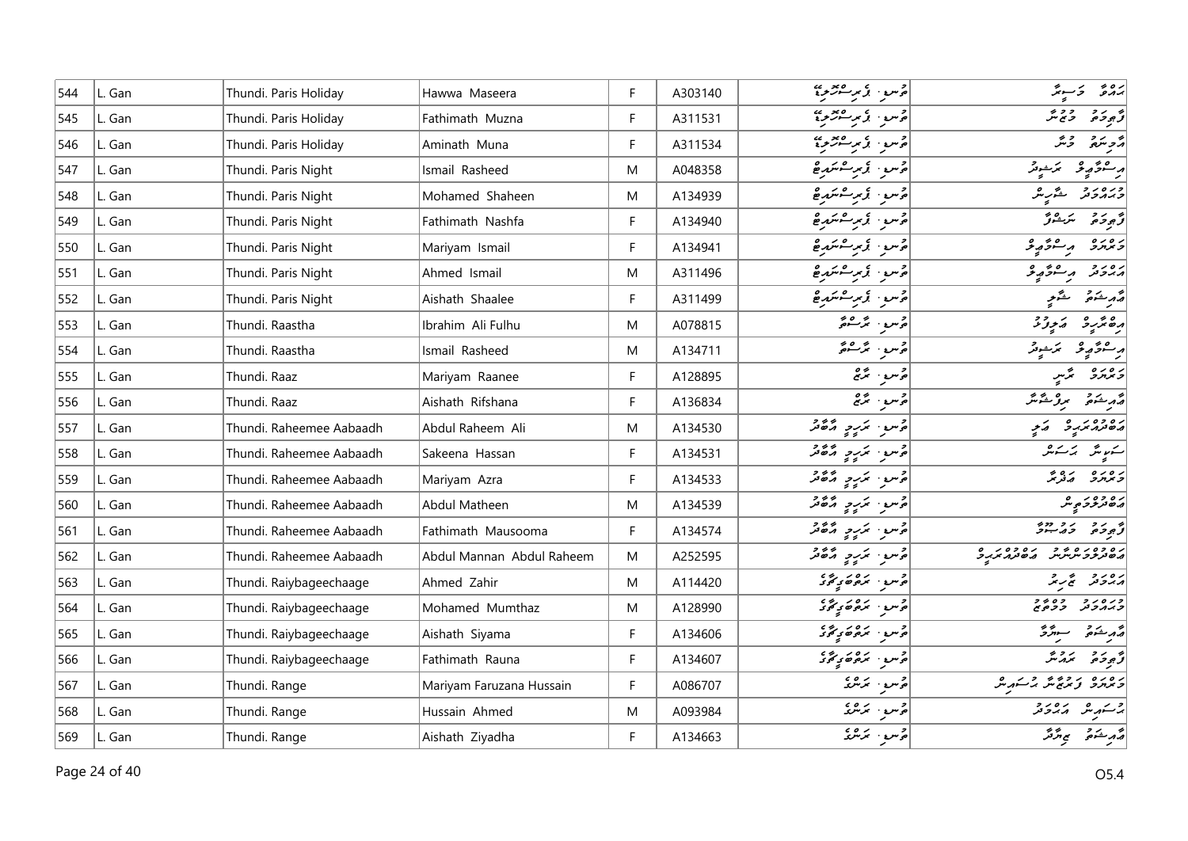| 544 | L. Gan | Thundi. Paris Holiday | Hawwa Maseera | F | A303140 | ތުނޑި. ޕެރިސްހޮލިޑޭ | ހައްވާ މަސީރާ |
|---|---|---|---|---|---|---|---|
| 545 | L. Gan | Thundi. Paris Holiday | Fathimath Muzna | F | A311531 | ތުނޑި. ޕެރިސްހޮލިޑޭ | ފާތިމަތު މުޒްނާ |
| 546 | L. Gan | Thundi. Paris Holiday | Aminath Muna | F | A311534 | ތުނޑި. ޕެރިސްހޮލިޑޭ | އާމިނަތު މުނާ |
| 547 | L. Gan | Thundi. Paris Night | Ismail Rasheed | M | A048358 | ތުނޑި. ޕެރިސްނައިޓް | އިސްމާއީލް ރަޝީދު |
| 548 | L. Gan | Thundi. Paris Night | Mohamed Shaheen | M | A134939 | ތުނޑި. ޕެރިސްނައިޓް | މުހައްމަދު ޝާހީން |
| 549 | L. Gan | Thundi. Paris Night | Fathimath Nashfa | F | A134940 | ތުނޑި. ޕެރިސްނައިޓް | ފާތިމަތު ނަޝްފާ |
| 550 | L. Gan | Thundi. Paris Night | Mariyam Ismail | F | A134941 | ތުނޑި. ޕެރިސްނައިޓް | މަރިޔަމް އިސްމާއީލް |
| 551 | L. Gan | Thundi. Paris Night | Ahmed Ismail | M | A311496 | ތުނޑި. ޕެރިސްނައިޓް | އަހުމަދު އިސްމާއީލް |
| 552 | L. Gan | Thundi. Paris Night | Aishath Shaalee | F | A311499 | ތުނޑި. ޕެރިސްނައިޓް | އާއިޝަތު ޝާލީ |
| 553 | L. Gan | Thundi. Raastha | Ibrahim Ali Fulhu | M | A078815 | ތުނޑި. ރާސްތާ | އިބްރާހީމް އަލިފުޅު |
| 554 | L. Gan | Thundi. Raastha | Ismail Rasheed | M | A134711 | ތުނޑި. ރާސްތާ | އިސްމާއީލް ރަޝީދު |
| 555 | L. Gan | Thundi. Raaz | Mariyam Raanee | F | A128895 | ތުނޑި. ރާޒް | މަރިޔަމް ރާނީ |
| 556 | L. Gan | Thundi. Raaz | Aishath Rifshana | F | A136834 | ތުނޑި. ރާޒް | އާއިޝަތު ރިފްޝާނާ |
| 557 | L. Gan | Thundi. Raheemee Aabaadh | Abdul Raheem Ali | M | A134530 | ތުނޑި. ރަޙީމީ އާބާދު | އަބްދުއްރަޙީމް އަލި |
| 558 | L. Gan | Thundi. Raheemee Aabaadh | Sakeena Hassan | F | A134531 | ތުނޑި. ރަޙީމީ އާބާދު | ސަކީނާ ހަސަން |
| 559 | L. Gan | Thundi. Raheemee Aabaadh | Mariyam Azra | F | A134533 | ތުނޑި. ރަޙީމީ އާބާދު | މަރިޔަމް އަޒްރާ |
| 560 | L. Gan | Thundi. Raheemee Aabaadh | Abdul Matheen | M | A134539 | ތުނޑި. ރަޙީމީ އާބާދު | އަބްދުލްމަތީން |
| 561 | L. Gan | Thundi. Raheemee Aabaadh | Fathimath Mausooma | F | A134574 | ތުނޑި. ރަޙީމީ އާބާދު | ފާތިމަތު މައުސޫމާ |
| 562 | L. Gan | Thundi. Raheemee Aabaadh | Abdul Mannan Abdul Raheem | M | A252595 | ތުނޑި. ރަޙީމީ އާބާދު | އަބްދުލްމަންނާން އަބްދުއްރަޙީމް |
| 563 | L. Gan | Thundi. Raiybageechaage | Ahmed Zahir | M | A114420 | ތުނޑި. ރައިބަގީޗާގެ | އަހުމަދު ޒާހިރު |
| 564 | L. Gan | Thundi. Raiybageechaage | Mohamed Mumthaz | M | A128990 | ތުނޑި. ރައިބަގީޗާގެ | މުހައްމަދު މުމްތާޒު |
| 565 | L. Gan | Thundi. Raiybageechaage | Aishath Siyama | F | A134606 | ތުނޑި. ރައިބަގީޗާގެ | އާއިޝަތު ސިޔާމާ |
| 566 | L. Gan | Thundi. Raiybageechaage | Fathimath Rauna | F | A134607 | ތުނޑި. ރައިބަގީޗާގެ | ފާތިމަތު ރައުނާ |
| 567 | L. Gan | Thundi. Range | Mariyam Faruzana Hussain | F | A086707 | ތުނޑި. ރަންގެ | މަރިޔަމް ފަރުޒާނާ ހުސައިން |
| 568 | L. Gan | Thundi. Range | Hussain Ahmed | M | A093984 | ތުނޑި. ރަންގެ | ހުސައިން އަހުމަދު |
| 569 | L. Gan | Thundi. Range | Aishath Ziyadha | F | A134663 | ތުނޑި. ރަންގެ | އާއިޝަތު ޒިޔާދާ |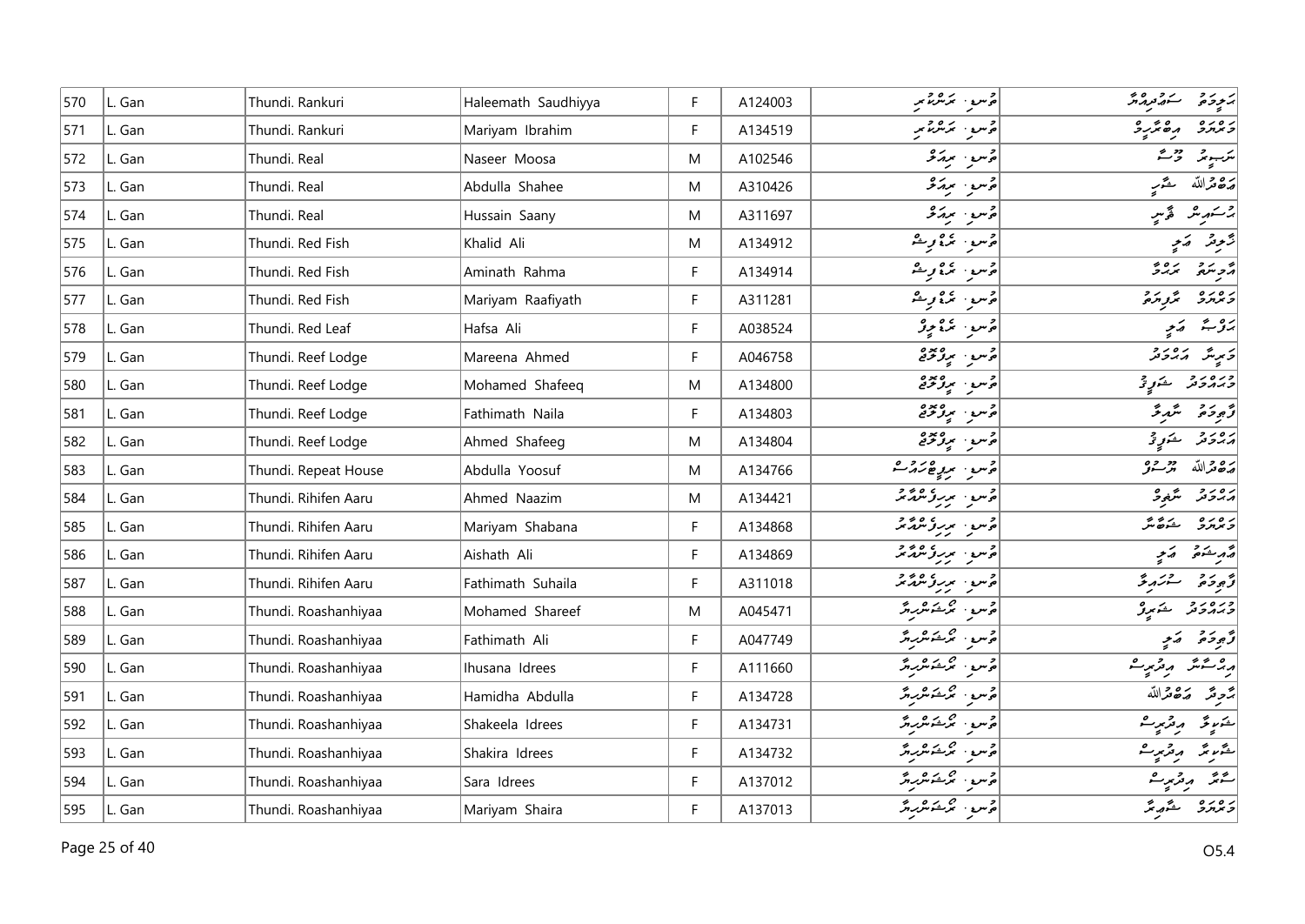| 570 | L. Gan | Thundi. Rankuri | Haleemath Saudhiyya | F | A124003 | ތުނޑި، ރަންކުރި | ހަލީމަތު ސައުދިއްޔާ |
|---|---|---|---|---|---|---|---|
| 571 | L. Gan | Thundi. Rankuri | Mariyam Ibrahim | F | A134519 | ތުނޑި، ރަންކުރި | މަރިޔަމް އިބްރާހީމް |
| 572 | L. Gan | Thundi. Real | Naseer Moosa | M | A102546 | ތުނޑި، ރިއަލް | ނަސީރު މޫސާ |
| 573 | L. Gan | Thundi. Real | Abdulla Shahee | M | A310426 | ތުނޑި، ރިއަލް | އަބްދުﷲ ޝާހީ |
| 574 | L. Gan | Thundi. Real | Hussain Saany | M | A311697 | ތުނޑި، ރިއަލް | ހުސައިން ޘާނީ |
| 575 | L. Gan | Thundi. Red Fish | Khalid Ali | M | A134912 | ތުނޑި، ރެޑްފިޝް | ޚާލިދު އަލި |
| 576 | L. Gan | Thundi. Red Fish | Aminath Rahma | F | A134914 | ތުނޑި، ރެޑްފިޝް | އާމިނަތު ރަޙްމާ |
| 577 | L. Gan | Thundi. Red Fish | Mariyam Raafiyath | F | A311281 | ތުނޑި، ރެޑްފިޝް | މަރިޔަމް ރާފިޔަތު |
| 578 | L. Gan | Thundi. Red Leaf | Hafsa Ali | F | A038524 | ތުނޑި، ރެޑްލީފް | ހަފްސާ އަލި |
| 579 | L. Gan | Thundi. Reef Lodge | Mareena Ahmed | F | A046758 | ތުނޑި، ރީފްލޮޖް | މަރީނާ އަޙްމަދު |
| 580 | L. Gan | Thundi. Reef Lodge | Mohamed Shafeeq | M | A134800 | ތުނޑި، ރީފްލޮޖް | މުޙައްމަދު ޝަފީޤު |
| 581 | L. Gan | Thundi. Reef Lodge | Fathimath Naila | F | A134803 | ތުނޑި، ރީފްލޮޖް | ފާތިމަތު ނާއިލާ |
| 582 | L. Gan | Thundi. Reef Lodge | Ahmed Shafeeg | M | A134804 | ތުނޑި، ރީފްލޮޖް | އަޙްމަދު ޝަފީޤު |
| 583 | L. Gan | Thundi. Repeat House | Abdulla Yoosuf | M | A134766 | ތުނޑި، ރިޕީޓްހައުސް | އަބްދުﷲ ޔޫސުފް |
| 584 | L. Gan | Thundi. Rihifen Aaru | Ahmed Naazim | M | A134421 | ތުނޑި، ރިހިފެންއާރު | އަޙްމަދު ނާޒިމް |
| 585 | L. Gan | Thundi. Rihifen Aaru | Mariyam Shabana | F | A134868 | ތުނޑި، ރިހިފެންއާރު | މަރިޔަމް ޝަބާނާ |
| 586 | L. Gan | Thundi. Rihifen Aaru | Aishath Ali | F | A134869 | ތުނޑި، ރިހިފެންއާރު | އާއިޝަތު އަލި |
| 587 | L. Gan | Thundi. Rihifen Aaru | Fathimath Suhaila | F | A311018 | ތުނޑި، ރިހިފެންއާރު | ފާތިމަތު ސުހައިލާ |
| 588 | L. Gan | Thundi. Roashanhiyaa | Mohamed Shareef | M | A045471 | ތުނޑި، ރޯޝަންހިޔާ | މުޙައްމަދު ޝަރީފް |
| 589 | L. Gan | Thundi. Roashanhiyaa | Fathimath Ali | F | A047749 | ތުނޑި، ރޯޝަންހިޔާ | ފާތިމަތު އަލި |
| 590 | L. Gan | Thundi. Roashanhiyaa | Ihusana Idrees | F | A111660 | ތުނޑި، ރޯޝަންހިޔާ | އިޙްސާނާ އިދުރީސް |
| 591 | L. Gan | Thundi. Roashanhiyaa | Hamidha Abdulla | F | A134728 | ތުނޑި، ރޯޝަންހިޔާ | ހާމިދާ އަބްދުﷲ |
| 592 | L. Gan | Thundi. Roashanhiyaa | Shakeela Idrees | F | A134731 | ތުނޑި، ރޯޝަންހިޔާ | ޝަކީލާ އިދުރީސް |
| 593 | L. Gan | Thundi. Roashanhiyaa | Shakira Idrees | F | A134732 | ތުނޑި، ރޯޝަންހިޔާ | ޝާކިރާ އިދުރީސް |
| 594 | L. Gan | Thundi. Roashanhiyaa | Sara Idrees | F | A137012 | ތުނޑި، ރޯޝަންހިޔާ | ސާރާ އިދުރީސް |
| 595 | L. Gan | Thundi. Roashanhiyaa | Mariyam Shaira | F | A137013 | ތުނޑި، ރޯޝަންހިޔާ | މަރިޔަމް ޝާއިރާ |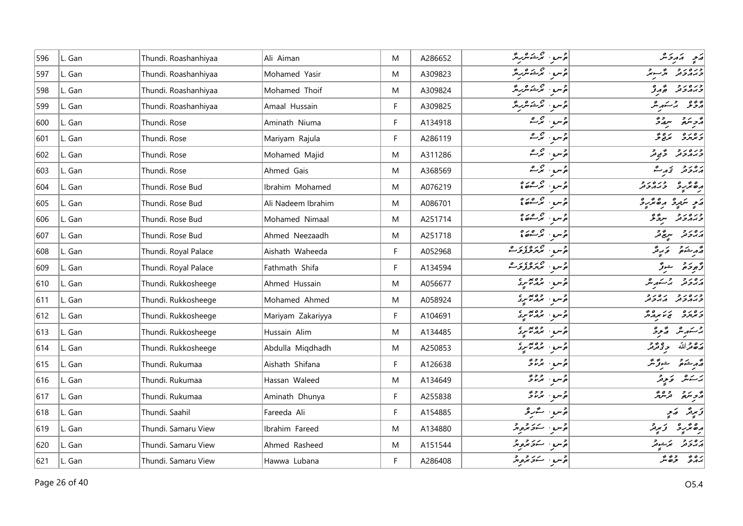| 596 | L. Gan | Thundi. Roashanhiyaa | Ali Aiman | M | A286652 | ތުނޑި، ރޯޝަންހިޔާ | އަލި އައިމަން |
|---|---|---|---|---|---|---|---|
| 597 | L. Gan | Thundi. Roashanhiyaa | Mohamed Yasir | M | A309823 | ތުނޑި، ރޯޝަންހިޔާ | މުހައްމަދު ޔާސިރު |
| 598 | L. Gan | Thundi. Roashanhiyaa | Mohamed Thoif | M | A309824 | ތުނޑި، ރޯޝަންހިޔާ | މުހައްމަދު ޠާއިފު |
| 599 | L. Gan | Thundi. Roashanhiyaa | Amaal Hussain | F | A309825 | ތުނޑި، ރޯޝަންހިޔާ | އަމާލް ހުސައިން |
| 600 | L. Gan | Thundi. Rose | Aminath Niuma | F | A134918 | ތުނޑި، ރޯޒް | އާމިނަތު ނިޢުމާ |
| 601 | L. Gan | Thundi. Rose | Mariyam Rajula | F | A286119 | ތުނޑި، ރޯޒް | މަރިޔަމް ރަޖުލާ |
| 602 | L. Gan | Thundi. Rose | Mohamed Majid | M | A311286 | ތުނޑި، ރޯޒް | މުހައްމަދު މާޖިދު |
| 603 | L. Gan | Thundi. Rose | Ahmed Gais | M | A368569 | ތުނޑި، ރޯޒް | އަހްމަދު ގައިސް |
| 604 | L. Gan | Thundi. Rose Bud | Ibrahim Mohamed | M | A076219 | ތުނޑި، ރޯޒްބަޑް | އިބްރާހީމް މުހައްމަދު |
| 605 | L. Gan | Thundi. Rose Bud | Ali Nadeem Ibrahim | M | A086701 | ތުނޑި، ރޯޒްބަޑް | އަލި ނަދީމް އިބްރާހީމް |
| 606 | L. Gan | Thundi. Rose Bud | Mohamed Nimaal | M | A251714 | ތުނޑި، ރޯޒްބަޑް | މުހައްމަދު ނިމާލް |
| 607 | L. Gan | Thundi. Rose Bud | Ahmed Neezaadh | M | A251718 | ތުނޑި، ރޯޒްބަޑް | އަހްމަދު ނީޒާދު |
| 608 | L. Gan | Thundi. Royal Palace | Aishath Waheeda | F | A052968 | ތުނޑި، ރޮޔަލްޕެލަސް | އާއިޝަތު ވަހީދާ |
| 609 | L. Gan | Thundi. Royal Palace | Fathmath Shifa | F | A134594 | ތުނޑި، ރޮޔަލްޕެލަސް | ފާތިމަތު ޝިފާ |
| 610 | L. Gan | Thundi. Rukkosheege | Ahmed Hussain | M | A056677 | ތުނޑި، ރުއްކޯށިގެ | އަހްމަދު ހުސައިން |
| 611 | L. Gan | Thundi. Rukkosheege | Mohamed Ahmed | M | A058924 | ތުނޑި، ރުއްކޯށިގެ | މުހައްމަދު އަހްމަދު |
| 612 | L. Gan | Thundi. Rukkosheege | Mariyam Zakariyya | F | A104691 | ތުނޑި، ރުއްކޯށިގެ | މަރިޔަމް ޒަކަރިއްޔާ |
| 613 | L. Gan | Thundi. Rukkosheege | Hussain Alim | M | A134485 | ތުނޑި، ރުއްކޯށިގެ | ހުސައިން އާލިމް |
| 614 | L. Gan | Thundi. Rukkosheege | Abdulla Miqdhadh | M | A250853 | ތުނޑި، ރުއްކޯށިގެ | އަބްދުﷲ މިޤްދާދު |
| 615 | L. Gan | Thundi. Rukumaa | Aishath Shifana | F | A126638 | ތުނޑި، ރުކުމާ | އާއިޝަތު ޝިފާނާ |
| 616 | L. Gan | Thundi. Rukumaa | Hassan Waleed | M | A134649 | ތުނޑި، ރުކުމާ | ހަސަން ވަލީދު |
| 617 | L. Gan | Thundi. Rukumaa | Aminath Dhunya | F | A255838 | ތުނޑި، ރުކުމާ | އާމިނަތު ދުންޔާ |
| 618 | L. Gan | Thundi. Saahil | Fareeda Ali | F | A154885 | ތުނޑި، ސާހިލް | ފަރީދާ އަލި |
| 619 | L. Gan | Thundi. Samaru View | Ibrahim Fareed | M | A134880 | ތުނޑި، ސަމަރުވިއު | އިބްރާހީމް ފަރީދު |
| 620 | L. Gan | Thundi. Samaru View | Ahmed Rasheed | M | A151544 | ތުނޑި، ސަމަރުވިއު | އަހްމަދު ރަޝީދު |
| 621 | L. Gan | Thundi. Samaru View | Hawwa Lubana | F | A286408 | ތުނޑި، ސަމަރުވިއު | ހައްވާ ލުބާނާ |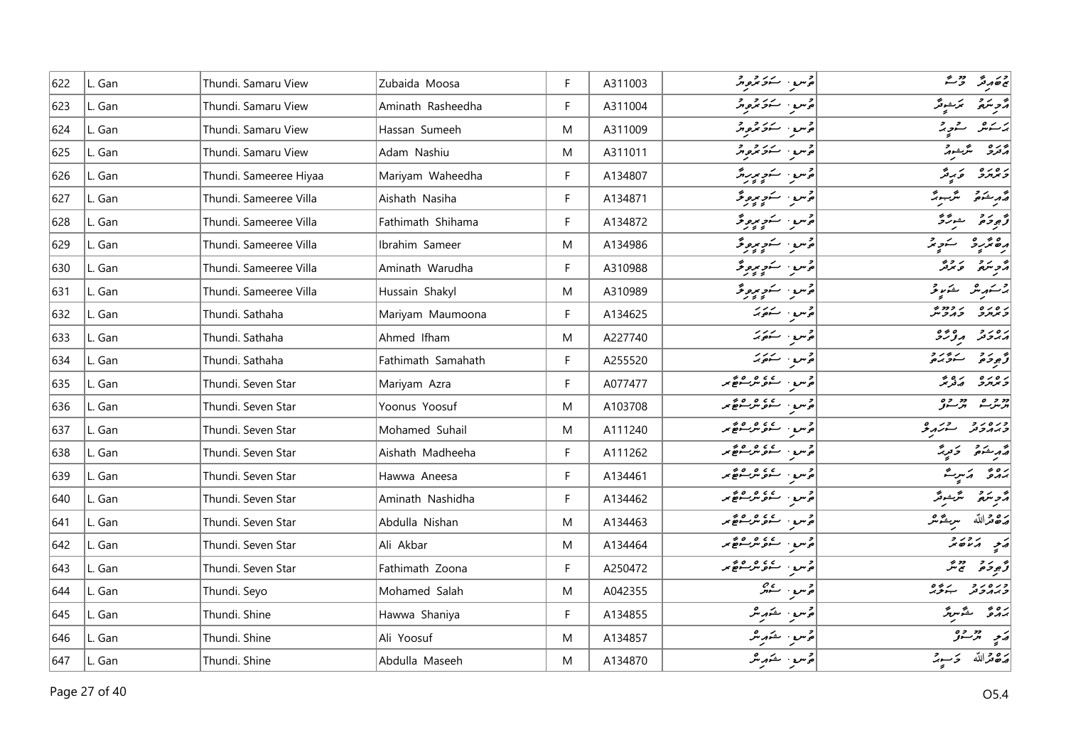| 622 | L. Gan | Thundi. Samaru View | Zubaida Moosa | F | A311003 | ތުނޑި، ސަމަރުވިއު | ޒުބައިދާ މޫސާ |
|---|---|---|---|---|---|---|---|
| 623 | L. Gan | Thundi. Samaru View | Aminath Rasheedha | F | A311004 | ތުނޑި، ސަމަރުވިއު | އާމިނަތު ރަޝީދާ |
| 624 | L. Gan | Thundi. Samaru View | Hassan Sumeeh | M | A311009 | ތުނޑި، ސަމަރުވިއު | ހަސަން ސުމީހު |
| 625 | L. Gan | Thundi. Samaru View | Adam Nashiu | M | A311011 | ތުނޑި، ސަމަރުވިއު | އާދަމް ނާޝިއު |
| 626 | L. Gan | Thundi. Sameeree Hiyaa | Mariyam Waheedha | F | A134807 | ތުނޑި، ސަމީރީހިޔާ | މަރިޔަމް ވަހީދާ |
| 627 | L. Gan | Thundi. Sameeree Villa | Aishath Nasiha | F | A134871 | ތުނޑި، ސަމީރީވިލާ | އާއިޝަތު ނާސިހާ |
| 628 | L. Gan | Thundi. Sameeree Villa | Fathimath Shihama | F | A134872 | ތުނޑި، ސަމީރީވިލާ | ފާތިމަތު ޝިހާމާ |
| 629 | L. Gan | Thundi. Sameeree Villa | Ibrahim Sameer | M | A134986 | ތުނޑި، ސަމީރީވިލާ | އިބްރާހީމް ސަމީރު |
| 630 | L. Gan | Thundi. Sameeree Villa | Aminath Warudha | F | A310988 | ތުނޑި، ސަމީރީވިލާ | އާމިނަތު ވަރުދާ |
| 631 | L. Gan | Thundi. Sameeree Villa | Hussain Shakyl | M | A310989 | ތުނޑި، ސަމީރީވިލާ | ހުސައިން ޝަކީލް |
| 632 | L. Gan | Thundi. Sathaha | Mariyam Maumoona | F | A134625 | ތުނޑި، ސަތަހަ | މަރިޔަމް މައުމޫނާ |
| 633 | L. Gan | Thundi. Sathaha | Ahmed Ifham | M | A227740 | ތުނޑި، ސަތަހަ | އަޙްމަދު އިފްހާމް |
| 634 | L. Gan | Thundi. Sathaha | Fathimath Samahath | F | A255520 | ތުނޑި، ސަތަހަ | ފާތިމަތު ސަމާހަތު |
| 635 | L. Gan | Thundi. Seven Star | Mariyam Azra | F | A077477 | ތުނޑި، ސެވެންސްޓާރ | މަރިޔަމް އަޒްރާ |
| 636 | L. Gan | Thundi. Seven Star | Yoonus Yoosuf | M | A103708 | ތުނޑި، ސެވެންސްޓާރ | ޔޫނުސް ޔޫސުފް |
| 637 | L. Gan | Thundi. Seven Star | Mohamed Suhail | M | A111240 | ތުނޑި، ސެވެންސްޓާރ | މުހައްމަދު ސުހައިލް |
| 638 | L. Gan | Thundi. Seven Star | Aishath Madheeha | F | A111262 | ތުނޑި، ސެވެންސްޓާރ | އާއިޝަތު މަދީހާ |
| 639 | L. Gan | Thundi. Seven Star | Hawwa Aneesa | F | A134461 | ތުނޑި، ސެވެންސްޓާރ | ހައްވާ އަނީސާ |
| 640 | L. Gan | Thundi. Seven Star | Aminath Nashidha | F | A134462 | ތުނޑި، ސެވެންސްޓާރ | އާމިނަތު ނާޝިދާ |
| 641 | L. Gan | Thundi. Seven Star | Abdulla Nishan | M | A134463 | ތުނޑި، ސެވެންސްޓާރ | އަބްދުﷲ ނިޝާން |
| 642 | L. Gan | Thundi. Seven Star | Ali Akbar | M | A134464 | ތުނޑި، ސެވެންސްޓާރ | އަލި އަކްބަރު |
| 643 | L. Gan | Thundi. Seven Star | Fathimath Zoona | F | A250472 | ތުނޑި، ސެވެންސްޓާރ | ފާތިމަތު ޒޫނާ |
| 644 | L. Gan | Thundi. Seyo | Mohamed Salah | M | A042355 | ތުނޑި، ސޭޔޯ | މުހައްމަދު ސަލާހް |
| 645 | L. Gan | Thundi. Shine | Hawwa Shaniya | F | A134855 | ތުނޑި، ޝައިން | ހައްވާ ޝާނިޔާ |
| 646 | L. Gan | Thundi. Shine | Ali Yoosuf | M | A134857 | ތުނޑި، ޝައިން | އަލި ޔޫސުފް |
| 647 | L. Gan | Thundi. Shine | Abdulla Maseeh | M | A134870 | ތުނޑި، ޝައިން | އަބްދުﷲ މަސީހު |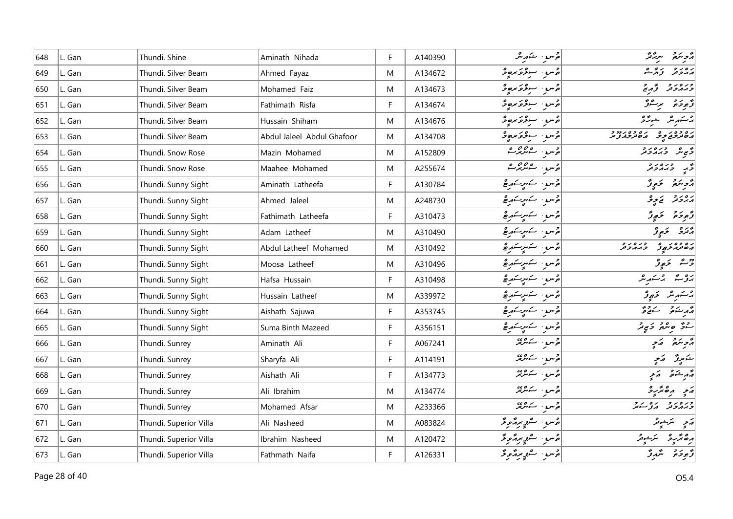| 648 | L. Gan | Thundi. Shine | Aminath Nihada | F | A140390 | ތުނޑި. ޝައިން | އާމިނަތު ނިހާދާ |
|---|---|---|---|---|---|---|---|
| 649 | L. Gan | Thundi. Silver Beam | Ahmed Fayaz | M | A134672 | ތުނޑި. ސިލްވަރބީމް | އަޙްމަދު ފައްޔާޒް |
| 650 | L. Gan | Thundi. Silver Beam | Mohamed Faiz | M | A134673 | ތުނޑި. ސިލްވަރބީމް | މުޙައްމަދު ފާއިޒް |
| 651 | L. Gan | Thundi. Silver Beam | Fathimath Risfa | F | A134674 | ތުނޑި. ސިލްވަރބީމް | ފާތިމަތު ރިސްފާ |
| 652 | L. Gan | Thundi. Silver Beam | Hussain Shiham | M | A134676 | ތުނޑި. ސިލްވަރބީމް | ޙުސައިން ޝިހާމް |
| 653 | L. Gan | Thundi. Silver Beam | Abdul Jaleel Abdul Ghafoor | M | A134708 | ތުނޑި. ސިލްވަރބީމް | ޢަބްދުލްޖަލީލް ޢަބްދުލްޣަފޫރު |
| 654 | L. Gan | Thundi. Snow Rose | Mazin Mohamed | M | A152809 | ތުނޑި. ސްނޯރޯސް | މާޒިން މުޙައްމަދު |
| 655 | L. Gan | Thundi. Snow Rose | Maahee Mohamed | M | A255674 | ތުނޑި. ސްނޯރޯސް | މާހީ މުޙައްމަދު |
| 656 | L. Gan | Thundi. Sunny Sight | Aminath Latheefa | F | A130784 | ތުނޑި. ސަނީސައިޓް | އާމިނަތު ލަޠީފާ |
| 657 | L. Gan | Thundi. Sunny Sight | Ahmed Jaleel | M | A248730 | ތުނޑި. ސަނީސައިޓް | އަޙްމަދު ޖަލީލް |
| 658 | L. Gan | Thundi. Sunny Sight | Fathimath Latheefa | F | A310473 | ތުނޑި. ސަނީސައިޓް | ފާތިމަތު ލަޠީފާ |
| 659 | L. Gan | Thundi. Sunny Sight | Adam Latheef | M | A310490 | ތުނޑި. ސަނީސައިޓް | އާދަމް ލަޠީފް |
| 660 | L. Gan | Thundi. Sunny Sight | Abdul Latheef Mohamed | M | A310492 | ތުނޑި. ސަނީސައިޓް | ޢަބްދުލްލަޠީފް މުޙައްމަދު |
| 661 | L. Gan | Thundi. Sunny Sight | Moosa Latheef | M | A310496 | ތުނޑި. ސަނީސައިޓް | މޫސާ ލަޠީފް |
| 662 | L. Gan | Thundi. Sunny Sight | Hafsa Hussain | F | A310498 | ތުނޑި. ސަނީސައިޓް | ޙަފްޞާ ޙުސައިން |
| 663 | L. Gan | Thundi. Sunny Sight | Hussain Latheef | M | A339972 | ތުނޑި. ސަނީސައިޓް | ޙުސައިން ލަޠީފް |
| 664 | L. Gan | Thundi. Sunny Sight | Aishath Sajuwa | F | A353745 | ތުނޑި. ސަނީސައިޓް | އާއިޝަތު ސަޖުވާ |
| 665 | L. Gan | Thundi. Sunny Sight | Suma Binth Mazeed | F | A356151 | ތުނޑި. ސަނީސައިޓް | ސުމާ ބިންތު މަޒީދު |
| 666 | L. Gan | Thundi. Sunrey | Aminath Ali | F | A067241 | ތުނޑި. ސަންރޭ | އާމިނަތު ޢަލީ |
| 667 | L. Gan | Thundi. Sunrey | Sharyfa Ali | F | A114191 | ތުނޑި. ސަންރޭ | ޝަރީފާ ޢަލީ |
| 668 | L. Gan | Thundi. Sunrey | Aishath Ali | F | A134773 | ތުނޑި. ސަންރޭ | އާއިޝަތު ޢަލީ |
| 669 | L. Gan | Thundi. Sunrey | Ali Ibrahim | M | A134774 | ތުނޑި. ސަންރޭ | ޢަލީ އިބްރާހީމް |
| 670 | L. Gan | Thundi. Sunrey | Mohamed Afsar | M | A233366 | ތުނޑި. ސަންރޭ | މުޙައްމަދު އަފްސަރު |
| 671 | L. Gan | Thundi. Superior Villa | Ali Nasheed | M | A083824 | ތުނޑި. ސުޕީރިއާވިލާ | ޢަލީ ނަޝީދު |
| 672 | L. Gan | Thundi. Superior Villa | Ibrahim Nasheed | M | A120472 | ތުނޑި. ސުޕީރިއާވިލާ | އިބްރާހީމް ނަޝީދު |
| 673 | L. Gan | Thundi. Superior Villa | Fathmath Naifa | F | A126331 | ތުނޑި. ސުޕީރިއާވިލާ | ފާތިމަތު ނާއިފާ |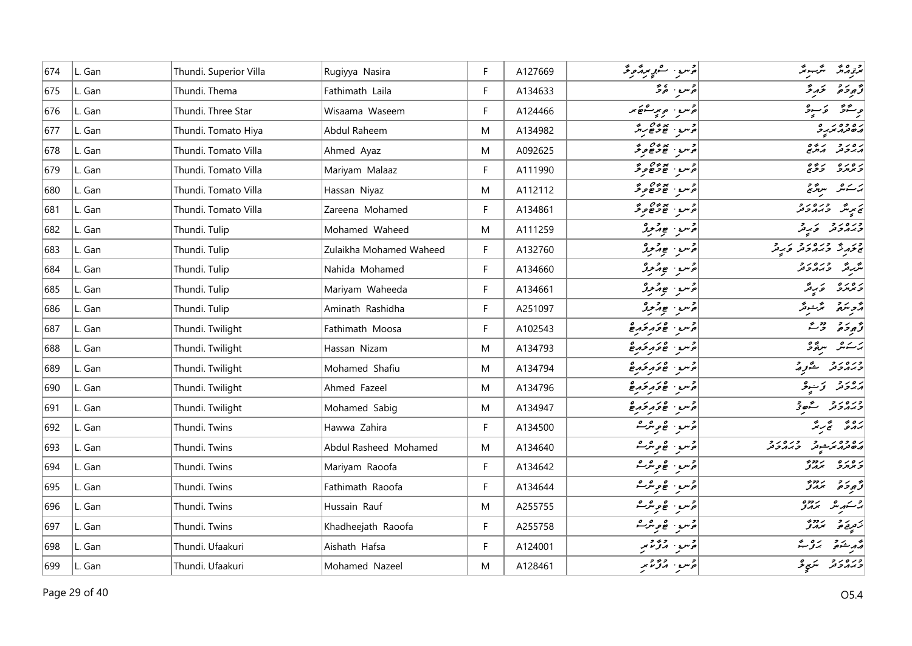| 674 | L. Gan | Thundi. Superior Villa | Rugiyya Nasira | F | A127669 | ތުނޑި · ސުޕީރިއާވިލާ | ރުގިއްޔާ ނާސިރާ |
|---|---|---|---|---|---|---|---|
| 675 | L. Gan | Thundi. Thema | Fathimath Laila | F | A134633 | ތުނޑި · ތީމާ | ފާތިމަތު ލައިލާ |
| 676 | L. Gan | Thundi. Three Star | Wisaama Waseem | F | A124466 | ތުނޑި · ތްރީސްޓާރ | ވިސާމާ ވަސީމް |
| 677 | L. Gan | Thundi. Tomato Hiya | Abdul Raheem | M | A134982 | ތުނޑި · ޓޮމާޓޯހިޔާ | އަބްދުއްރަޙީމް |
| 678 | L. Gan | Thundi. Tomato Villa | Ahmed Ayaz | M | A092625 | ތުނޑި · ޓޮމާޓޯވިލާ | އަޙްމަދު އަޔާޒް |
| 679 | L. Gan | Thundi. Tomato Villa | Mariyam Malaaz | F | A111990 | ތުނޑި · ޓޮމާޓޯވިލާ | މަރިޔަމް މަލާޒް |
| 680 | L. Gan | Thundi. Tomato Villa | Hassan Niyaz | M | A112112 | ތުނޑި · ޓޮމާޓޯވިލާ | ޙަސަން ނިޔާޒް |
| 681 | L. Gan | Thundi. Tomato Villa | Zareena Mohamed | F | A134861 | ތުނޑި · ޓޮމާޓޯވިލާ | ޒަރީނާ މުޙައްމަދު |
| 682 | L. Gan | Thundi. Tulip | Mohamed Waheed | M | A111259 | ތުނޑި · ޓިއުލިޕް | މުޙައްމަދު ވަޙީދު |
| 683 | L. Gan | Thundi. Tulip | Zulaikha Mohamed Waheed | F | A132760 | ތުނޑި · ޓިއުލިޕް | ޒުލައިޚާ މުޙައްމަދު ވަޙީދު |
| 684 | L. Gan | Thundi. Tulip | Nahida Mohamed | F | A134660 | ތުނޑި · ޓިއުލިޕް | ނާހިދާ މުޙައްމަދު |
| 685 | L. Gan | Thundi. Tulip | Mariyam Waheeda | F | A134661 | ތުނޑި · ޓިއުލިޕް | މަރިޔަމް ވަޙީދާ |
| 686 | L. Gan | Thundi. Tulip | Aminath Rashidha | F | A251097 | ތުނޑި · ޓިއުލިޕް | އާމިނަތު ރާޝިދާ |
| 687 | L. Gan | Thundi. Twilight | Fathimath Moosa | F | A102543 | ތުނޑި · ޓްވައިލައިޓް | ފާތިމަތު މޫސާ |
| 688 | L. Gan | Thundi. Twilight | Hassan Nizam | M | A134793 | ތުނޑި · ޓްވައިލައިޓް | ޙަސަން ނިޒާމް |
| 689 | L. Gan | Thundi. Twilight | Mohamed Shafiu | M | A134794 | ތުނޑި · ޓްވައިލައިޓް | މުޙައްމަދު ޝާފިއު |
| 690 | L. Gan | Thundi. Twilight | Ahmed Fazeel | M | A134796 | ތުނޑި · ޓްވައިލައިޓް | އަޙްމަދު ފަޟީލް |
| 691 | L. Gan | Thundi. Twilight | Mohamed Sabig | M | A134947 | ތުނޑި · ޓްވައިލައިޓް | މުޙައްމަދު ސާބިގު |
| 692 | L. Gan | Thundi. Twins | Hawwa Zahira | F | A134500 | ތުނޑި · ޓްވިންސް | ޙައްވާ ޒާހިރާ |
| 693 | L. Gan | Thundi. Twins | Abdul Rasheed Mohamed | M | A134640 | ތުނޑި · ޓްވިންސް | އަބްދުއްރަޝީދު މުޙައްމަދު |
| 694 | L. Gan | Thundi. Twins | Mariyam Raoofa | F | A134642 | ތުނޑި · ޓްވިންސް | މަރިޔަމް ރައޫފާ |
| 695 | L. Gan | Thundi. Twins | Fathimath Raoofa | F | A134644 | ތުނޑި · ޓްވިންސް | ފާތިމަތު ރައޫފާ |
| 696 | L. Gan | Thundi. Twins | Hussain Rauf | M | A255755 | ތުނޑި · ޓްވިންސް | ޙުސައިން ރައޫފް |
| 697 | L. Gan | Thundi. Twins | Khadheejath Raoofa | F | A255758 | ތުނޑި · ޓްވިންސް | ޚަދީޖަތު ރައޫފާ |
| 698 | L. Gan | Thundi. Ufaakuri | Aishath Hafsa | F | A124001 | ތުނޑި · އުފާކުރި | އާއިޝަތު ހަފްސާ |
| 699 | L. Gan | Thundi. Ufaakuri | Mohamed Nazeel | M | A128461 | ތުނޑި · އުފާކުރި | މުޙައްމަދު ނަޒީލް |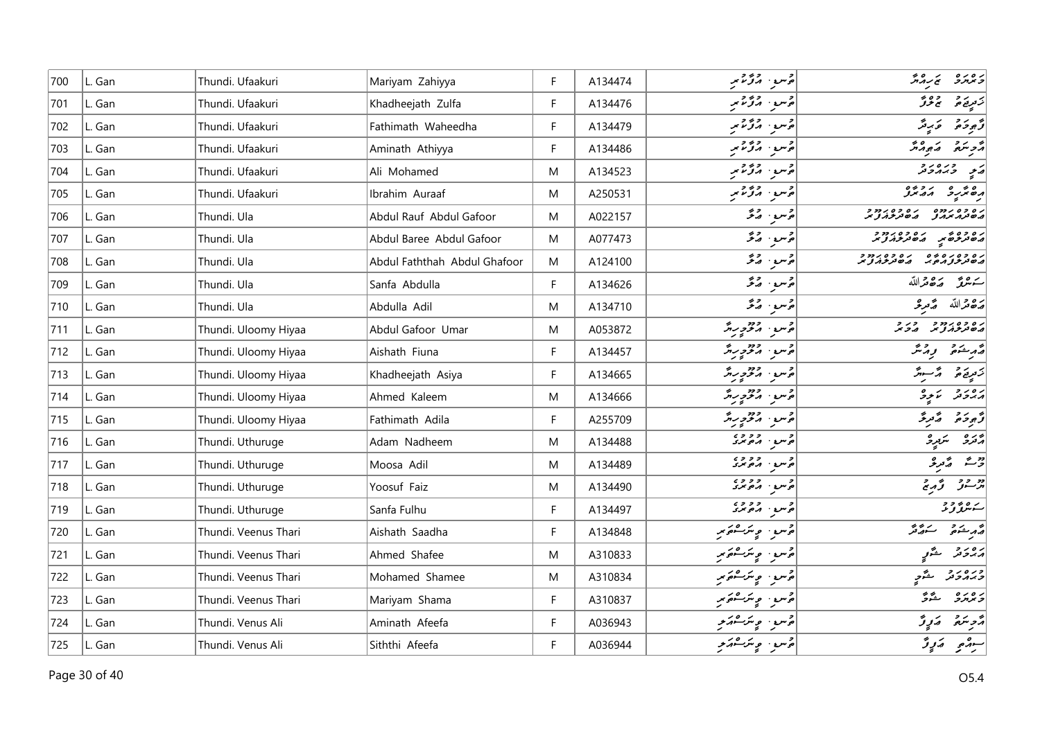| 700 | L. Gan | Thundi. Ufaakuri | Mariyam Zahiyya | F | A134474 | ތުނޑި. އުފާކުރި | މަރިޔަމް ޒަހިއްޔާ |
|---|---|---|---|---|---|---|---|
| 701 | L. Gan | Thundi. Ufaakuri | Khadheejath Zulfa | F | A134476 | ތުނޑި. އުފާކުރި | ޚަދީޖަތު ޒުލްފާ |
| 702 | L. Gan | Thundi. Ufaakuri | Fathimath Waheedha | F | A134479 | ތުނޑި. އުފާކުރި | ފާތިމަތު ވަޙީދާ |
| 703 | L. Gan | Thundi. Ufaakuri | Aminath Athiyya | F | A134486 | ތުނޑި. އުފާކުރި | އާމިނަތު އަތިއްޔާ |
| 704 | L. Gan | Thundi. Ufaakuri | Ali Mohamed | M | A134523 | ތުނޑި. އުފާކުރި | އަލި މުޙައްމަދު |
| 705 | L. Gan | Thundi. Ufaakuri | Ibrahim Auraaf | M | A250531 | ތުނޑި. އުފާކުރި | އިބްރާހީމް އައުރާފް |
| 706 | L. Gan | Thundi. Ula | Abdul Rauf Abdul Gafoor | M | A022157 | ތުނޑި. އުލާ | އަބްދުއްރައުފް އަބްދުލްޣަފޫރު |
| 707 | L. Gan | Thundi. Ula | Abdul Baree Abdul Gafoor | M | A077473 | ތުނޑި. އުލާ | އަބްދުލްބާރީ އަބްދުލްޣަފޫރު |
| 708 | L. Gan | Thundi. Ula | Abdul Faththah Abdul Ghafoor | M | A124100 | ތުނޑި. އުލާ | އަބްދުލްފައްތާޙް އަބްދުލްޣަފޫރު |
| 709 | L. Gan | Thundi. Ula | Sanfa Abdulla | F | A134626 | ތުނޑި. އުލާ | ސަންފާ އަބްދުﷲ |
| 710 | L. Gan | Thundi. Ula | Abdulla Adil | M | A134710 | ތުނޑި. އުލާ | އަބްދުﷲ އާދިލް |
| 711 | L. Gan | Thundi. Uloomy Hiyaa | Abdul Gafoor Umar | M | A053872 | ތުނޑި. އުލޫމީހިޔާ | އަބްދުލްޣަފޫރު އުމަރު |
| 712 | L. Gan | Thundi. Uloomy Hiyaa | Aishath Fiuna | F | A134457 | ތުނޑި. އުލޫމީހިޔާ | އާއިޝަތު ފިއުނާ |
| 713 | L. Gan | Thundi. Uloomy Hiyaa | Khadheejath Asiya | F | A134665 | ތުނޑި. އުލޫމީހިޔާ | ޚަދީޖަތު އާސިޔާ |
| 714 | L. Gan | Thundi. Uloomy Hiyaa | Ahmed Kaleem | M | A134666 | ތުނޑި. އުލޫމީހިޔާ | އަޙްމަދު ކަލީމް |
| 715 | L. Gan | Thundi. Uloomy Hiyaa | Fathimath Adila | F | A255709 | ތުނޑި. އުލޫމީހިޔާ | ފާތިމަތު އާދިލާ |
| 716 | L. Gan | Thundi. Uthuruge | Adam Nadheem | M | A134488 | ތުނޑި. އުތުރުގެ | އާދަމް ނަދީމް |
| 717 | L. Gan | Thundi. Uthuruge | Moosa Adil | M | A134489 | ތުނޑި. އުތުރުގެ | މޫސާ އާދިލް |
| 718 | L. Gan | Thundi. Uthuruge | Yoosuf Faiz | M | A134490 | ތުނޑި. އުތުރުގެ | ޔޫސުފް ފާއިޒް |
| 719 | L. Gan | Thundi. Uthuruge | Sanfa Fulhu | F | A134497 | ތުނޑި. އުތުރުގެ | ސަންފާފުޅު |
| 720 | L. Gan | Thundi. Veenus Thari | Aishath Saadha | F | A134848 | ތުނޑި. ވީނަސްތަރި | އާއިޝަތު ސައުދާ |
| 721 | L. Gan | Thundi. Veenus Thari | Ahmed Shafee | M | A310833 | ތުނޑި. ވީނަސްތަރި | އަޙްމަދު ޝާފީ |
| 722 | L. Gan | Thundi. Veenus Thari | Mohamed Shamee | M | A310834 | ތުނޑި. ވީނަސްތަރި | މުޙައްމަދު ޝާމީ |
| 723 | L. Gan | Thundi. Veenus Thari | Mariyam Shama | F | A310837 | ތުނޑި. ވީނަސްތަރި | މަރިޔަމް ޝަމާ |
| 724 | L. Gan | Thundi. Venus Ali | Aminath Afeefa | F | A036943 | ތުނޑި. ވީނަސްއަލި | އާމިނަތު އަފީފާ |
| 725 | L. Gan | Thundi. Venus Ali | Siththi Afeefa | F | A036944 | ތުނޑި. ވީނަސްއަލި | ސިއްތި އަފީފާ |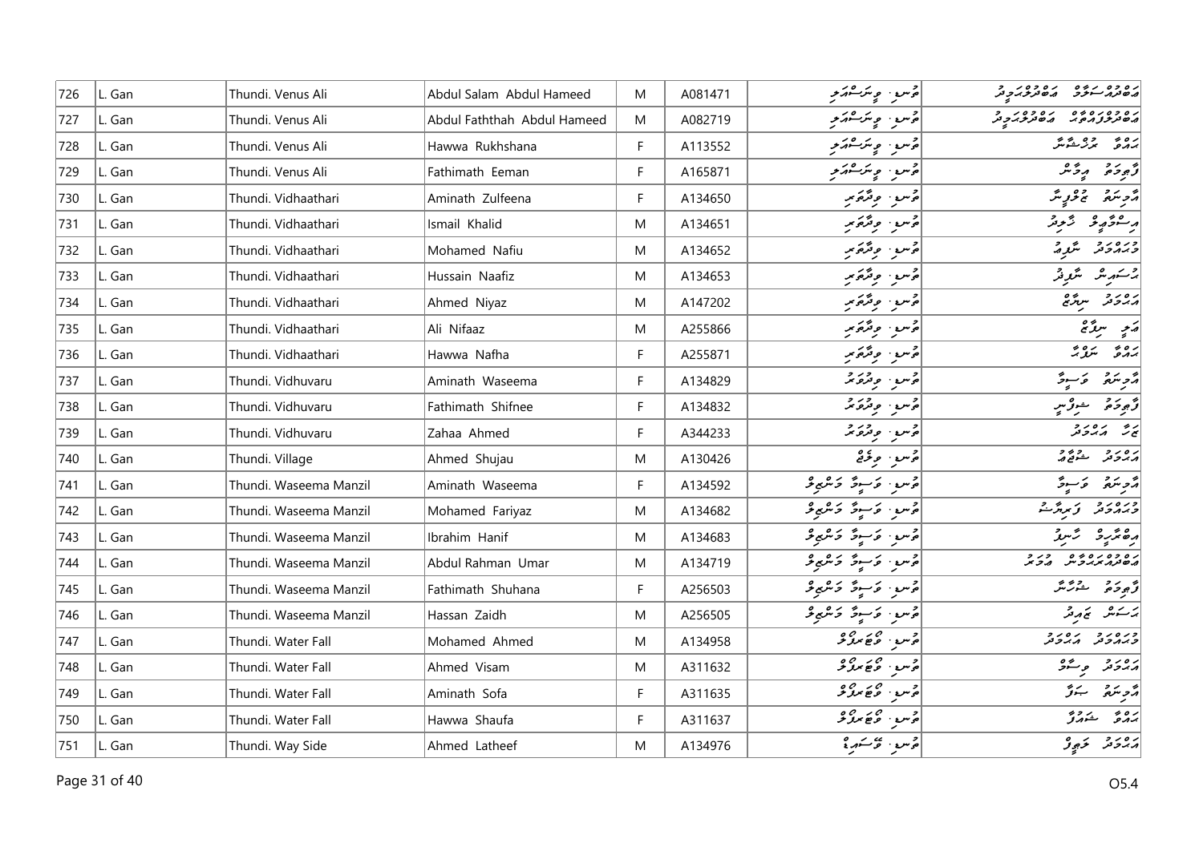| 726 | L. Gan | Thundi. Venus Ali | Abdul Salam Abdul Hameed | M | A081471 | ތުނޑި. ވީނަސްއަލި | އަބްދުއްސަލާމް އަބްދުލްހަމީދު |
|---|---|---|---|---|---|---|---|
| 727 | L. Gan | Thundi. Venus Ali | Abdul Faththah Abdul Hameed | M | A082719 | ތުނޑި. ވީނަސްއަލި | އަބްދުލްފައްތާހް އަބްދުލްހަމީދު |
| 728 | L. Gan | Thundi. Venus Ali | Hawwa Rukhshana | F | A113552 | ތުނޑި. ވީނަސްއަލި | ހައްވާ ރުޚްޝާނާ |
| 729 | L. Gan | Thundi. Venus Ali | Fathimath Eeman | F | A165871 | ތުނޑި. ވީނަސްއަލި | ފާތިމަތު އީމާން |
| 730 | L. Gan | Thundi. Vidhaathari | Aminath Zulfeena | F | A134650 | ތުނޑި. ވިދާތަރި | އާމިނަތު ޒުލްފީނާ |
| 731 | L. Gan | Thundi. Vidhaathari | Ismail Khalid | M | A134651 | ތުނޑި. ވިދާތަރި | އިސްމާއީލް ހާލިދު |
| 732 | L. Gan | Thundi. Vidhaathari | Mohamed Nafiu | M | A134652 | ތުނޑި. ވިދާތަރި | މުޙައްމަދު ނާފިޢު |
| 733 | L. Gan | Thundi. Vidhaathari | Hussain Naafiz | M | A134653 | ތުނޑި. ވިދާތަރި | ހުސައިން ނާފިޒު |
| 734 | L. Gan | Thundi. Vidhaathari | Ahmed Niyaz | M | A147202 | ތުނޑި. ވިދާތަރި | އަޙްމަދު ނިޔާޒު |
| 735 | L. Gan | Thundi. Vidhaathari | Ali Nifaaz | M | A255866 | ތުނޑި. ވިދާތަރި | އަލި ނިފާޒު |
| 736 | L. Gan | Thundi. Vidhaathari | Hawwa Nafha | F | A255871 | ތުނޑި. ވިދާތަރި | ހައްވާ ނަފްހާ |
| 737 | L. Gan | Thundi. Vidhuvaru | Aminath Waseema | F | A134829 | ތުނޑި. ވިދުވަރު | އާމިނަތު ވަސީމާ |
| 738 | L. Gan | Thundi. Vidhuvaru | Fathimath Shifnee | F | A134832 | ތުނޑި. ވިދުވަރު | ފާތިމަތު ޝިފްނީ |
| 739 | L. Gan | Thundi. Vidhuvaru | Zahaa Ahmed | F | A344233 | ތުނޑި. ވިދުވަރު | ޒަހާ އަޙްމަދު |
| 740 | L. Gan | Thundi. Village | Ahmed Shujau | M | A130426 | ތުނޑި. ވިލެޖް | އަޙްމަދު ޝުޖާޢު |
| 741 | L. Gan | Thundi. Waseema Manzil | Aminath Waseema | F | A134592 | ތުނޑި. ވަސީމާ މަންޒިލް | އާމިނަތު ވަސީމާ |
| 742 | L. Gan | Thundi. Waseema Manzil | Mohamed Fariyaz | M | A134682 | ތުނޑި. ވަސީމާ މަންޒިލް | މުޙައްމަދު ފަރިޔާޒު |
| 743 | L. Gan | Thundi. Waseema Manzil | Ibrahim Hanif | M | A134683 | ތުނޑި. ވަސީމާ މަންޒިލް | އިބްރާހީމް ހަނީފު |
| 744 | L. Gan | Thundi. Waseema Manzil | Abdul Rahman Umar | M | A134719 | ތުނޑި. ވަސީމާ މަންޒިލް | އަބްދުއްރަޙްމާން ޢުމަރު |
| 745 | L. Gan | Thundi. Waseema Manzil | Fathimath Shuhana | F | A256503 | ތުނޑި. ވަސީމާ މަންޒިލް | ފާތިމަތު ޝުހާނާ |
| 746 | L. Gan | Thundi. Waseema Manzil | Hassan Zaidh | M | A256505 | ތުނޑި. ވަސީމާ މަންޒިލް | ހަސަން ޒައިދު |
| 747 | L. Gan | Thundi. Water Fall | Mohamed Ahmed | M | A134958 | ތުނޑި. ވޯޓަރފޯލް | މުޙައްމަދު އަޙްމަދު |
| 748 | L. Gan | Thundi. Water Fall | Ahmed Visam | M | A311632 | ތުނޑި. ވޯޓަރފޯލް | އަޙްމަދު ވިސާމް |
| 749 | L. Gan | Thundi. Water Fall | Aminath Sofa | F | A311635 | ތުނޑި. ވޯޓަރފޯލް | އާމިނަތު ސޯފާ |
| 750 | L. Gan | Thundi. Water Fall | Hawwa Shaufa | F | A311637 | ތުނޑި. ވޯޓަރފޯލް | ހައްވާ ޝައުފާ |
| 751 | L. Gan | Thundi. Way Side | Ahmed Latheef | M | A134976 | ތުނޑި. ވޭސައިޑް | އަޙްމަދު ލަޠީފު |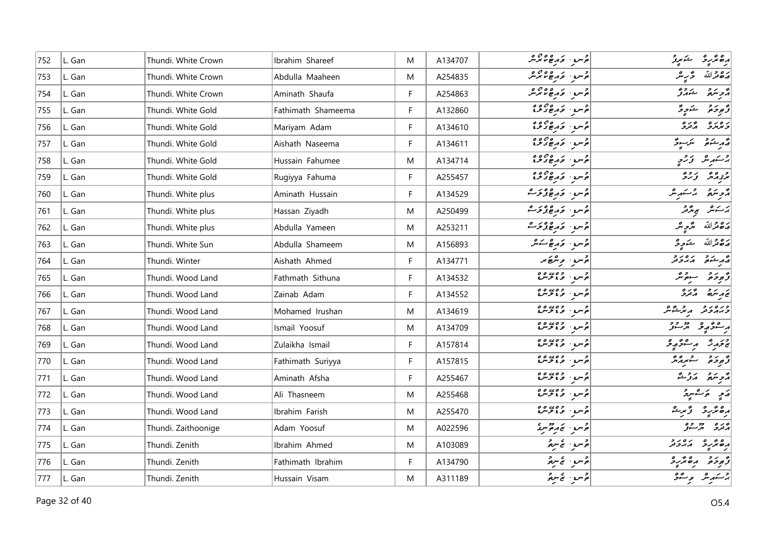| 752 | L. Gan | Thundi. White Crown | Ibrahim Shareef | M | A134707 | ތުނޑި، ވައިޓްކްރައުން | އިބްރާހީމް ޝަރީފް |
|---|---|---|---|---|---|---|---|
| 753 | L. Gan | Thundi. White Crown | Abdulla Maaheen | M | A254835 | ތުނޑި، ވައިޓްކްރައުން | އަބްދުﷲ މާހީން |
| 754 | L. Gan | Thundi. White Crown | Aminath Shaufa | F | A254863 | ތުނޑި، ވައިޓްކްރައުން | އާމިނަތު ޝައުފާ |
| 755 | L. Gan | Thundi. White Gold | Fathimath Shameema | F | A132860 | ތުނޑި، ވައިޓްގޯލްޑް | ފާތިމަތު ޝަމީމާ |
| 756 | L. Gan | Thundi. White Gold | Mariyam Adam | F | A134610 | ތުނޑި، ވައިޓްގޯލްޑް | މަރިޔަމް އާދަމް |
| 757 | L. Gan | Thundi. White Gold | Aishath Naseema | F | A134611 | ތުނޑި، ވައިޓްގޯލްޑް | އައިޝަތު ނަސީމާ |
| 758 | L. Gan | Thundi. White Gold | Hussain Fahumee | M | A134714 | ތުނޑި، ވައިޓްގޯލްޑް | ހުސައިން ފަހުމީ |
| 759 | L. Gan | Thundi. White Gold | Rugiyya Fahuma | F | A255457 | ތުނޑި، ވައިޓްގޯލްޑް | ރުގިއްޔާ ފަހުމާ |
| 760 | L. Gan | Thundi. White plus | Aminath Hussain | F | A134529 | ތުނޑި، ވައިޓްޕްލަސް | އާމިނަތު ހުސައިން |
| 761 | L. Gan | Thundi. White plus | Hassan Ziyadh | M | A250499 | ތުނޑި، ވައިޓްޕްލަސް | ހަސަން ޒިޔާދު |
| 762 | L. Gan | Thundi. White plus | Abdulla Yameen | M | A253211 | ތުނޑި، ވައިޓްޕްލަސް | އަބްދުﷲ ޔާމީން |
| 763 | L. Gan | Thundi. White Sun | Abdulla Shameem | M | A156893 | ތުނޑި، ވައިޓްސަން | އަބްދުﷲ ޝަމީމް |
| 764 | L. Gan | Thundi. Winter | Aishath Ahmed | F | A134771 | ތުނޑި، ވިންޓަރ | އައިޝަތު އަހުމަދު |
| 765 | L. Gan | Thundi. Wood Land | Fathmath Sithuna | F | A134532 | ތުނޑި، ވުޑްލޭންޑް | ފާތިމަތު ސިތޫނާ |
| 766 | L. Gan | Thundi. Wood Land | Zainab Adam | F | A134552 | ތުނޑި، ވުޑްލޭންޑް | ޒައިނަބު އާދަމް |
| 767 | L. Gan | Thundi. Wood Land | Mohamed Irushan | M | A134619 | ތުނޑި، ވުޑްލޭންޑް | މުހައްމަދު އިރުޝާން |
| 768 | L. Gan | Thundi. Wood Land | Ismail Yoosuf | M | A134709 | ތުނޑި، ވުޑްލޭންޑް | އިސްމާޢީލް ޔޫސުފް |
| 769 | L. Gan | Thundi. Wood Land | Zulaikha Ismail | F | A157814 | ތުނޑި، ވުޑްލޭންޑް | ޒުލައިޚާ އިސްމާޢީލް |
| 770 | L. Gan | Thundi. Wood Land | Fathimath Suriyya | F | A157815 | ތުނޑި، ވުޑްލޭންޑް | ފާތިމަތު ސުރިއްޔާ |
| 771 | L. Gan | Thundi. Wood Land | Aminath Afsha | F | A255467 | ތުނޑި، ވުޑްލޭންޑް | އާމިނަތު އަފްޝާ |
| 772 | L. Gan | Thundi. Wood Land | Ali Thasneem | M | A255468 | ތުނޑި، ވުޑްލޭންޑް | އަލި ތަސްނީމް |
| 773 | L. Gan | Thundi. Wood Land | Ibrahim Farish | M | A255470 | ތުނޑި، ވުޑްލޭންޑް | އިބްރާހީމް ފާރިޝް |
| 774 | L. Gan | Thundi. Zaithoonige | Adam Yoosuf | M | A022596 | ތުނޑި، ޒައިތޫނިގެ | އާދަމް ޔޫސުފް |
| 775 | L. Gan | Thundi. Zenith | Ibrahim Ahmed | M | A103089 | ތުނޑި، ޒެނިތް | އިބްރާހީމް އަހުމަދު |
| 776 | L. Gan | Thundi. Zenith | Fathimath Ibrahim | F | A134790 | ތުނޑި، ޒެނިތް | ފާތިމަތު އިބްރާހީމް |
| 777 | L. Gan | Thundi. Zenith | Hussain Visam | M | A311189 | ތުނޑި، ޒެނިތް | ހުސައިން ވިސާމް |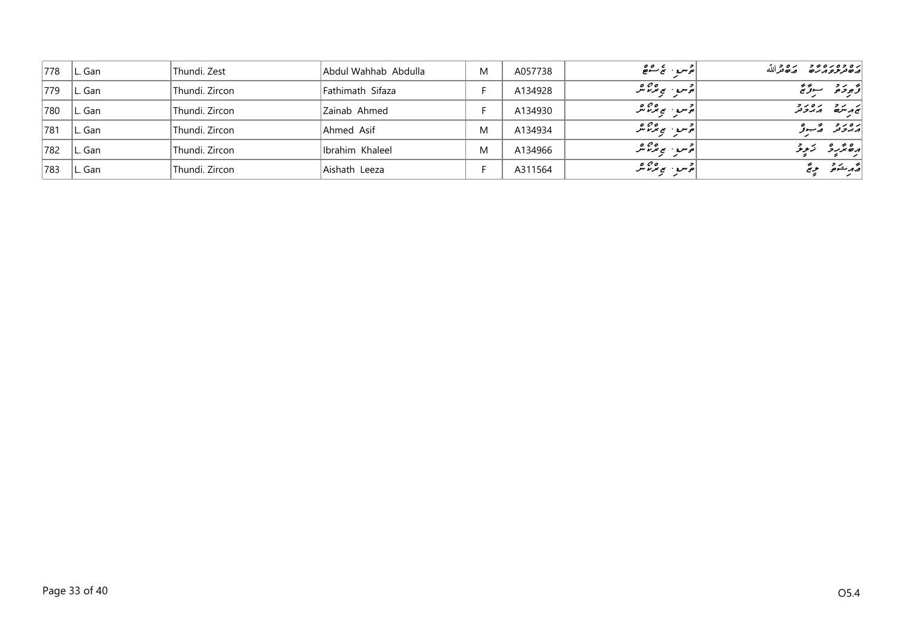| 778 | L. Gan | Thundi. Zest | Abdul Wahhab Abdulla | M | A057738 | ތުނޑި. ޒެސްޓް | އަބްދުލްވައްހާބް އަބްދުﷲ |
|---|---|---|---|---|---|---|---|
| 779 | L. Gan | Thundi. Zircon | Fathimath Sifaza | F | A134928 | ތުނޑި. ޒިރްކޮން | ފާތިމަތު ސިފާޒާ |
| 780 | L. Gan | Thundi. Zircon | Zainab Ahmed | F | A134930 | ތުނޑި. ޒިރްކޮން | ޒައިނަބު އަޙްމަދު |
| 781 | L. Gan | Thundi. Zircon | Ahmed Asif | M | A134934 | ތުނޑި. ޒިރްކޮން | އަޙްމަދު އާސިފް |
| 782 | L. Gan | Thundi. Zircon | Ibrahim Khaleel | M | A134966 | ތުނޑި. ޒިރްކޮން | އިބްރާހީމް ޚަލީލް |
| 783 | L. Gan | Thundi. Zircon | Aishath Leeza | F | A311564 | ތުނޑި. ޒިރްކޮން | އާއިޝަތު ލީޒާ |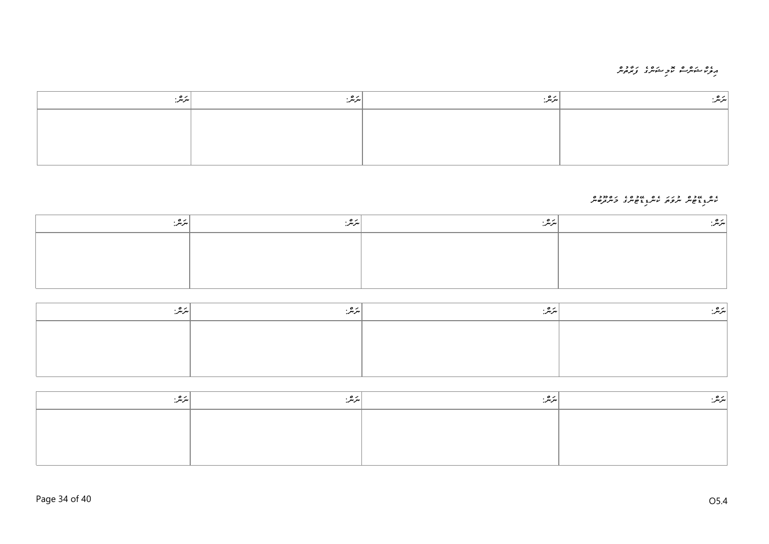# ދިވެހިރާއްޖޭގެ ރަސްމީ ބަސް

| ނަންބަރ: | ނަންބަރ: | ނަންބަރ: | ނަންބަރ: |
|---|---|---|---|
| | | | |

## ކުށެއްގެ ބާރު ހެދުމަށް އެދޭ ފޯމުގެ ބާވަތްތައް

| ނަންބަރ: | ނަންބަރ: | ނަންބަރ: | ނަންބަރ: |
|---|---|---|---|
| | | | |

| ނަންބަރ: | ނަންބަރ: | ނަންބަރ: | ނަންބަރ: |
|---|---|---|---|
| | | | |

| ނަންބަރ: | ނަންބަރ: | ނަންބަރ: | ނަންބަރ: |
|---|---|---|---|
| | | | |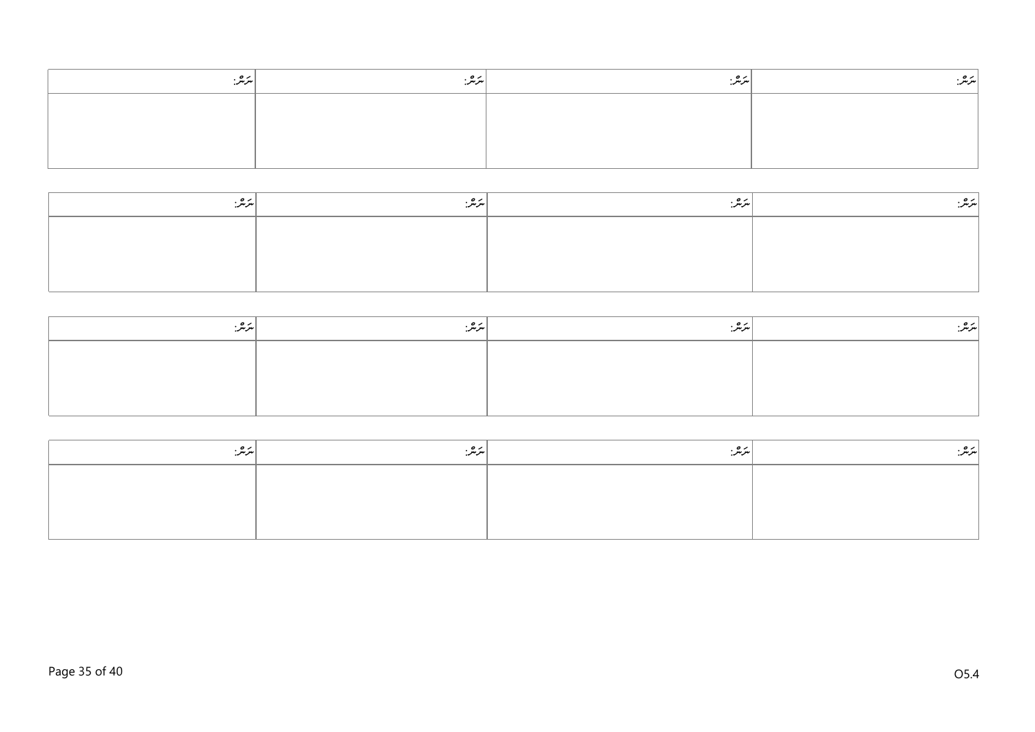| ނަރަނ: | ނަރަނ: | ނަރަނ: | ނަރަނ: |
| --- | --- | --- | --- |
| | | | |

| ނަރަނ: | ނަރަނ: | ނަރަނ: | ނަރަނ: |
| --- | --- | --- | --- |
| | | | |

| ނަރަނ: | ނަރަނ: | ނަރަނ: | ނަރަނ: |
| --- | --- | --- | --- |
| | | | |

| ނަރަނ: | ނަރަނ: | ނަރަނ: | ނަރަނ: |
| --- | --- | --- | --- |
| | | | |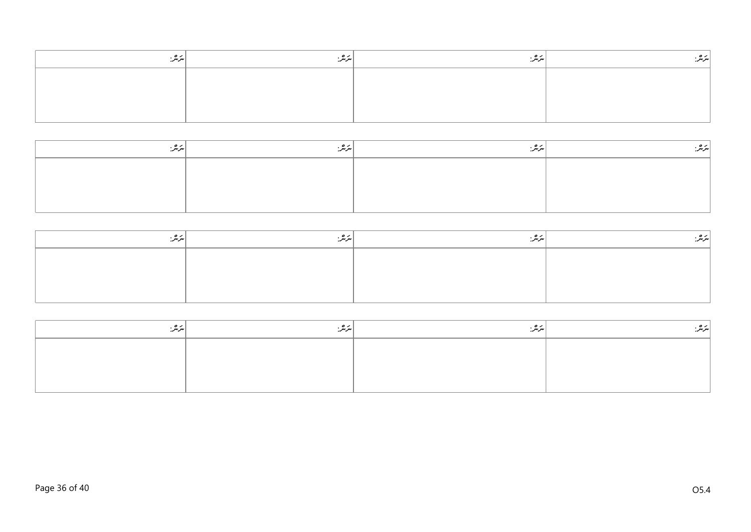| ަރަތް: | ަރަތް: | ަރަތް: | ަރަތް: |
| --- | --- | --- | --- |
| | | | |

| ަރަތް: | ަރަތް: | ަރަތް: | ަރަތް: |
| --- | --- | --- | --- |
| | | | |

| ަރަތް: | ަރަތް: | ަރަތް: | ަރަތް: |
| --- | --- | --- | --- |
| | | | |

| ަރަތް: | ަރަތް: | ަރަތް: | ަރަތް: |
| --- | --- | --- | --- |
| | | | |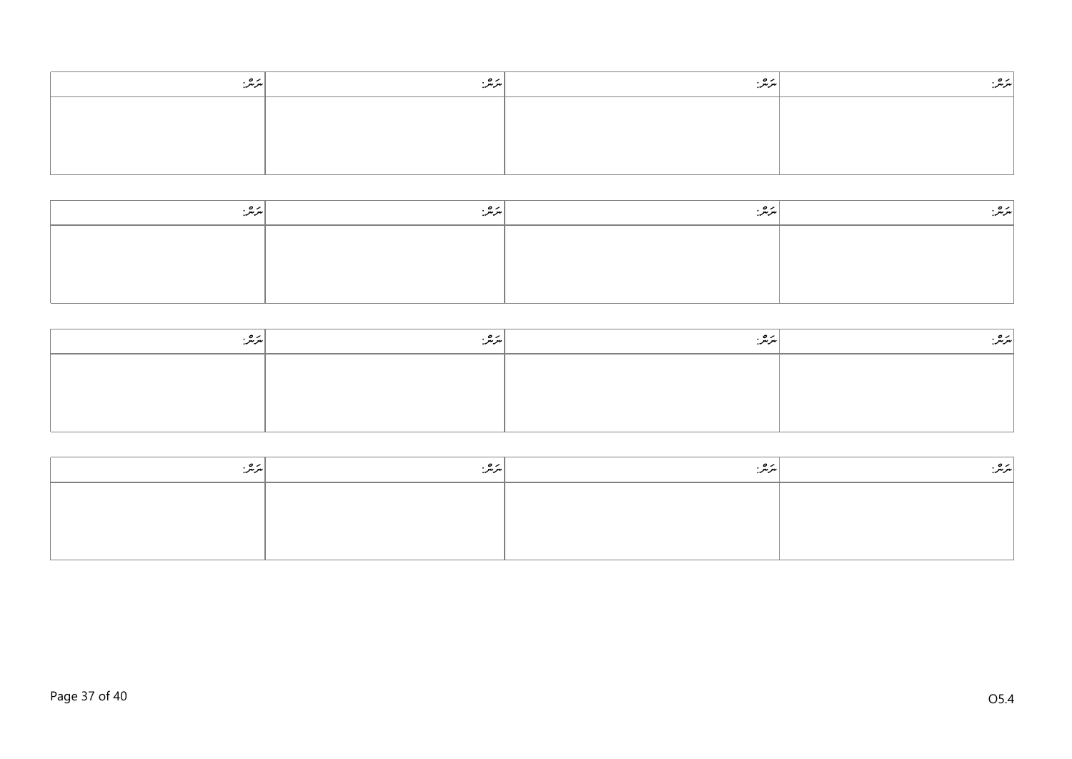| ނަރުދ: | ނަރުދ: | ނަރުދ: | ނަރުދ: |
| --- | --- | --- | --- |
| | | | |

| ނަރުދ: | ނަރުދ: | ނަރުދ: | ނަރުދ: |
| --- | --- | --- | --- |
| | | | |

| ނަރުދ: | ނަރުދ: | ނަރުދ: | ނަރުދ: |
| --- | --- | --- | --- |
| | | | |

| ނަރުދ: | ނަރުދ: | ނަރުދ: | ނަރުދ: |
| --- | --- | --- | --- |
| | | | |

O5.4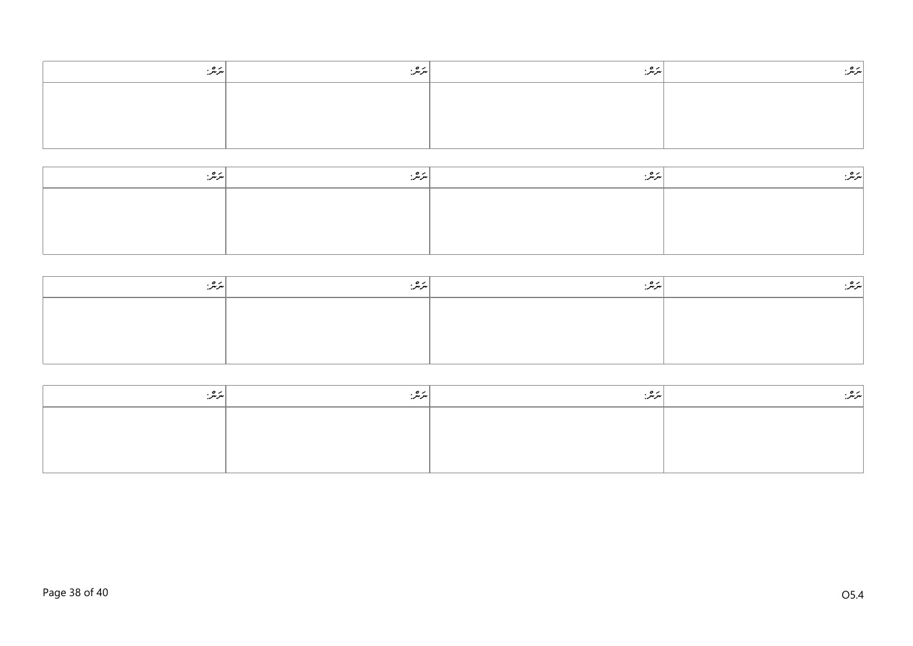| ނަރުދ: | ނަރުދ: | ނަރުދ: | ނަރުދ: |
| --- | --- | --- | --- |
| | | | |

| ނަރުދ: | ނަރުދ: | ނަރުދ: | ނަރުދ: |
| --- | --- | --- | --- |
| | | | |

| ނަރުދ: | ނަރުދ: | ނަރުދ: | ނަރުދ: |
| --- | --- | --- | --- |
| | | | |

| ނަރުދ: | ނަރުދ: | ނަރުދ: | ނަރުދ: |
| --- | --- | --- | --- |
| | | | |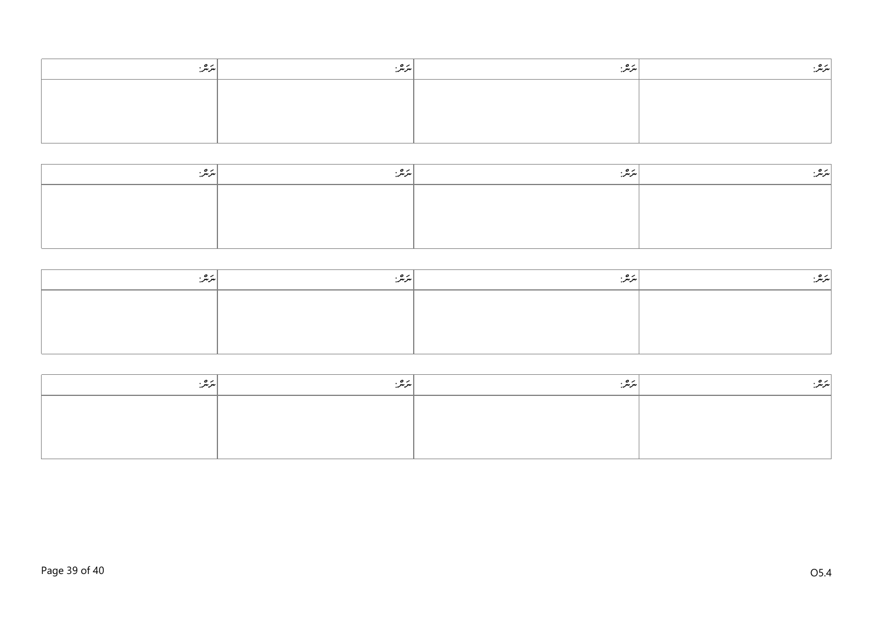| ނަރުދ: | ނަރުދ: | ނަރުދ: | ނަރުދ: |
| --- | --- | --- | --- |
| | | | |

| ނަރުދ: | ނަރުދ: | ނަރުދ: | ނަރުދ: |
| --- | --- | --- | --- |
| | | | |

| ނަރުދ: | ނަރުދ: | ނަރުދ: | ނަރުދ: |
| --- | --- | --- | --- |
| | | | |

| ނަރުދ: | ނަރުދ: | ނަރުދ: | ނަރުދ: |
| --- | --- | --- | --- |
| | | | |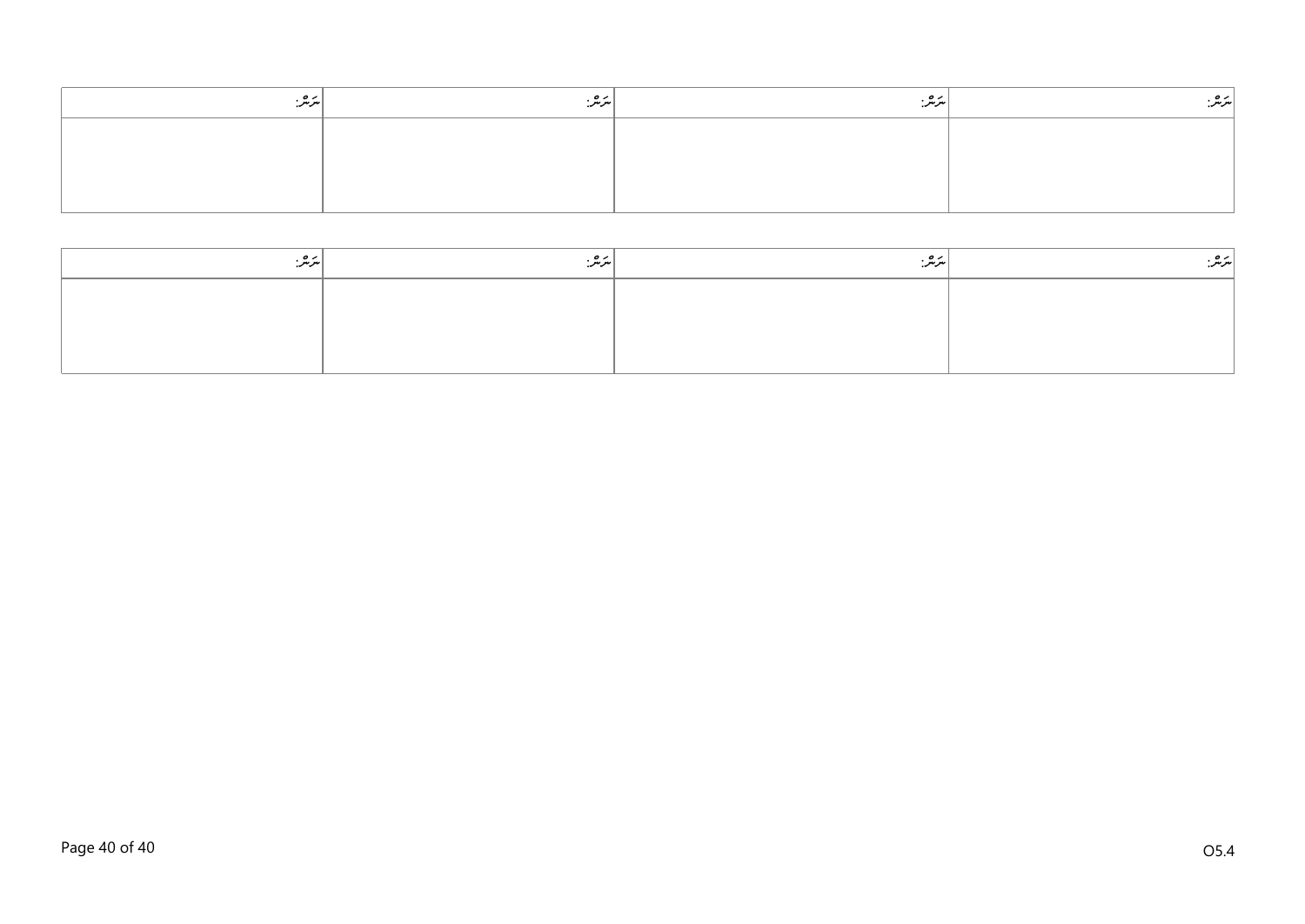| ނަރުދ: | ނަރުދ: | ނަރުދ: | ނަރުދ: |
| --- | --- | --- | --- |
| | | | |

| ނަރުދ: | ނަރުދ: | ނަރުދ: | ނަރުދ: |
| --- | --- | --- | --- |
| | | | |

O5.4